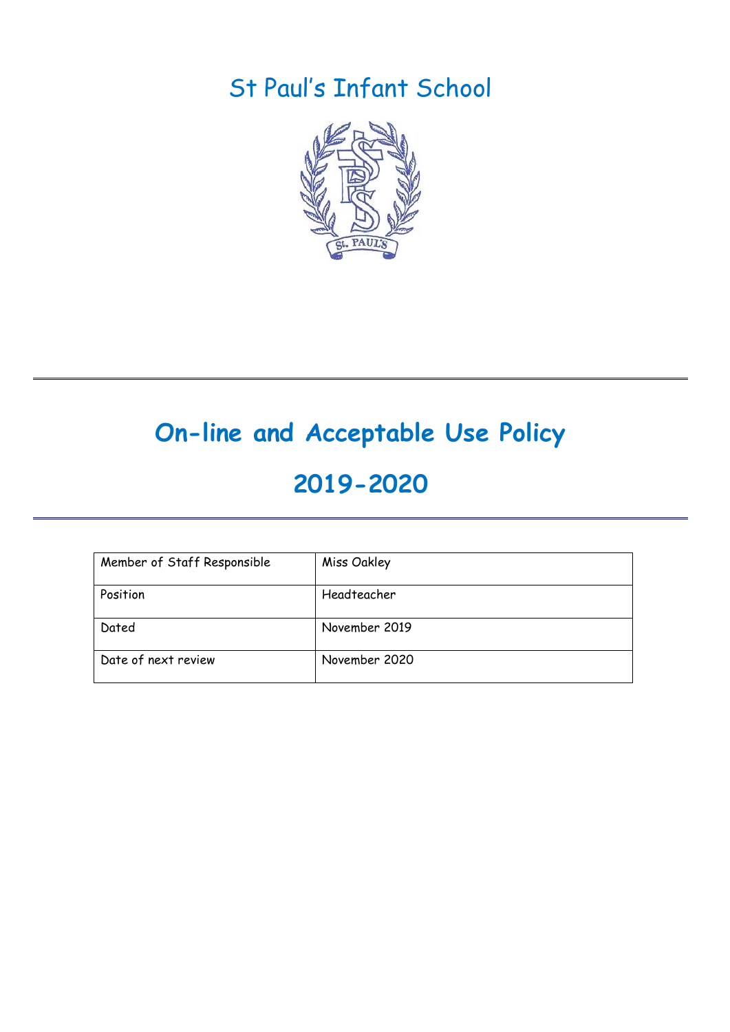# St Paul's Infant School

---

# On-line and Acceptable Use Policy

# 2019-2020

---

| Member of Staff Responsible | Miss Oakley |
|---|---|
| Position | Headteacher |
| Dated | November 2019 |
| Date of next review | November 2020 |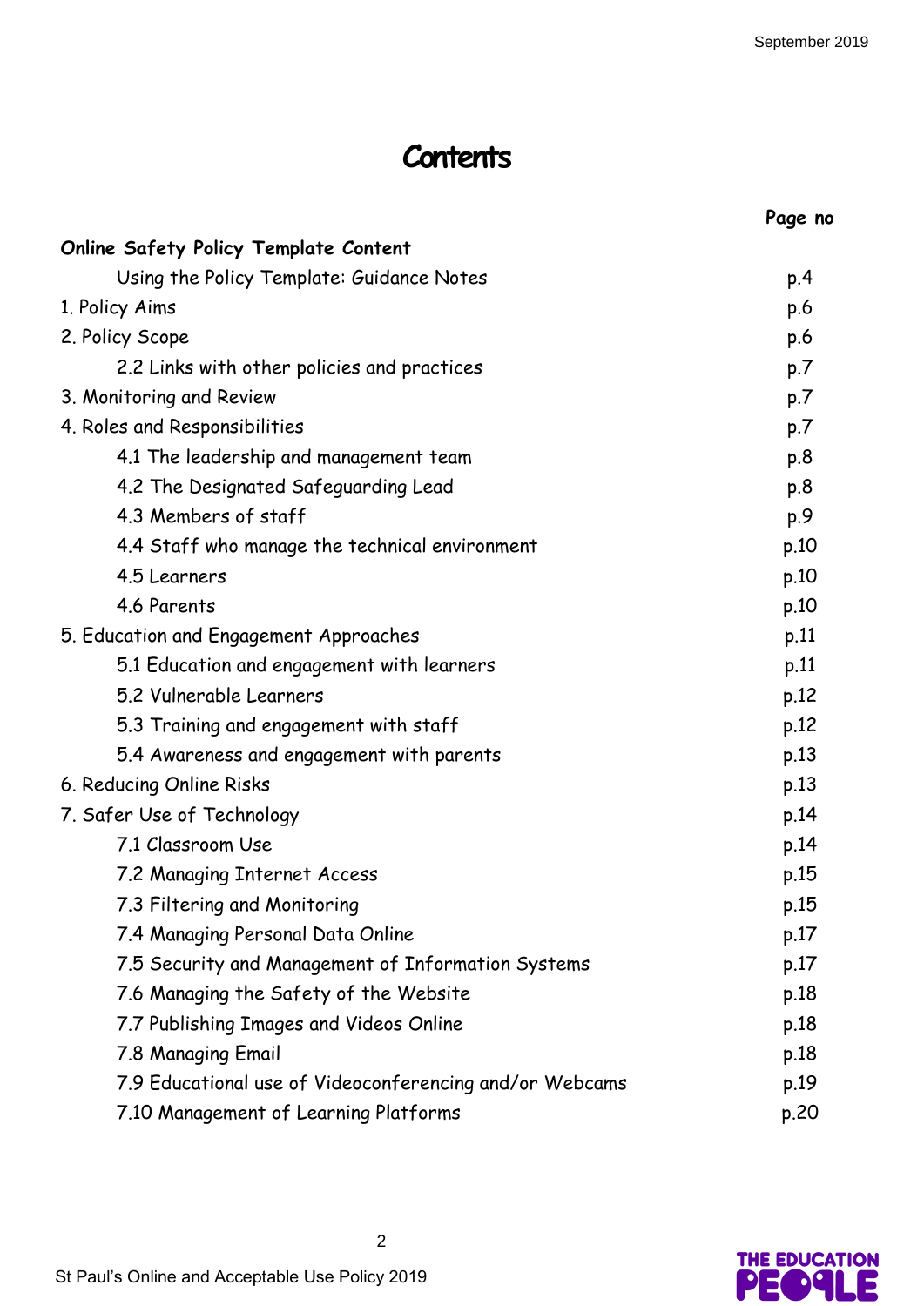# Contents

| | Page no |
|---|---|
| **Online Safety Policy Template Content** | |
| Using the Policy Template: Guidance Notes | p.4 |
| 1. Policy Aims | p.6 |
| 2. Policy Scope | p.6 |
| 2.2 Links with other policies and practices | p.7 |
| 3. Monitoring and Review | p.7 |
| 4. Roles and Responsibilities | p.7 |
| 4.1 The leadership and management team | p.8 |
| 4.2 The Designated Safeguarding Lead | p.8 |
| 4.3 Members of staff | p.9 |
| 4.4 Staff who manage the technical environment | p.10 |
| 4.5 Learners | p.10 |
| 4.6 Parents | p.10 |
| 5. Education and Engagement Approaches | p.11 |
| 5.1 Education and engagement with learners | p.11 |
| 5.2 Vulnerable Learners | p.12 |
| 5.3 Training and engagement with staff | p.12 |
| 5.4 Awareness and engagement with parents | p.13 |
| 6. Reducing Online Risks | p.13 |
| 7. Safer Use of Technology | p.14 |
| 7.1 Classroom Use | p.14 |
| 7.2 Managing Internet Access | p.15 |
| 7.3 Filtering and Monitoring | p.15 |
| 7.4 Managing Personal Data Online | p.17 |
| 7.5 Security and Management of Information Systems | p.17 |
| 7.6 Managing the Safety of the Website | p.18 |
| 7.7 Publishing Images and Videos Online | p.18 |
| 7.8 Managing Email | p.18 |
| 7.9 Educational use of Videoconferencing and/or Webcams | p.19 |
| 7.10 Management of Learning Platforms | p.20 |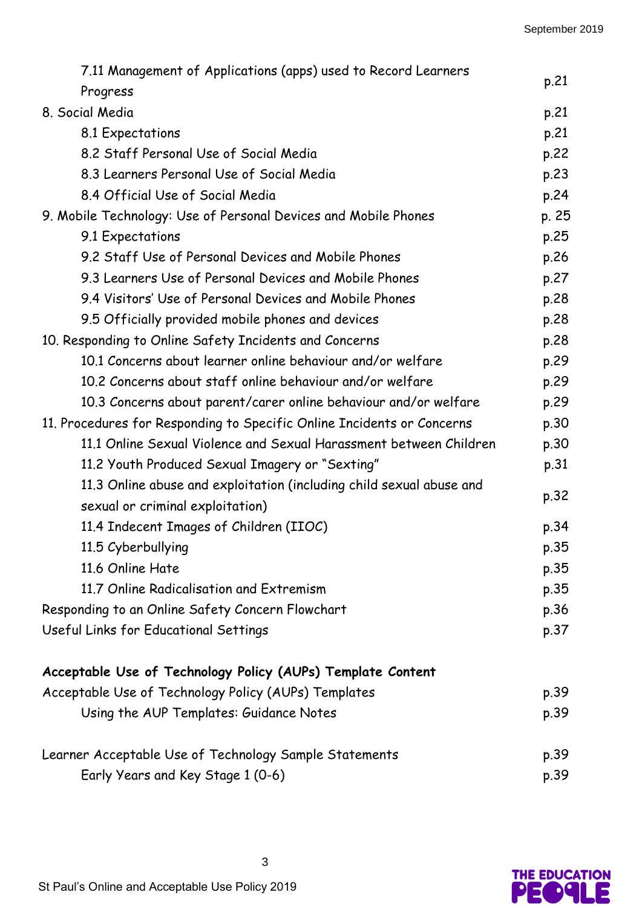| | |
|---|---|
| 7.11 Management of Applications (apps) used to Record Learners Progress | p.21 |
| 8. Social Media | p.21 |
| 8.1 Expectations | p.21 |
| 8.2 Staff Personal Use of Social Media | p.22 |
| 8.3 Learners Personal Use of Social Media | p.23 |
| 8.4 Official Use of Social Media | p.24 |
| 9. Mobile Technology: Use of Personal Devices and Mobile Phones | p. 25 |
| 9.1 Expectations | p.25 |
| 9.2 Staff Use of Personal Devices and Mobile Phones | p.26 |
| 9.3 Learners Use of Personal Devices and Mobile Phones | p.27 |
| 9.4 Visitors' Use of Personal Devices and Mobile Phones | p.28 |
| 9.5 Officially provided mobile phones and devices | p.28 |
| 10. Responding to Online Safety Incidents and Concerns | p.28 |
| 10.1 Concerns about learner online behaviour and/or welfare | p.29 |
| 10.2 Concerns about staff online behaviour and/or welfare | p.29 |
| 10.3 Concerns about parent/carer online behaviour and/or welfare | p.29 |
| 11. Procedures for Responding to Specific Online Incidents or Concerns | p.30 |
| 11.1 Online Sexual Violence and Sexual Harassment between Children | p.30 |
| 11.2 Youth Produced Sexual Imagery or "Sexting" | p.31 |
| 11.3 Online abuse and exploitation (including child sexual abuse and sexual or criminal exploitation) | p.32 |
| 11.4 Indecent Images of Children (IIOC) | p.34 |
| 11.5 Cyberbullying | p.35 |
| 11.6 Online Hate | p.35 |
| 11.7 Online Radicalisation and Extremism | p.35 |
| Responding to an Online Safety Concern Flowchart | p.36 |
| Useful Links for Educational Settings | p.37 |

**Acceptable Use of Technology Policy (AUPs) Template Content**

| | |
|---|---|
| Acceptable Use of Technology Policy (AUPs) Templates | p.39 |
| Using the AUP Templates: Guidance Notes | p.39 |
| Learner Acceptable Use of Technology Sample Statements | p.39 |
| Early Years and Key Stage 1 (0-6) | p.39 |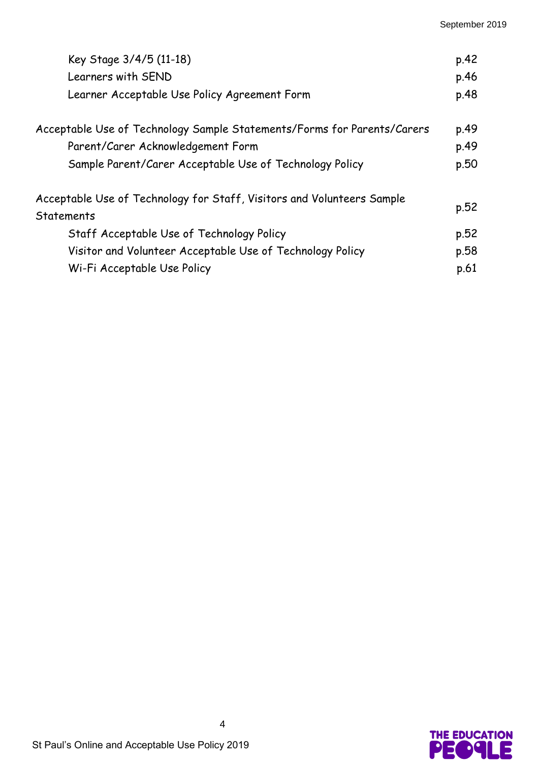Key Stage 3/4/5 (11-18) p.42

Learners with SEND p.46

Learner Acceptable Use Policy Agreement Form p.48

Acceptable Use of Technology Sample Statements/Forms for Parents/Carers p.49

Parent/Carer Acknowledgement Form p.49

Sample Parent/Carer Acceptable Use of Technology Policy p.50

Acceptable Use of Technology for Staff, Visitors and Volunteers Sample Statements p.52

Staff Acceptable Use of Technology Policy p.52

Visitor and Volunteer Acceptable Use of Technology Policy p.58

Wi-Fi Acceptable Use Policy p.61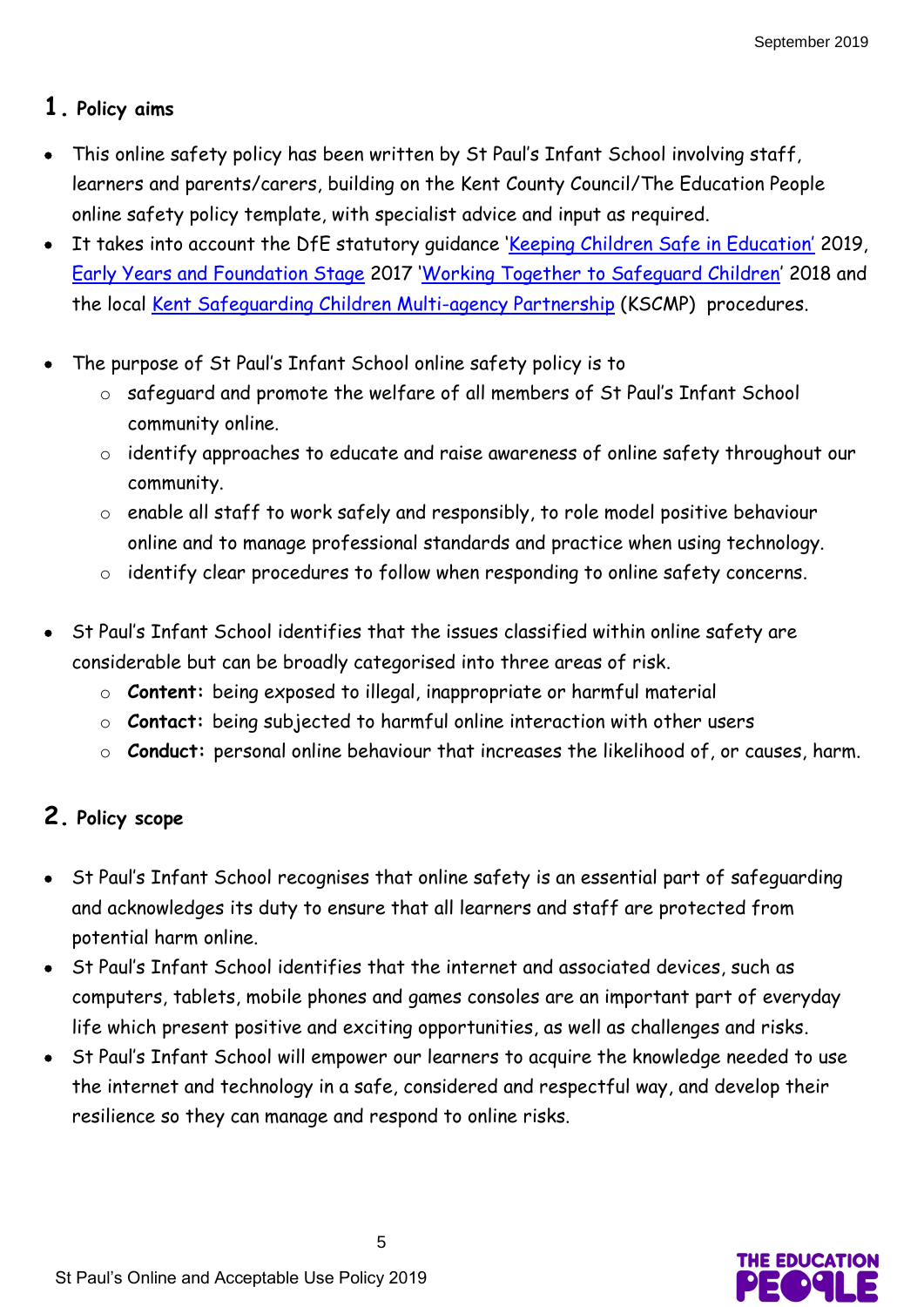## 1. Policy aims

- This online safety policy has been written by St Paul's Infant School involving staff, learners and parents/carers, building on the Kent County Council/The Education People online safety policy template, with specialist advice and input as required.
- It takes into account the DfE statutory guidance '[Keeping Children Safe in Education](#)' 2019, [Early Years and Foundation Stage](#) 2017 '[Working Together to Safeguard Children](#)' 2018 and the local [Kent Safeguarding Children Multi-agency Partnership](#) (KSCMP) procedures.
- The purpose of St Paul's Infant School online safety policy is to
  - safeguard and promote the welfare of all members of St Paul's Infant School community online.
  - identify approaches to educate and raise awareness of online safety throughout our community.
  - enable all staff to work safely and responsibly, to role model positive behaviour online and to manage professional standards and practice when using technology.
  - identify clear procedures to follow when responding to online safety concerns.
- St Paul's Infant School identifies that the issues classified within online safety are considerable but can be broadly categorised into three areas of risk.
  - **Content:** being exposed to illegal, inappropriate or harmful material
  - **Contact:** being subjected to harmful online interaction with other users
  - **Conduct:** personal online behaviour that increases the likelihood of, or causes, harm.

## 2. Policy scope

- St Paul's Infant School recognises that online safety is an essential part of safeguarding and acknowledges its duty to ensure that all learners and staff are protected from potential harm online.
- St Paul's Infant School identifies that the internet and associated devices, such as computers, tablets, mobile phones and games consoles are an important part of everyday life which present positive and exciting opportunities, as well as challenges and risks.
- St Paul's Infant School will empower our learners to acquire the knowledge needed to use the internet and technology in a safe, considered and respectful way, and develop their resilience so they can manage and respond to online risks.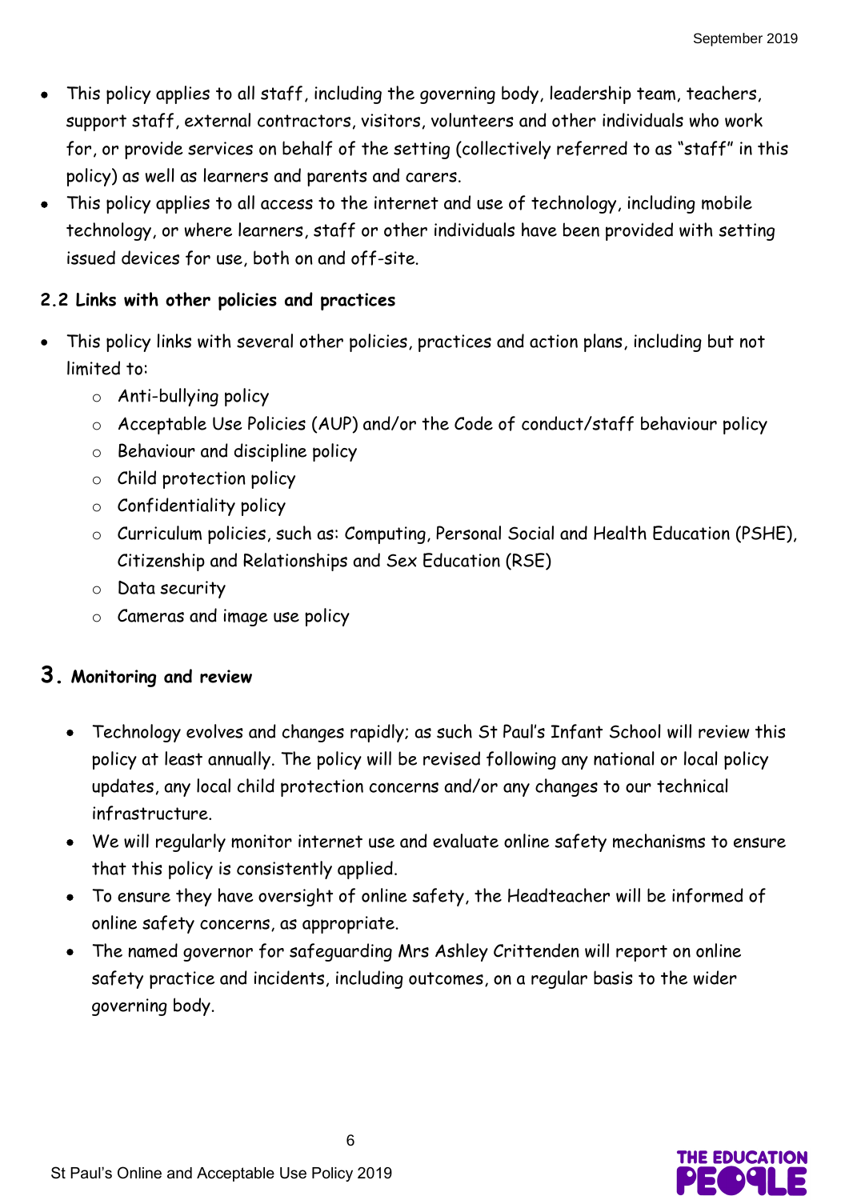- This policy applies to all staff, including the governing body, leadership team, teachers, support staff, external contractors, visitors, volunteers and other individuals who work for, or provide services on behalf of the setting (collectively referred to as "staff" in this policy) as well as learners and parents and carers.
- This policy applies to all access to the internet and use of technology, including mobile technology, or where learners, staff or other individuals have been provided with setting issued devices for use, both on and off-site.

### 2.2 Links with other policies and practices

- This policy links with several other policies, practices and action plans, including but not limited to:
  - Anti-bullying policy
  - Acceptable Use Policies (AUP) and/or the Code of conduct/staff behaviour policy
  - Behaviour and discipline policy
  - Child protection policy
  - Confidentiality policy
  - Curriculum policies, such as: Computing, Personal Social and Health Education (PSHE), Citizenship and Relationships and Sex Education (RSE)
  - Data security
  - Cameras and image use policy

## 3. Monitoring and review

- Technology evolves and changes rapidly; as such St Paul's Infant School will review this policy at least annually. The policy will be revised following any national or local policy updates, any local child protection concerns and/or any changes to our technical infrastructure.
- We will regularly monitor internet use and evaluate online safety mechanisms to ensure that this policy is consistently applied.
- To ensure they have oversight of online safety, the Headteacher will be informed of online safety concerns, as appropriate.
- The named governor for safeguarding Mrs Ashley Crittenden will report on online safety practice and incidents, including outcomes, on a regular basis to the wider governing body.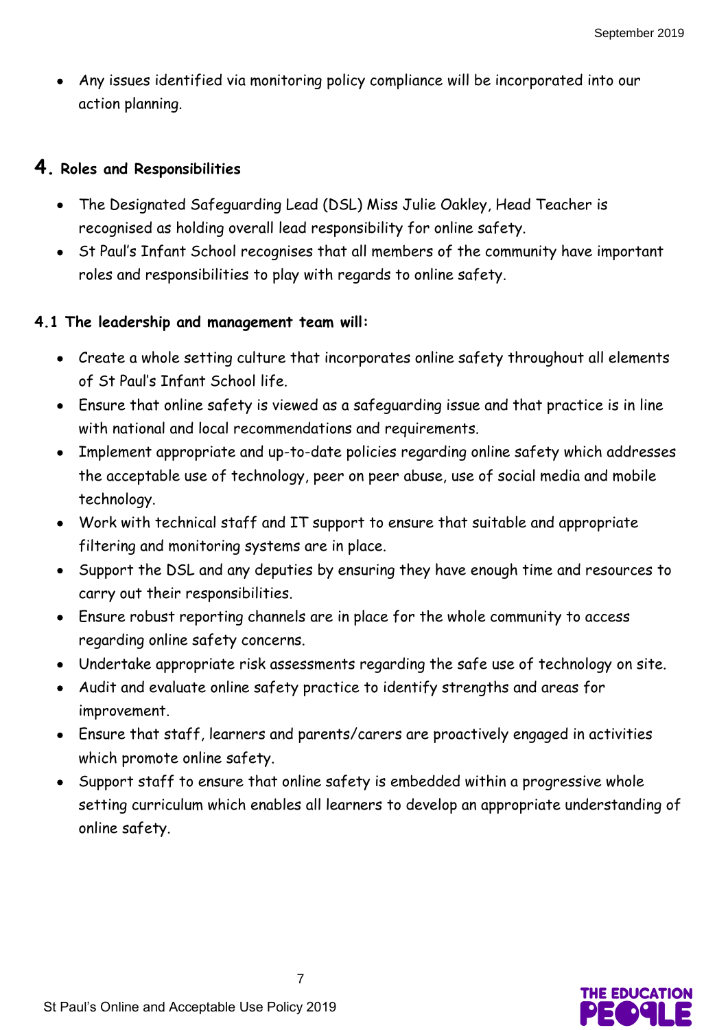- Any issues identified via monitoring policy compliance will be incorporated into our action planning.

## 4. Roles and Responsibilities

- The Designated Safeguarding Lead (DSL) Miss Julie Oakley, Head Teacher is recognised as holding overall lead responsibility for online safety.
- St Paul's Infant School recognises that all members of the community have important roles and responsibilities to play with regards to online safety.

### 4.1 The leadership and management team will:

- Create a whole setting culture that incorporates online safety throughout all elements of St Paul's Infant School life.
- Ensure that online safety is viewed as a safeguarding issue and that practice is in line with national and local recommendations and requirements.
- Implement appropriate and up-to-date policies regarding online safety which addresses the acceptable use of technology, peer on peer abuse, use of social media and mobile technology.
- Work with technical staff and IT support to ensure that suitable and appropriate filtering and monitoring systems are in place.
- Support the DSL and any deputies by ensuring they have enough time and resources to carry out their responsibilities.
- Ensure robust reporting channels are in place for the whole community to access regarding online safety concerns.
- Undertake appropriate risk assessments regarding the safe use of technology on site.
- Audit and evaluate online safety practice to identify strengths and areas for improvement.
- Ensure that staff, learners and parents/carers are proactively engaged in activities which promote online safety.
- Support staff to ensure that online safety is embedded within a progressive whole setting curriculum which enables all learners to develop an appropriate understanding of online safety.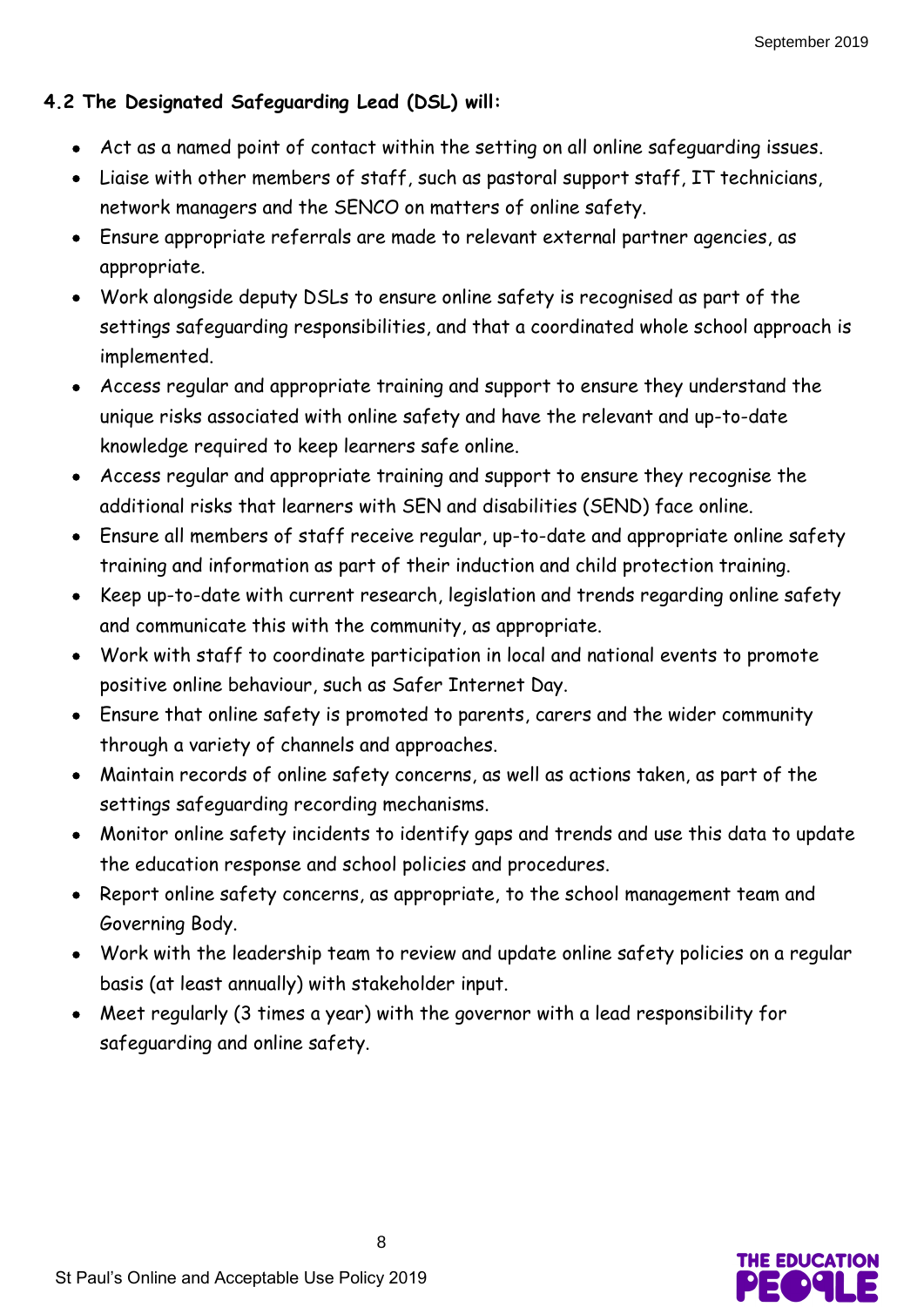**4.2 The Designated Safeguarding Lead (DSL) will:**

- Act as a named point of contact within the setting on all online safeguarding issues.
- Liaise with other members of staff, such as pastoral support staff, IT technicians, network managers and the SENCO on matters of online safety.
- Ensure appropriate referrals are made to relevant external partner agencies, as appropriate.
- Work alongside deputy DSLs to ensure online safety is recognised as part of the settings safeguarding responsibilities, and that a coordinated whole school approach is implemented.
- Access regular and appropriate training and support to ensure they understand the unique risks associated with online safety and have the relevant and up-to-date knowledge required to keep learners safe online.
- Access regular and appropriate training and support to ensure they recognise the additional risks that learners with SEN and disabilities (SEND) face online.
- Ensure all members of staff receive regular, up-to-date and appropriate online safety training and information as part of their induction and child protection training.
- Keep up-to-date with current research, legislation and trends regarding online safety and communicate this with the community, as appropriate.
- Work with staff to coordinate participation in local and national events to promote positive online behaviour, such as Safer Internet Day.
- Ensure that online safety is promoted to parents, carers and the wider community through a variety of channels and approaches.
- Maintain records of online safety concerns, as well as actions taken, as part of the settings safeguarding recording mechanisms.
- Monitor online safety incidents to identify gaps and trends and use this data to update the education response and school policies and procedures.
- Report online safety concerns, as appropriate, to the school management team and Governing Body.
- Work with the leadership team to review and update online safety policies on a regular basis (at least annually) with stakeholder input.
- Meet regularly (3 times a year) with the governor with a lead responsibility for safeguarding and online safety.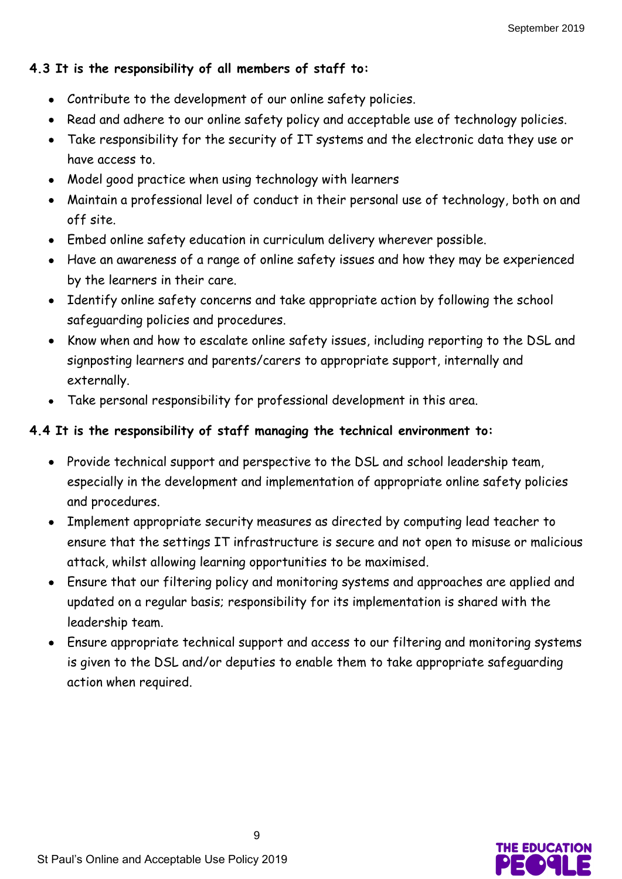**4.3 It is the responsibility of all members of staff to:**

- Contribute to the development of our online safety policies.
- Read and adhere to our online safety policy and acceptable use of technology policies.
- Take responsibility for the security of IT systems and the electronic data they use or have access to.
- Model good practice when using technology with learners
- Maintain a professional level of conduct in their personal use of technology, both on and off site.
- Embed online safety education in curriculum delivery wherever possible.
- Have an awareness of a range of online safety issues and how they may be experienced by the learners in their care.
- Identify online safety concerns and take appropriate action by following the school safeguarding policies and procedures.
- Know when and how to escalate online safety issues, including reporting to the DSL and signposting learners and parents/carers to appropriate support, internally and externally.
- Take personal responsibility for professional development in this area.

**4.4 It is the responsibility of staff managing the technical environment to:**

- Provide technical support and perspective to the DSL and school leadership team, especially in the development and implementation of appropriate online safety policies and procedures.
- Implement appropriate security measures as directed by computing lead teacher to ensure that the settings IT infrastructure is secure and not open to misuse or malicious attack, whilst allowing learning opportunities to be maximised.
- Ensure that our filtering policy and monitoring systems and approaches are applied and updated on a regular basis; responsibility for its implementation is shared with the leadership team.
- Ensure appropriate technical support and access to our filtering and monitoring systems is given to the DSL and/or deputies to enable them to take appropriate safeguarding action when required.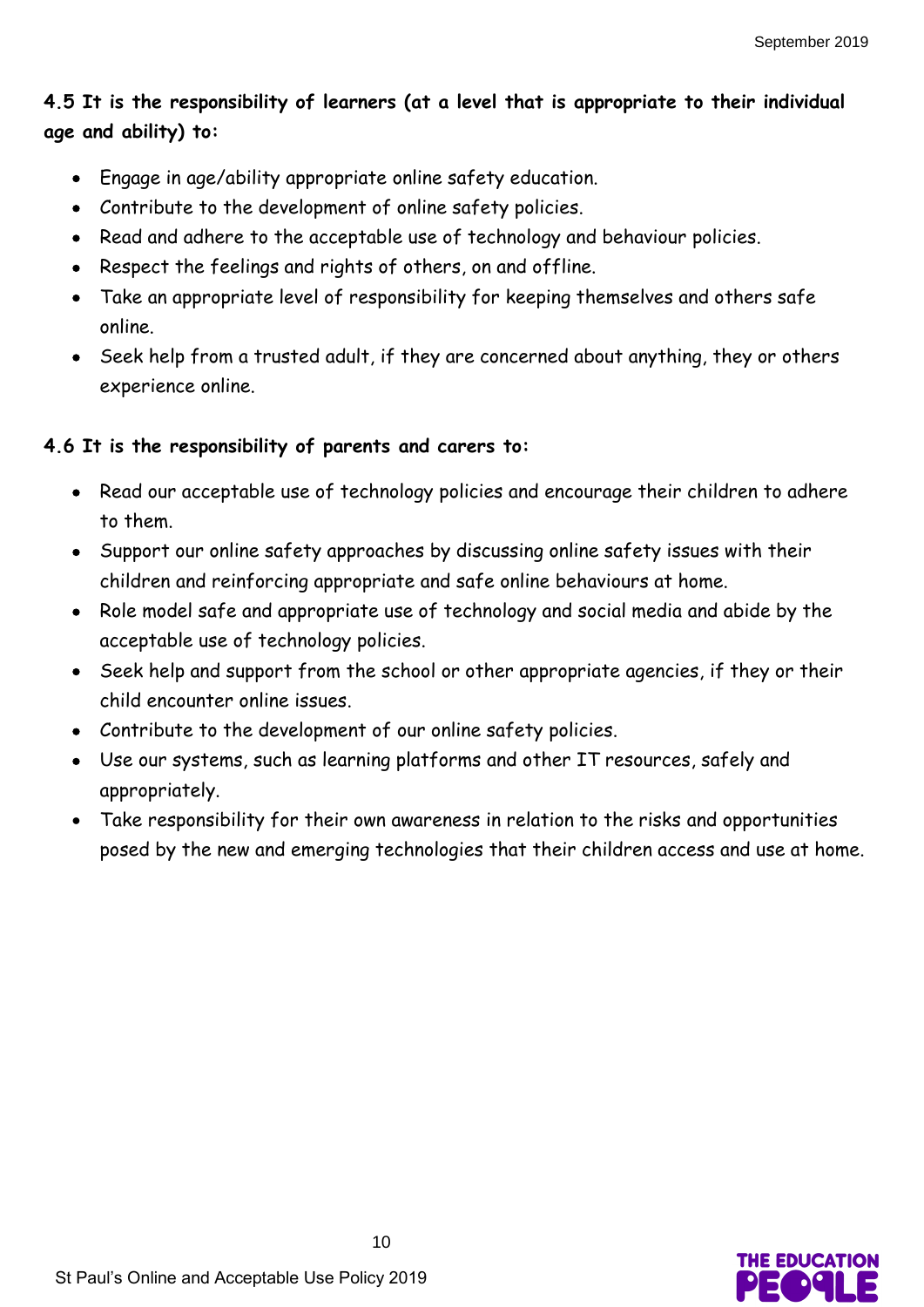**4.5 It is the responsibility of learners (at a level that is appropriate to their individual age and ability) to:**

- Engage in age/ability appropriate online safety education.
- Contribute to the development of online safety policies.
- Read and adhere to the acceptable use of technology and behaviour policies.
- Respect the feelings and rights of others, on and offline.
- Take an appropriate level of responsibility for keeping themselves and others safe online.
- Seek help from a trusted adult, if they are concerned about anything, they or others experience online.

**4.6 It is the responsibility of parents and carers to:**

- Read our acceptable use of technology policies and encourage their children to adhere to them.
- Support our online safety approaches by discussing online safety issues with their children and reinforcing appropriate and safe online behaviours at home.
- Role model safe and appropriate use of technology and social media and abide by the acceptable use of technology policies.
- Seek help and support from the school or other appropriate agencies, if they or their child encounter online issues.
- Contribute to the development of our online safety policies.
- Use our systems, such as learning platforms and other IT resources, safely and appropriately.
- Take responsibility for their own awareness in relation to the risks and opportunities posed by the new and emerging technologies that their children access and use at home.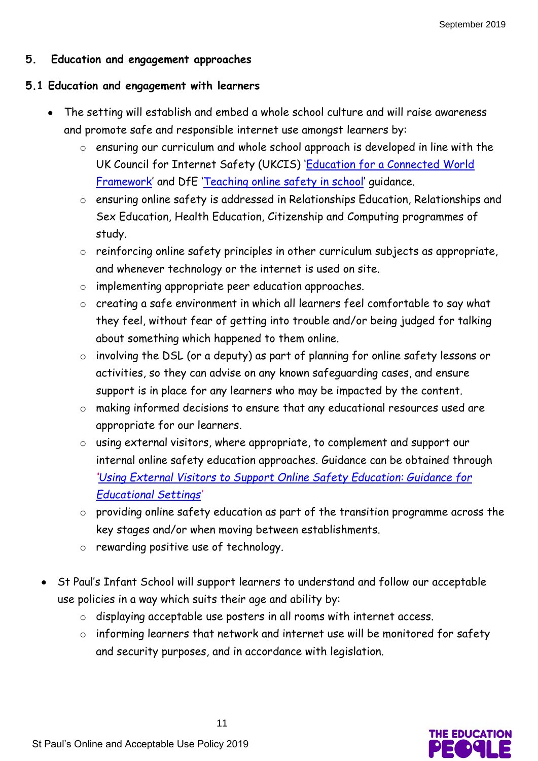## 5. Education and engagement approaches

### 5.1 Education and engagement with learners

- The setting will establish and embed a whole school culture and will raise awareness and promote safe and responsible internet use amongst learners by:
  - ensuring our curriculum and whole school approach is developed in line with the UK Council for Internet Safety (UKCIS) '[Education for a Connected World Framework]()' and DfE '[Teaching online safety in school]()' guidance.
  - ensuring online safety is addressed in Relationships Education, Relationships and Sex Education, Health Education, Citizenship and Computing programmes of study.
  - reinforcing online safety principles in other curriculum subjects as appropriate, and whenever technology or the internet is used on site.
  - implementing appropriate peer education approaches.
  - creating a safe environment in which all learners feel comfortable to say what they feel, without fear of getting into trouble and/or being judged for talking about something which happened to them online.
  - involving the DSL (or a deputy) as part of planning for online safety lessons or activities, so they can advise on any known safeguarding cases, and ensure support is in place for any learners who may be impacted by the content.
  - making informed decisions to ensure that any educational resources used are appropriate for our learners.
  - using external visitors, where appropriate, to complement and support our internal online safety education approaches. Guidance can be obtained through *'[Using External Visitors to Support Online Safety Education: Guidance for Educational Settings]()'*
  - providing online safety education as part of the transition programme across the key stages and/or when moving between establishments.
  - rewarding positive use of technology.

- St Paul's Infant School will support learners to understand and follow our acceptable use policies in a way which suits their age and ability by:
  - displaying acceptable use posters in all rooms with internet access.
  - informing learners that network and internet use will be monitored for safety and security purposes, and in accordance with legislation.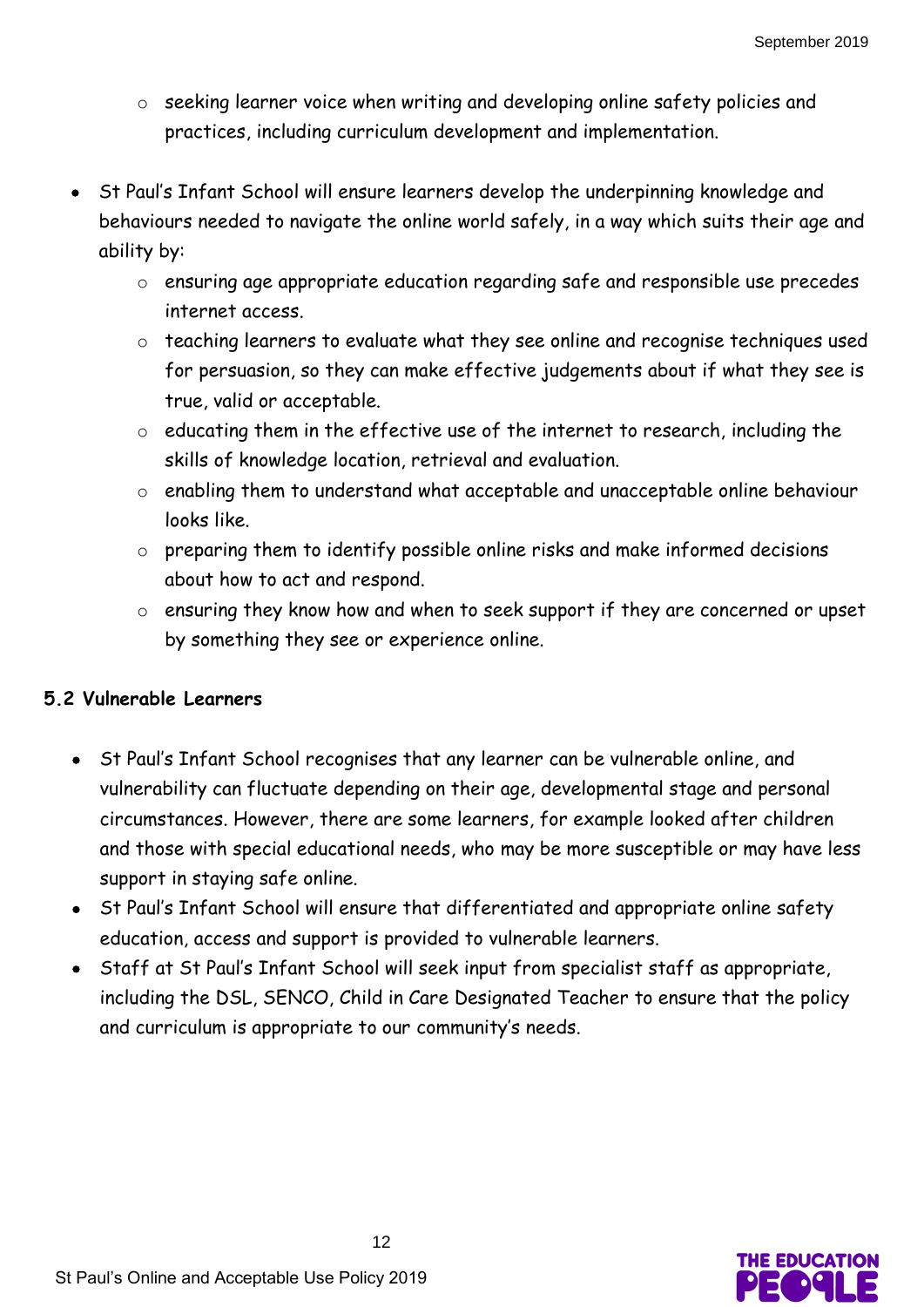- seeking learner voice when writing and developing online safety policies and practices, including curriculum development and implementation.

- St Paul's Infant School will ensure learners develop the underpinning knowledge and behaviours needed to navigate the online world safely, in a way which suits their age and ability by:
  - ensuring age appropriate education regarding safe and responsible use precedes internet access.
  - teaching learners to evaluate what they see online and recognise techniques used for persuasion, so they can make effective judgements about if what they see is true, valid or acceptable.
  - educating them in the effective use of the internet to research, including the skills of knowledge location, retrieval and evaluation.
  - enabling them to understand what acceptable and unacceptable online behaviour looks like.
  - preparing them to identify possible online risks and make informed decisions about how to act and respond.
  - ensuring they know how and when to seek support if they are concerned or upset by something they see or experience online.

### 5.2 Vulnerable Learners

- St Paul's Infant School recognises that any learner can be vulnerable online, and vulnerability can fluctuate depending on their age, developmental stage and personal circumstances. However, there are some learners, for example looked after children and those with special educational needs, who may be more susceptible or may have less support in staying safe online.
- St Paul's Infant School will ensure that differentiated and appropriate online safety education, access and support is provided to vulnerable learners.
- Staff at St Paul's Infant School will seek input from specialist staff as appropriate, including the DSL, SENCO, Child in Care Designated Teacher to ensure that the policy and curriculum is appropriate to our community's needs.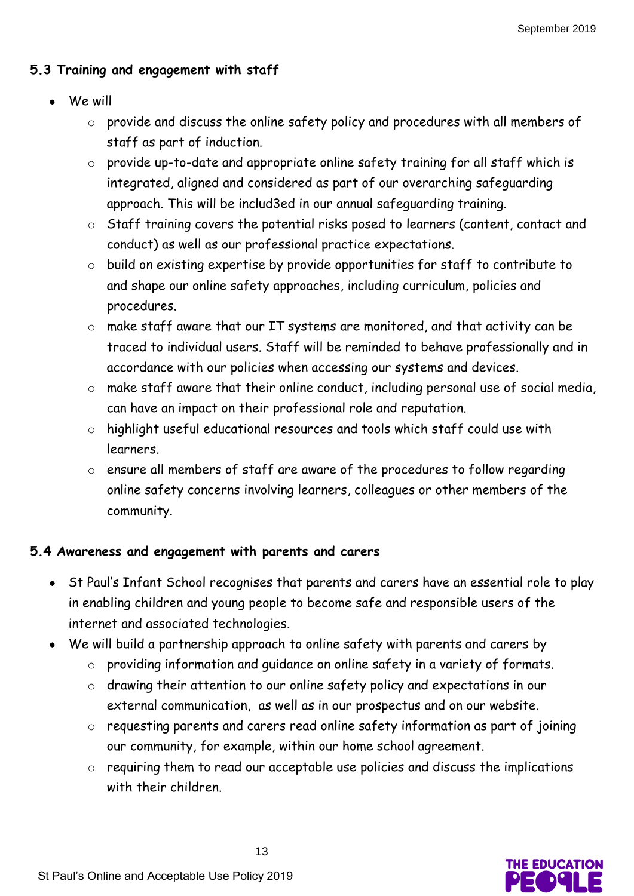### 5.3 Training and engagement with staff

- We will
  - provide and discuss the online safety policy and procedures with all members of staff as part of induction.
  - provide up-to-date and appropriate online safety training for all staff which is integrated, aligned and considered as part of our overarching safeguarding approach. This will be includ3ed in our annual safeguarding training.
  - Staff training covers the potential risks posed to learners (content, contact and conduct) as well as our professional practice expectations.
  - build on existing expertise by provide opportunities for staff to contribute to and shape our online safety approaches, including curriculum, policies and procedures.
  - make staff aware that our IT systems are monitored, and that activity can be traced to individual users. Staff will be reminded to behave professionally and in accordance with our policies when accessing our systems and devices.
  - make staff aware that their online conduct, including personal use of social media, can have an impact on their professional role and reputation.
  - highlight useful educational resources and tools which staff could use with learners.
  - ensure all members of staff are aware of the procedures to follow regarding online safety concerns involving learners, colleagues or other members of the community.

### 5.4 Awareness and engagement with parents and carers

- St Paul's Infant School recognises that parents and carers have an essential role to play in enabling children and young people to become safe and responsible users of the internet and associated technologies.
- We will build a partnership approach to online safety with parents and carers by
  - providing information and guidance on online safety in a variety of formats.
  - drawing their attention to our online safety policy and expectations in our external communication, as well as in our prospectus and on our website.
  - requesting parents and carers read online safety information as part of joining our community, for example, within our home school agreement.
  - requiring them to read our acceptable use policies and discuss the implications with their children.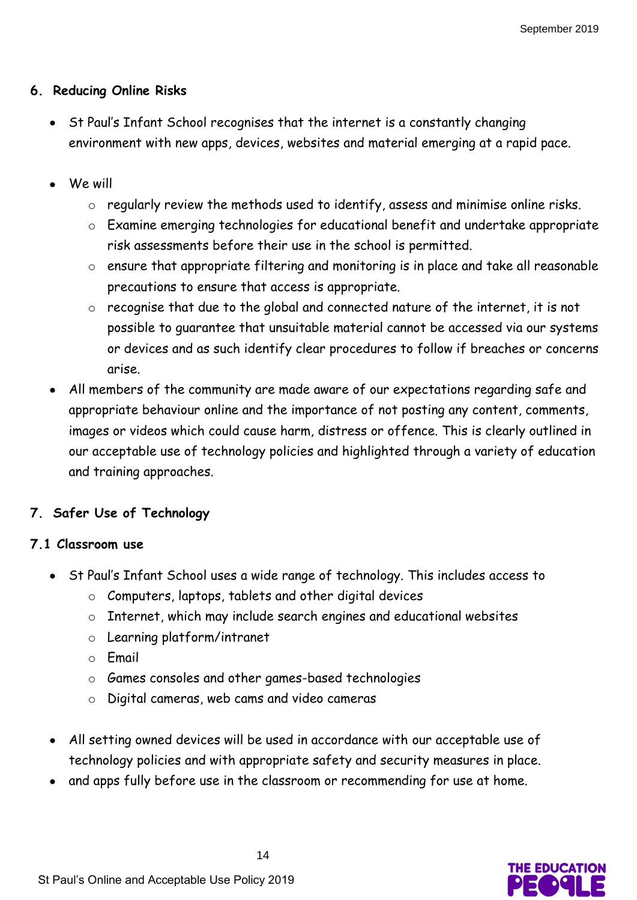## 6. Reducing Online Risks

- St Paul's Infant School recognises that the internet is a constantly changing environment with new apps, devices, websites and material emerging at a rapid pace.
- We will
    - regularly review the methods used to identify, assess and minimise online risks.
    - Examine emerging technologies for educational benefit and undertake appropriate risk assessments before their use in the school is permitted.
    - ensure that appropriate filtering and monitoring is in place and take all reasonable precautions to ensure that access is appropriate.
    - recognise that due to the global and connected nature of the internet, it is not possible to guarantee that unsuitable material cannot be accessed via our systems or devices and as such identify clear procedures to follow if breaches or concerns arise.
- All members of the community are made aware of our expectations regarding safe and appropriate behaviour online and the importance of not posting any content, comments, images or videos which could cause harm, distress or offence. This is clearly outlined in our acceptable use of technology policies and highlighted through a variety of education and training approaches.

## 7. Safer Use of Technology

### 7.1 Classroom use

- St Paul's Infant School uses a wide range of technology. This includes access to
    - Computers, laptops, tablets and other digital devices
    - Internet, which may include search engines and educational websites
    - Learning platform/intranet
    - Email
    - Games consoles and other games-based technologies
    - Digital cameras, web cams and video cameras
- All setting owned devices will be used in accordance with our acceptable use of technology policies and with appropriate safety and security measures in place.
- and apps fully before use in the classroom or recommending for use at home.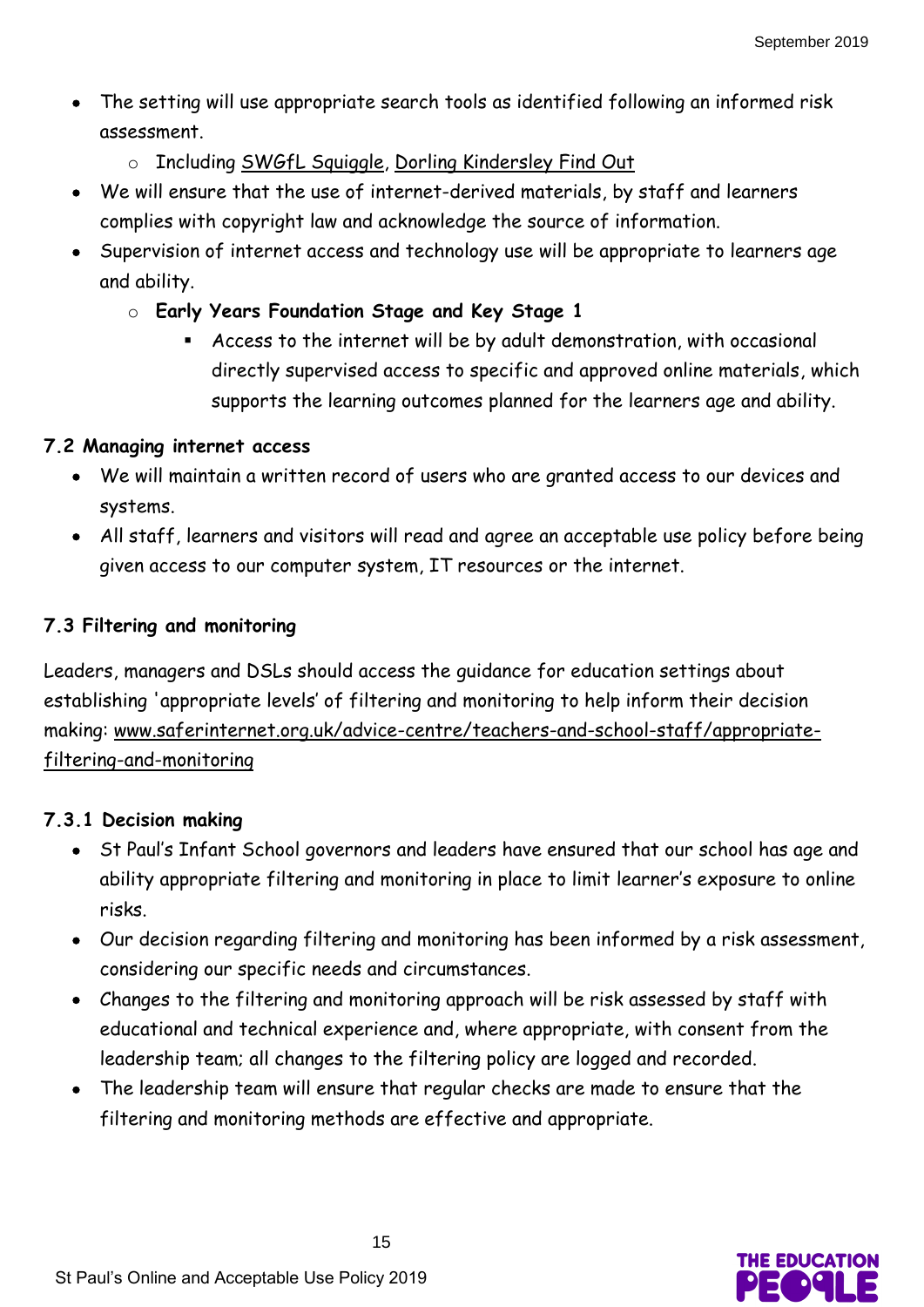- The setting will use appropriate search tools as identified following an informed risk assessment.
    - Including SWGfL Squiggle, Dorling Kindersley Find Out
- We will ensure that the use of internet-derived materials, by staff and learners complies with copyright law and acknowledge the source of information.
- Supervision of internet access and technology use will be appropriate to learners age and ability.
    - **Early Years Foundation Stage and Key Stage 1**
        - Access to the internet will be by adult demonstration, with occasional directly supervised access to specific and approved online materials, which supports the learning outcomes planned for the learners age and ability.

### 7.2 Managing internet access

- We will maintain a written record of users who are granted access to our devices and systems.
- All staff, learners and visitors will read and agree an acceptable use policy before being given access to our computer system, IT resources or the internet.

### 7.3 Filtering and monitoring

Leaders, managers and DSLs should access the guidance for education settings about establishing 'appropriate levels' of filtering and monitoring to help inform their decision making: www.saferinternet.org.uk/advice-centre/teachers-and-school-staff/appropriate-filtering-and-monitoring

#### 7.3.1 Decision making

- St Paul's Infant School governors and leaders have ensured that our school has age and ability appropriate filtering and monitoring in place to limit learner's exposure to online risks.
- Our decision regarding filtering and monitoring has been informed by a risk assessment, considering our specific needs and circumstances.
- Changes to the filtering and monitoring approach will be risk assessed by staff with educational and technical experience and, where appropriate, with consent from the leadership team; all changes to the filtering policy are logged and recorded.
- The leadership team will ensure that regular checks are made to ensure that the filtering and monitoring methods are effective and appropriate.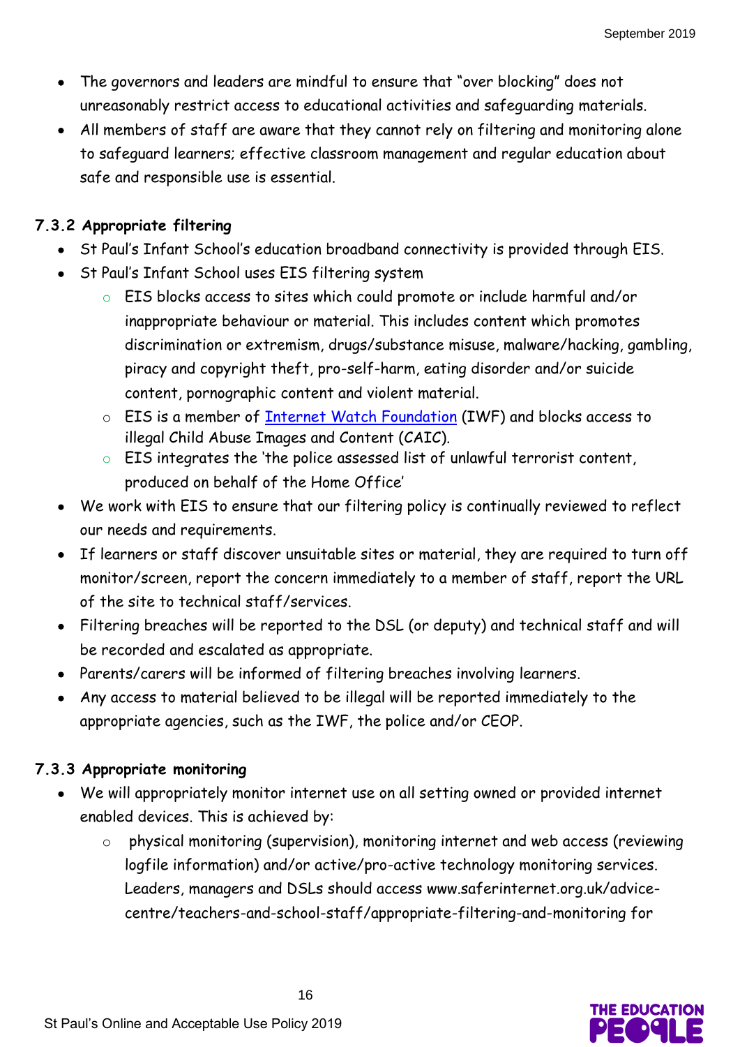- The governors and leaders are mindful to ensure that "over blocking" does not unreasonably restrict access to educational activities and safeguarding materials.
- All members of staff are aware that they cannot rely on filtering and monitoring alone to safeguard learners; effective classroom management and regular education about safe and responsible use is essential.

### 7.3.2 Appropriate filtering

- St Paul's Infant School's education broadband connectivity is provided through EIS.
- St Paul's Infant School uses EIS filtering system
    - EIS blocks access to sites which could promote or include harmful and/or inappropriate behaviour or material. This includes content which promotes discrimination or extremism, drugs/substance misuse, malware/hacking, gambling, piracy and copyright theft, pro-self-harm, eating disorder and/or suicide content, pornographic content and violent material.
    - EIS is a member of [Internet Watch Foundation](Internet Watch Foundation) (IWF) and blocks access to illegal Child Abuse Images and Content (CAIC).
    - EIS integrates the 'the police assessed list of unlawful terrorist content, produced on behalf of the Home Office'
- We work with EIS to ensure that our filtering policy is continually reviewed to reflect our needs and requirements.
- If learners or staff discover unsuitable sites or material, they are required to turn off monitor/screen, report the concern immediately to a member of staff, report the URL of the site to technical staff/services.
- Filtering breaches will be reported to the DSL (or deputy) and technical staff and will be recorded and escalated as appropriate.
- Parents/carers will be informed of filtering breaches involving learners.
- Any access to material believed to be illegal will be reported immediately to the appropriate agencies, such as the IWF, the police and/or CEOP.

### 7.3.3 Appropriate monitoring

- We will appropriately monitor internet use on all setting owned or provided internet enabled devices. This is achieved by:
    - physical monitoring (supervision), monitoring internet and web access (reviewing logfile information) and/or active/pro-active technology monitoring services. Leaders, managers and DSLs should access www.saferinternet.org.uk/advice-centre/teachers-and-school-staff/appropriate-filtering-and-monitoring for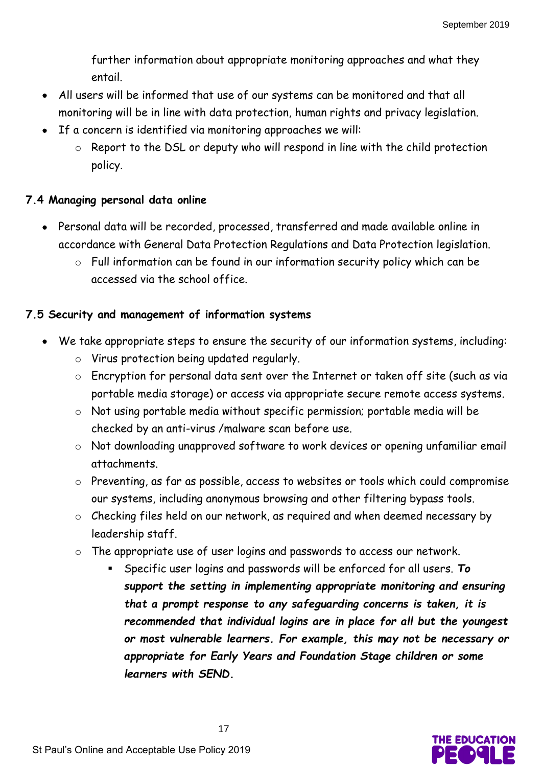further information about appropriate monitoring approaches and what they entail.

- All users will be informed that use of our systems can be monitored and that all monitoring will be in line with data protection, human rights and privacy legislation.
- If a concern is identified via monitoring approaches we will:
    - Report to the DSL or deputy who will respond in line with the child protection policy.

**7.4 Managing personal data online**

- Personal data will be recorded, processed, transferred and made available online in accordance with General Data Protection Regulations and Data Protection legislation.
    - Full information can be found in our information security policy which can be accessed via the school office.

**7.5 Security and management of information systems**

- We take appropriate steps to ensure the security of our information systems, including:
    - Virus protection being updated regularly.
    - Encryption for personal data sent over the Internet or taken off site (such as via portable media storage) or access via appropriate secure remote access systems.
    - Not using portable media without specific permission; portable media will be checked by an anti-virus /malware scan before use.
    - Not downloading unapproved software to work devices or opening unfamiliar email attachments.
    - Preventing, as far as possible, access to websites or tools which could compromise our systems, including anonymous browsing and other filtering bypass tools.
    - Checking files held on our network, as required and when deemed necessary by leadership staff.
    - The appropriate use of user logins and passwords to access our network.
        - Specific user logins and passwords will be enforced for all users. ***To support the setting in implementing appropriate monitoring and ensuring that a prompt response to any safeguarding concerns is taken, it is recommended that individual logins are in place for all but the youngest or most vulnerable learners. For example, this may not be necessary or appropriate for Early Years and Foundation Stage children or some learners with SEND.***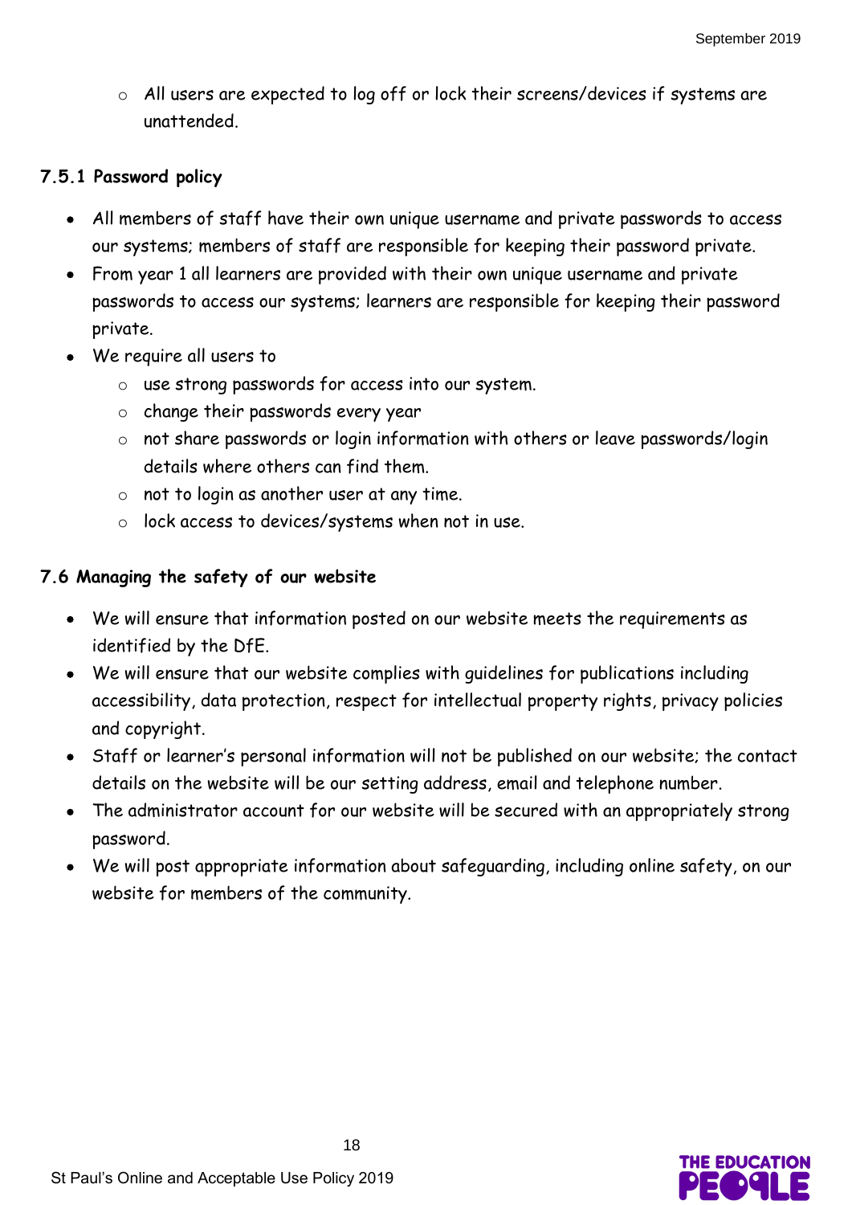- All users are expected to log off or lock their screens/devices if systems are unattended.

### 7.5.1 Password policy

- All members of staff have their own unique username and private passwords to access our systems; members of staff are responsible for keeping their password private.
- From year 1 all learners are provided with their own unique username and private passwords to access our systems; learners are responsible for keeping their password private.
- We require all users to
  - use strong passwords for access into our system.
  - change their passwords every year
  - not share passwords or login information with others or leave passwords/login details where others can find them.
  - not to login as another user at any time.
  - lock access to devices/systems when not in use.

### 7.6 Managing the safety of our website

- We will ensure that information posted on our website meets the requirements as identified by the DfE.
- We will ensure that our website complies with guidelines for publications including accessibility, data protection, respect for intellectual property rights, privacy policies and copyright.
- Staff or learner's personal information will not be published on our website; the contact details on the website will be our setting address, email and telephone number.
- The administrator account for our website will be secured with an appropriately strong password.
- We will post appropriate information about safeguarding, including online safety, on our website for members of the community.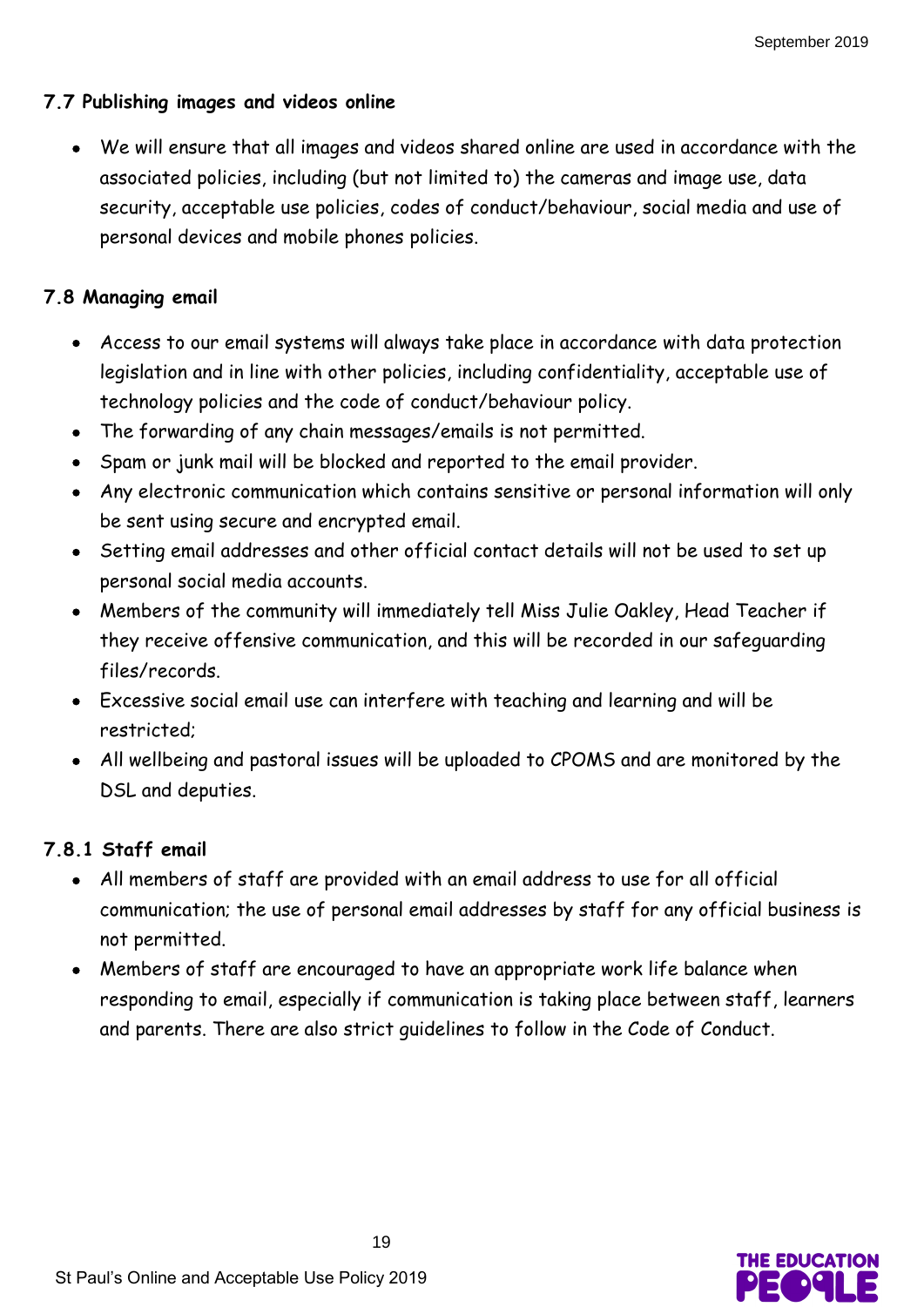### 7.7 Publishing images and videos online

- We will ensure that all images and videos shared online are used in accordance with the associated policies, including (but not limited to) the cameras and image use, data security, acceptable use policies, codes of conduct/behaviour, social media and use of personal devices and mobile phones policies.

### 7.8 Managing email

- Access to our email systems will always take place in accordance with data protection legislation and in line with other policies, including confidentiality, acceptable use of technology policies and the code of conduct/behaviour policy.
- The forwarding of any chain messages/emails is not permitted.
- Spam or junk mail will be blocked and reported to the email provider.
- Any electronic communication which contains sensitive or personal information will only be sent using secure and encrypted email.
- Setting email addresses and other official contact details will not be used to set up personal social media accounts.
- Members of the community will immediately tell Miss Julie Oakley, Head Teacher if they receive offensive communication, and this will be recorded in our safeguarding files/records.
- Excessive social email use can interfere with teaching and learning and will be restricted;
- All wellbeing and pastoral issues will be uploaded to CPOMS and are monitored by the DSL and deputies.

#### 7.8.1 Staff email

- All members of staff are provided with an email address to use for all official communication; the use of personal email addresses by staff for any official business is not permitted.
- Members of staff are encouraged to have an appropriate work life balance when responding to email, especially if communication is taking place between staff, learners and parents. There are also strict guidelines to follow in the Code of Conduct.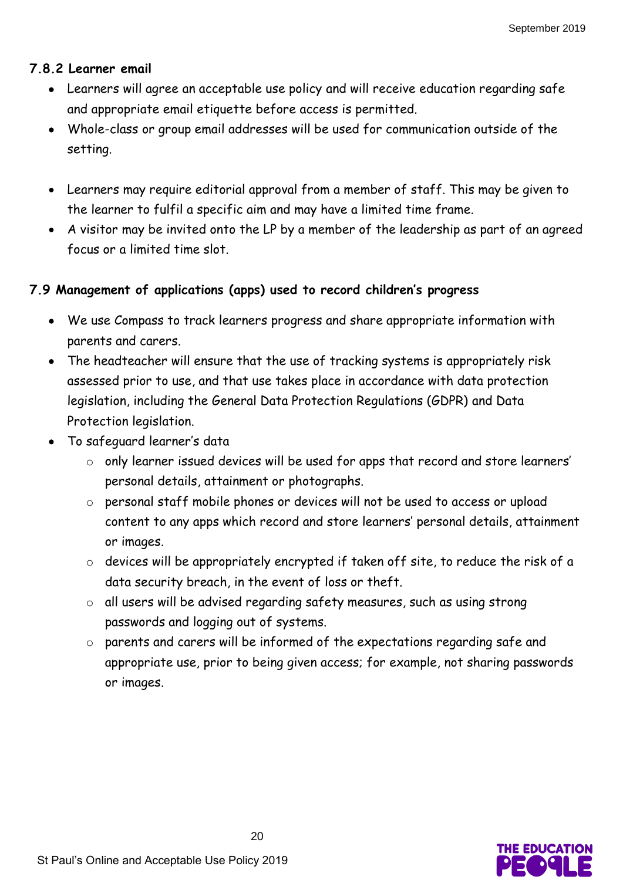#### 7.8.2 Learner email

- Learners will agree an acceptable use policy and will receive education regarding safe and appropriate email etiquette before access is permitted.
- Whole-class or group email addresses will be used for communication outside of the setting.

- Learners may require editorial approval from a member of staff. This may be given to the learner to fulfil a specific aim and may have a limited time frame.
- A visitor may be invited onto the LP by a member of the leadership as part of an agreed focus or a limited time slot.

### 7.9 Management of applications (apps) used to record children's progress

- We use Compass to track learners progress and share appropriate information with parents and carers.
- The headteacher will ensure that the use of tracking systems is appropriately risk assessed prior to use, and that use takes place in accordance with data protection legislation, including the General Data Protection Regulations (GDPR) and Data Protection legislation.
- To safeguard learner's data
  - only learner issued devices will be used for apps that record and store learners' personal details, attainment or photographs.
  - personal staff mobile phones or devices will not be used to access or upload content to any apps which record and store learners' personal details, attainment or images.
  - devices will be appropriately encrypted if taken off site, to reduce the risk of a data security breach, in the event of loss or theft.
  - all users will be advised regarding safety measures, such as using strong passwords and logging out of systems.
  - parents and carers will be informed of the expectations regarding safe and appropriate use, prior to being given access; for example, not sharing passwords or images.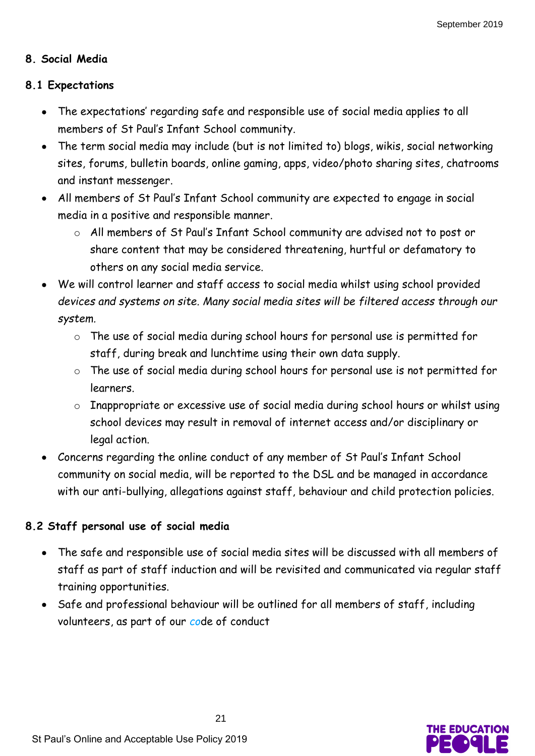## 8. Social Media

### 8.1 Expectations

- The expectations' regarding safe and responsible use of social media applies to all members of St Paul's Infant School community.
- The term social media may include (but is not limited to) blogs, wikis, social networking sites, forums, bulletin boards, online gaming, apps, video/photo sharing sites, chatrooms and instant messenger.
- All members of St Paul's Infant School community are expected to engage in social media in a positive and responsible manner.
  - All members of St Paul's Infant School community are advised not to post or share content that may be considered threatening, hurtful or defamatory to others on any social media service.
- We will control learner and staff access to social media whilst using school provided *devices and systems on site. Many social media sites will be filtered access through our system.*
  - The use of social media during school hours for personal use is permitted for staff, during break and lunchtime using their own data supply.
  - The use of social media during school hours for personal use is not permitted for learners.
  - Inappropriate or excessive use of social media during school hours or whilst using school devices may result in removal of internet access and/or disciplinary or legal action.
- Concerns regarding the online conduct of any member of St Paul's Infant School community on social media, will be reported to the DSL and be managed in accordance with our anti-bullying, allegations against staff, behaviour and child protection policies.

### 8.2 Staff personal use of social media

- The safe and responsible use of social media sites will be discussed with all members of staff as part of staff induction and will be revisited and communicated via regular staff training opportunities.
- Safe and professional behaviour will be outlined for all members of staff, including volunteers, as part of our code of conduct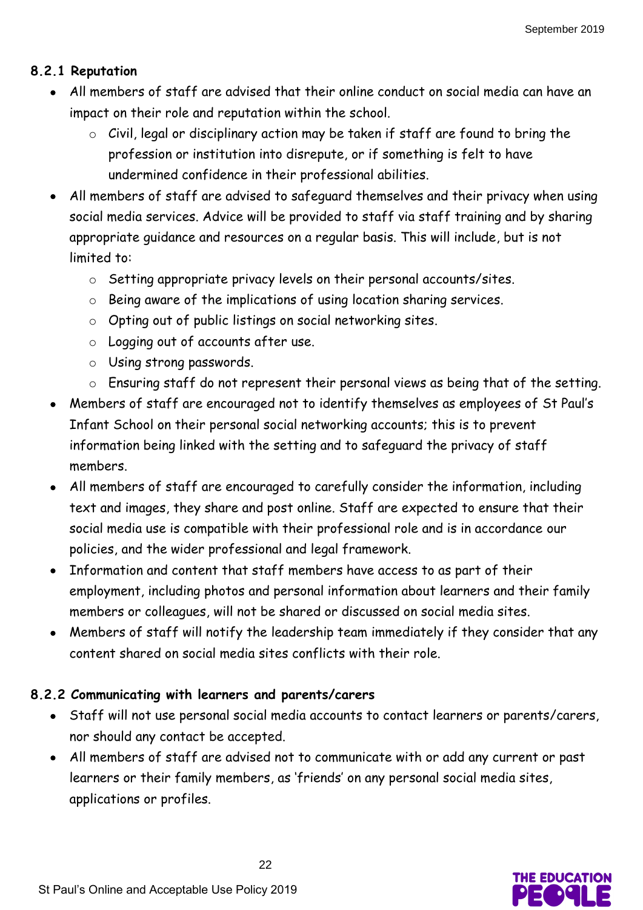#### 8.2.1 Reputation

- All members of staff are advised that their online conduct on social media can have an impact on their role and reputation within the school.
    - Civil, legal or disciplinary action may be taken if staff are found to bring the profession or institution into disrepute, or if something is felt to have undermined confidence in their professional abilities.
- All members of staff are advised to safeguard themselves and their privacy when using social media services. Advice will be provided to staff via staff training and by sharing appropriate guidance and resources on a regular basis. This will include, but is not limited to:
    - Setting appropriate privacy levels on their personal accounts/sites.
    - Being aware of the implications of using location sharing services.
    - Opting out of public listings on social networking sites.
    - Logging out of accounts after use.
    - Using strong passwords.
    - Ensuring staff do not represent their personal views as being that of the setting.
- Members of staff are encouraged not to identify themselves as employees of St Paul's Infant School on their personal social networking accounts; this is to prevent information being linked with the setting and to safeguard the privacy of staff members.
- All members of staff are encouraged to carefully consider the information, including text and images, they share and post online. Staff are expected to ensure that their social media use is compatible with their professional role and is in accordance our policies, and the wider professional and legal framework.
- Information and content that staff members have access to as part of their employment, including photos and personal information about learners and their family members or colleagues, will not be shared or discussed on social media sites.
- Members of staff will notify the leadership team immediately if they consider that any content shared on social media sites conflicts with their role.

#### 8.2.2 Communicating with learners and parents/carers

- Staff will not use personal social media accounts to contact learners or parents/carers, nor should any contact be accepted.
- All members of staff are advised not to communicate with or add any current or past learners or their family members, as 'friends' on any personal social media sites, applications or profiles.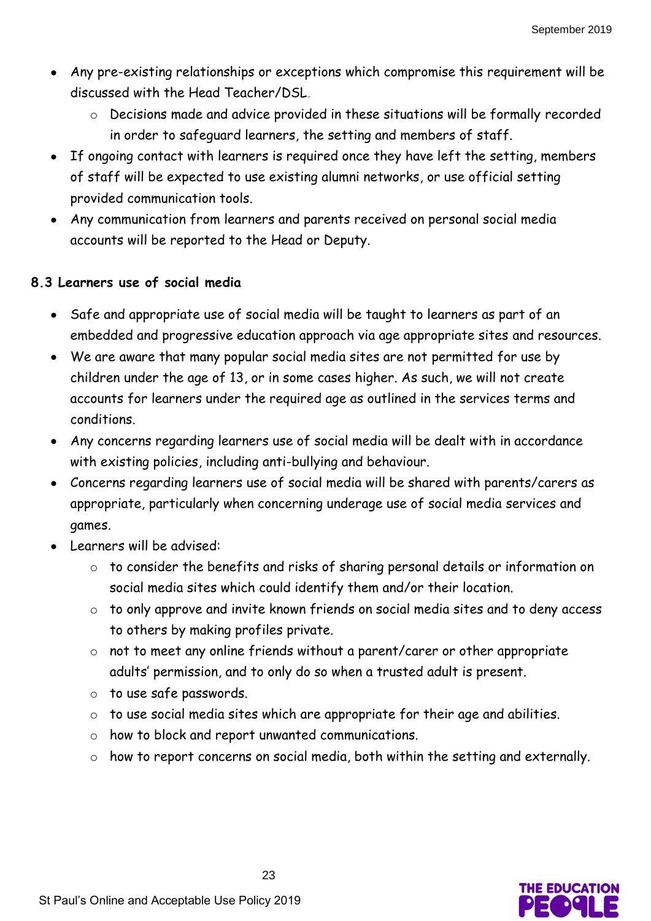- Any pre-existing relationships or exceptions which compromise this requirement will be discussed with the Head Teacher/DSL.
    - Decisions made and advice provided in these situations will be formally recorded in order to safeguard learners, the setting and members of staff.
- If ongoing contact with learners is required once they have left the setting, members of staff will be expected to use existing alumni networks, or use official setting provided communication tools.
- Any communication from learners and parents received on personal social media accounts will be reported to the Head or Deputy.

### 8.3 Learners use of social media

- Safe and appropriate use of social media will be taught to learners as part of an embedded and progressive education approach via age appropriate sites and resources.
- We are aware that many popular social media sites are not permitted for use by children under the age of 13, or in some cases higher. As such, we will not create accounts for learners under the required age as outlined in the services terms and conditions.
- Any concerns regarding learners use of social media will be dealt with in accordance with existing policies, including anti-bullying and behaviour.
- Concerns regarding learners use of social media will be shared with parents/carers as appropriate, particularly when concerning underage use of social media services and games.
- Learners will be advised:
    - to consider the benefits and risks of sharing personal details or information on social media sites which could identify them and/or their location.
    - to only approve and invite known friends on social media sites and to deny access to others by making profiles private.
    - not to meet any online friends without a parent/carer or other appropriate adults' permission, and to only do so when a trusted adult is present.
    - to use safe passwords.
    - to use social media sites which are appropriate for their age and abilities.
    - how to block and report unwanted communications.
    - how to report concerns on social media, both within the setting and externally.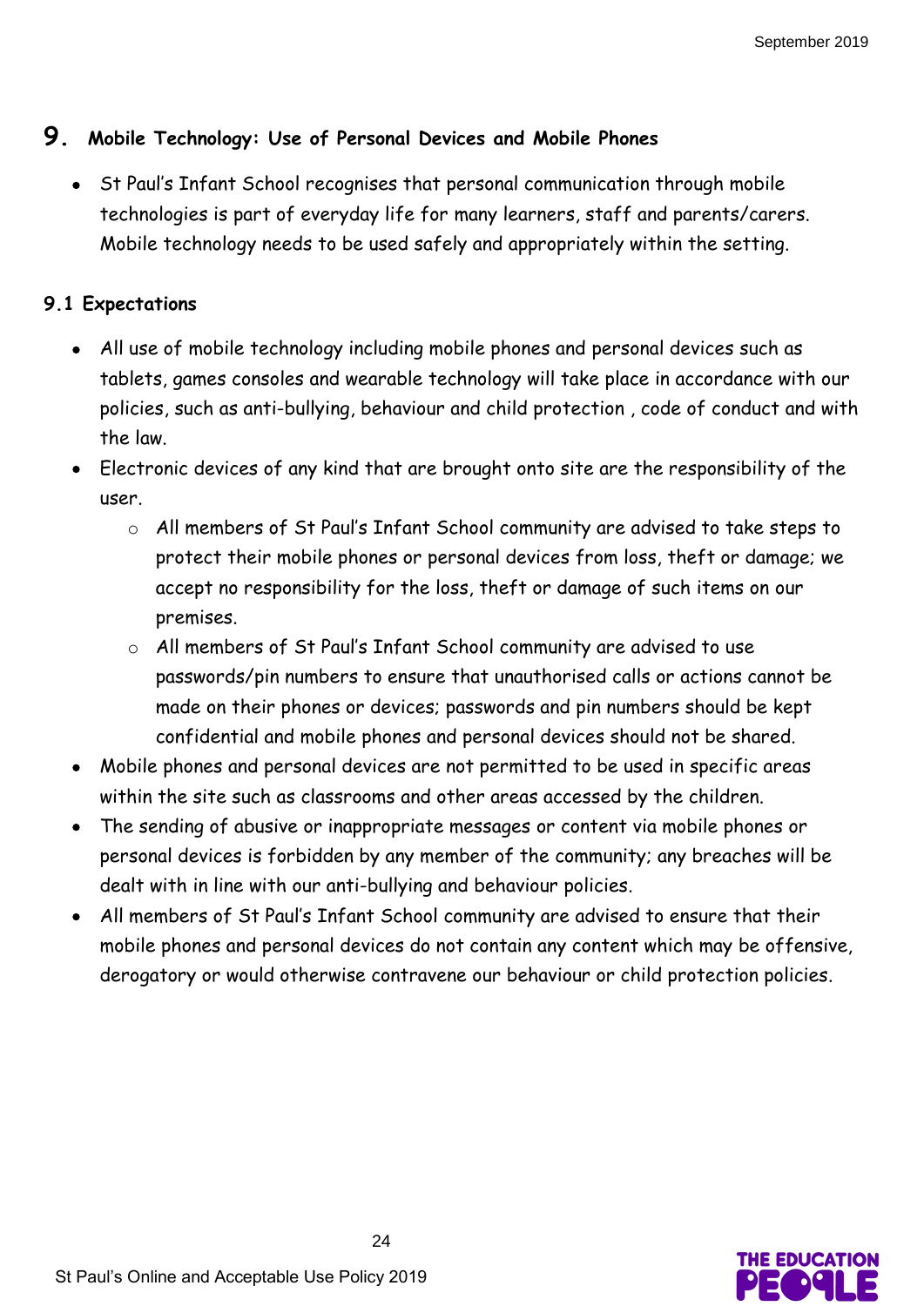## 9. Mobile Technology: Use of Personal Devices and Mobile Phones

- St Paul's Infant School recognises that personal communication through mobile technologies is part of everyday life for many learners, staff and parents/carers. Mobile technology needs to be used safely and appropriately within the setting.

### 9.1 Expectations

- All use of mobile technology including mobile phones and personal devices such as tablets, games consoles and wearable technology will take place in accordance with our policies, such as anti-bullying, behaviour and child protection , code of conduct and with the law.
- Electronic devices of any kind that are brought onto site are the responsibility of the user.
  - All members of St Paul's Infant School community are advised to take steps to protect their mobile phones or personal devices from loss, theft or damage; we accept no responsibility for the loss, theft or damage of such items on our premises.
  - All members of St Paul's Infant School community are advised to use passwords/pin numbers to ensure that unauthorised calls or actions cannot be made on their phones or devices; passwords and pin numbers should be kept confidential and mobile phones and personal devices should not be shared.
- Mobile phones and personal devices are not permitted to be used in specific areas within the site such as classrooms and other areas accessed by the children.
- The sending of abusive or inappropriate messages or content via mobile phones or personal devices is forbidden by any member of the community; any breaches will be dealt with in line with our anti-bullying and behaviour policies.
- All members of St Paul's Infant School community are advised to ensure that their mobile phones and personal devices do not contain any content which may be offensive, derogatory or would otherwise contravene our behaviour or child protection policies.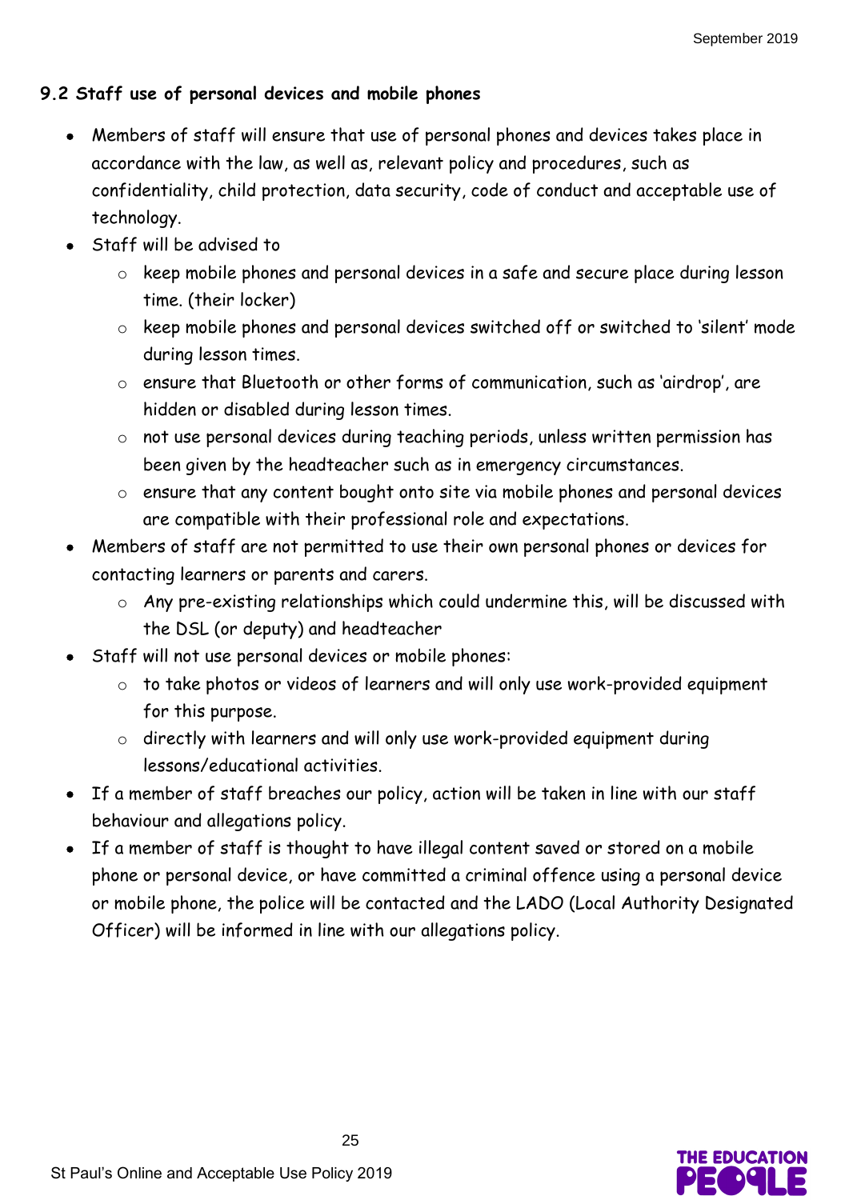### 9.2 Staff use of personal devices and mobile phones

- Members of staff will ensure that use of personal phones and devices takes place in accordance with the law, as well as, relevant policy and procedures, such as confidentiality, child protection, data security, code of conduct and acceptable use of technology.
- Staff will be advised to
  - keep mobile phones and personal devices in a safe and secure place during lesson time. (their locker)
  - keep mobile phones and personal devices switched off or switched to 'silent' mode during lesson times.
  - ensure that Bluetooth or other forms of communication, such as 'airdrop', are hidden or disabled during lesson times.
  - not use personal devices during teaching periods, unless written permission has been given by the headteacher such as in emergency circumstances.
  - ensure that any content bought onto site via mobile phones and personal devices are compatible with their professional role and expectations.
- Members of staff are not permitted to use their own personal phones or devices for contacting learners or parents and carers.
  - Any pre-existing relationships which could undermine this, will be discussed with the DSL (or deputy) and headteacher
- Staff will not use personal devices or mobile phones:
  - to take photos or videos of learners and will only use work-provided equipment for this purpose.
  - directly with learners and will only use work-provided equipment during lessons/educational activities.
- If a member of staff breaches our policy, action will be taken in line with our staff behaviour and allegations policy.
- If a member of staff is thought to have illegal content saved or stored on a mobile phone or personal device, or have committed a criminal offence using a personal device or mobile phone, the police will be contacted and the LADO (Local Authority Designated Officer) will be informed in line with our allegations policy.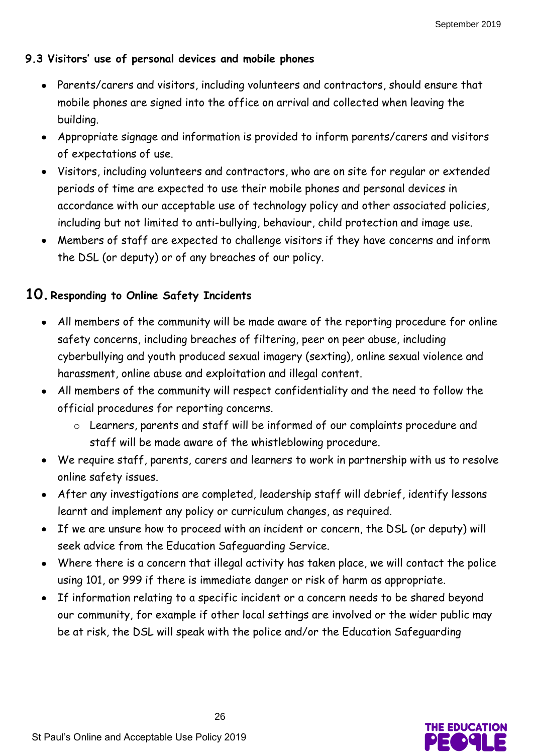### 9.3 Visitors' use of personal devices and mobile phones

- Parents/carers and visitors, including volunteers and contractors, should ensure that mobile phones are signed into the office on arrival and collected when leaving the building.
- Appropriate signage and information is provided to inform parents/carers and visitors of expectations of use.
- Visitors, including volunteers and contractors, who are on site for regular or extended periods of time are expected to use their mobile phones and personal devices in accordance with our acceptable use of technology policy and other associated policies, including but not limited to anti-bullying, behaviour, child protection and image use.
- Members of staff are expected to challenge visitors if they have concerns and inform the DSL (or deputy) or of any breaches of our policy.

## 10. Responding to Online Safety Incidents

- All members of the community will be made aware of the reporting procedure for online safety concerns, including breaches of filtering, peer on peer abuse, including cyberbullying and youth produced sexual imagery (sexting), online sexual violence and harassment, online abuse and exploitation and illegal content.
- All members of the community will respect confidentiality and the need to follow the official procedures for reporting concerns.
  - Learners, parents and staff will be informed of our complaints procedure and staff will be made aware of the whistleblowing procedure.
- We require staff, parents, carers and learners to work in partnership with us to resolve online safety issues.
- After any investigations are completed, leadership staff will debrief, identify lessons learnt and implement any policy or curriculum changes, as required.
- If we are unsure how to proceed with an incident or concern, the DSL (or deputy) will seek advice from the Education Safeguarding Service.
- Where there is a concern that illegal activity has taken place, we will contact the police using 101, or 999 if there is immediate danger or risk of harm as appropriate.
- If information relating to a specific incident or a concern needs to be shared beyond our community, for example if other local settings are involved or the wider public may be at risk, the DSL will speak with the police and/or the Education Safeguarding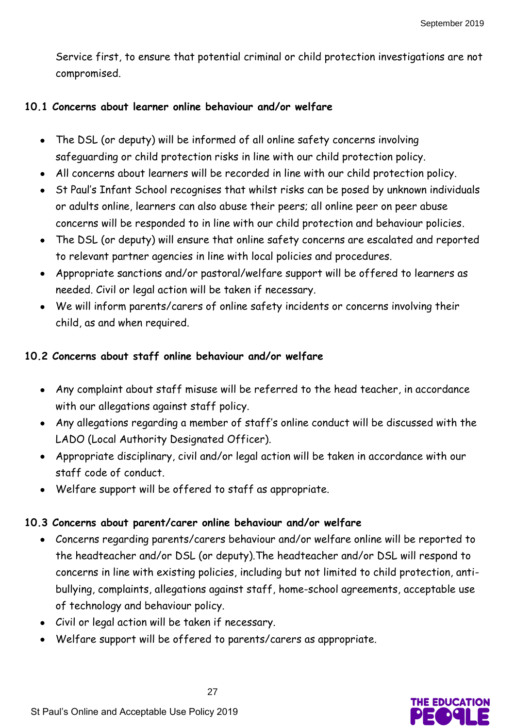Service first, to ensure that potential criminal or child protection investigations are not compromised.

### 10.1 Concerns about learner online behaviour and/or welfare

- The DSL (or deputy) will be informed of all online safety concerns involving safeguarding or child protection risks in line with our child protection policy.
- All concerns about learners will be recorded in line with our child protection policy.
- St Paul's Infant School recognises that whilst risks can be posed by unknown individuals or adults online, learners can also abuse their peers; all online peer on peer abuse concerns will be responded to in line with our child protection and behaviour policies.
- The DSL (or deputy) will ensure that online safety concerns are escalated and reported to relevant partner agencies in line with local policies and procedures.
- Appropriate sanctions and/or pastoral/welfare support will be offered to learners as needed. Civil or legal action will be taken if necessary.
- We will inform parents/carers of online safety incidents or concerns involving their child, as and when required.

### 10.2 Concerns about staff online behaviour and/or welfare

- Any complaint about staff misuse will be referred to the head teacher, in accordance with our allegations against staff policy.
- Any allegations regarding a member of staff's online conduct will be discussed with the LADO (Local Authority Designated Officer).
- Appropriate disciplinary, civil and/or legal action will be taken in accordance with our staff code of conduct.
- Welfare support will be offered to staff as appropriate.

### 10.3 Concerns about parent/carer online behaviour and/or welfare

- Concerns regarding parents/carers behaviour and/or welfare online will be reported to the headteacher and/or DSL (or deputy).The headteacher and/or DSL will respond to concerns in line with existing policies, including but not limited to child protection, anti-bullying, complaints, allegations against staff, home-school agreements, acceptable use of technology and behaviour policy.
- Civil or legal action will be taken if necessary.
- Welfare support will be offered to parents/carers as appropriate.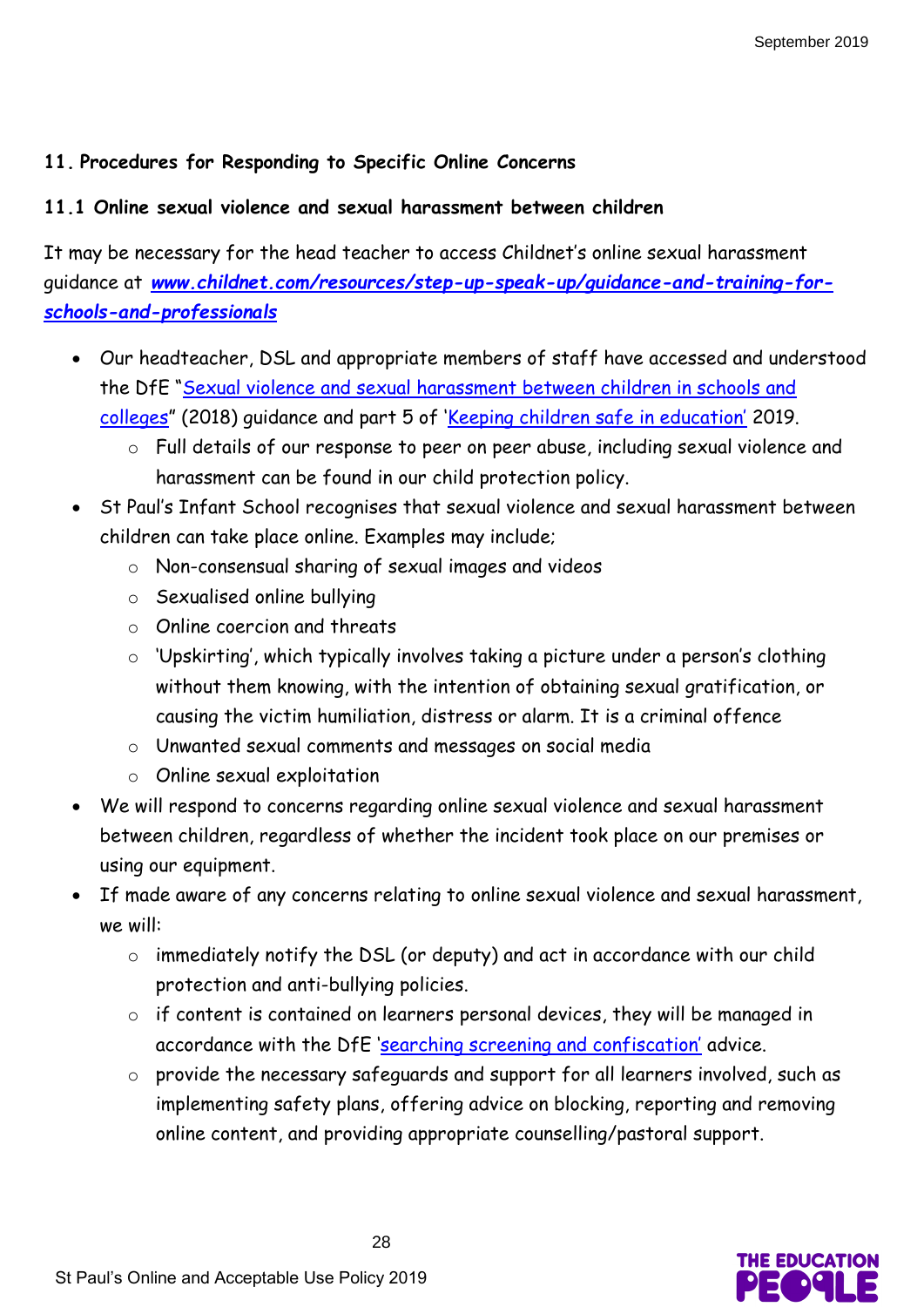## 11. Procedures for Responding to Specific Online Concerns

### 11.1 Online sexual violence and sexual harassment between children

It may be necessary for the head teacher to access Childnet's online sexual harassment guidance at ***www.childnet.com/resources/step-up-speak-up/guidance-and-training-for-schools-and-professionals***

- Our headteacher, DSL and appropriate members of staff have accessed and understood the DfE "Sexual violence and sexual harassment between children in schools and colleges" (2018) guidance and part 5 of 'Keeping children safe in education' 2019.
  - Full details of our response to peer on peer abuse, including sexual violence and harassment can be found in our child protection policy.
- St Paul's Infant School recognises that sexual violence and sexual harassment between children can take place online. Examples may include;
  - Non-consensual sharing of sexual images and videos
  - Sexualised online bullying
  - Online coercion and threats
  - 'Upskirting', which typically involves taking a picture under a person's clothing without them knowing, with the intention of obtaining sexual gratification, or causing the victim humiliation, distress or alarm. It is a criminal offence
  - Unwanted sexual comments and messages on social media
  - Online sexual exploitation
- We will respond to concerns regarding online sexual violence and sexual harassment between children, regardless of whether the incident took place on our premises or using our equipment.
- If made aware of any concerns relating to online sexual violence and sexual harassment, we will:
  - immediately notify the DSL (or deputy) and act in accordance with our child protection and anti-bullying policies.
  - if content is contained on learners personal devices, they will be managed in accordance with the DfE 'searching screening and confiscation' advice.
  - provide the necessary safeguards and support for all learners involved, such as implementing safety plans, offering advice on blocking, reporting and removing online content, and providing appropriate counselling/pastoral support.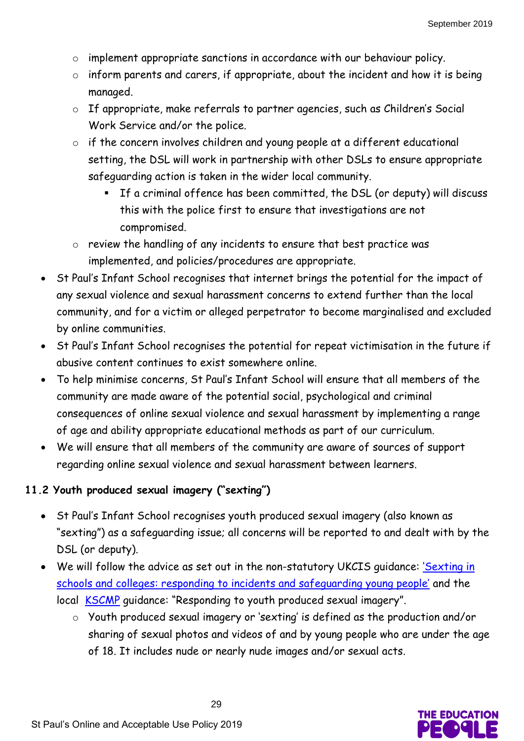- implement appropriate sanctions in accordance with our behaviour policy.
  - inform parents and carers, if appropriate, about the incident and how it is being managed.
  - If appropriate, make referrals to partner agencies, such as Children's Social Work Service and/or the police.
  - if the concern involves children and young people at a different educational setting, the DSL will work in partnership with other DSLs to ensure appropriate safeguarding action is taken in the wider local community.
    - If a criminal offence has been committed, the DSL (or deputy) will discuss this with the police first to ensure that investigations are not compromised.
  - review the handling of any incidents to ensure that best practice was implemented, and policies/procedures are appropriate.
- St Paul's Infant School recognises that internet brings the potential for the impact of any sexual violence and sexual harassment concerns to extend further than the local community, and for a victim or alleged perpetrator to become marginalised and excluded by online communities.
- St Paul's Infant School recognises the potential for repeat victimisation in the future if abusive content continues to exist somewhere online.
- To help minimise concerns, St Paul's Infant School will ensure that all members of the community are made aware of the potential social, psychological and criminal consequences of online sexual violence and sexual harassment by implementing a range of age and ability appropriate educational methods as part of our curriculum.
- We will ensure that all members of the community are aware of sources of support regarding online sexual violence and sexual harassment between learners.

### 11.2 Youth produced sexual imagery ("sexting")

- St Paul's Infant School recognises youth produced sexual imagery (also known as "sexting") as a safeguarding issue; all concerns will be reported to and dealt with by the DSL (or deputy).
- We will follow the advice as set out in the non-statutory UKCIS guidance: 'Sexting in schools and colleges: responding to incidents and safeguarding young people' and the local KSCMP guidance: "Responding to youth produced sexual imagery".
  - Youth produced sexual imagery or 'sexting' is defined as the production and/or sharing of sexual photos and videos of and by young people who are under the age of 18. It includes nude or nearly nude images and/or sexual acts.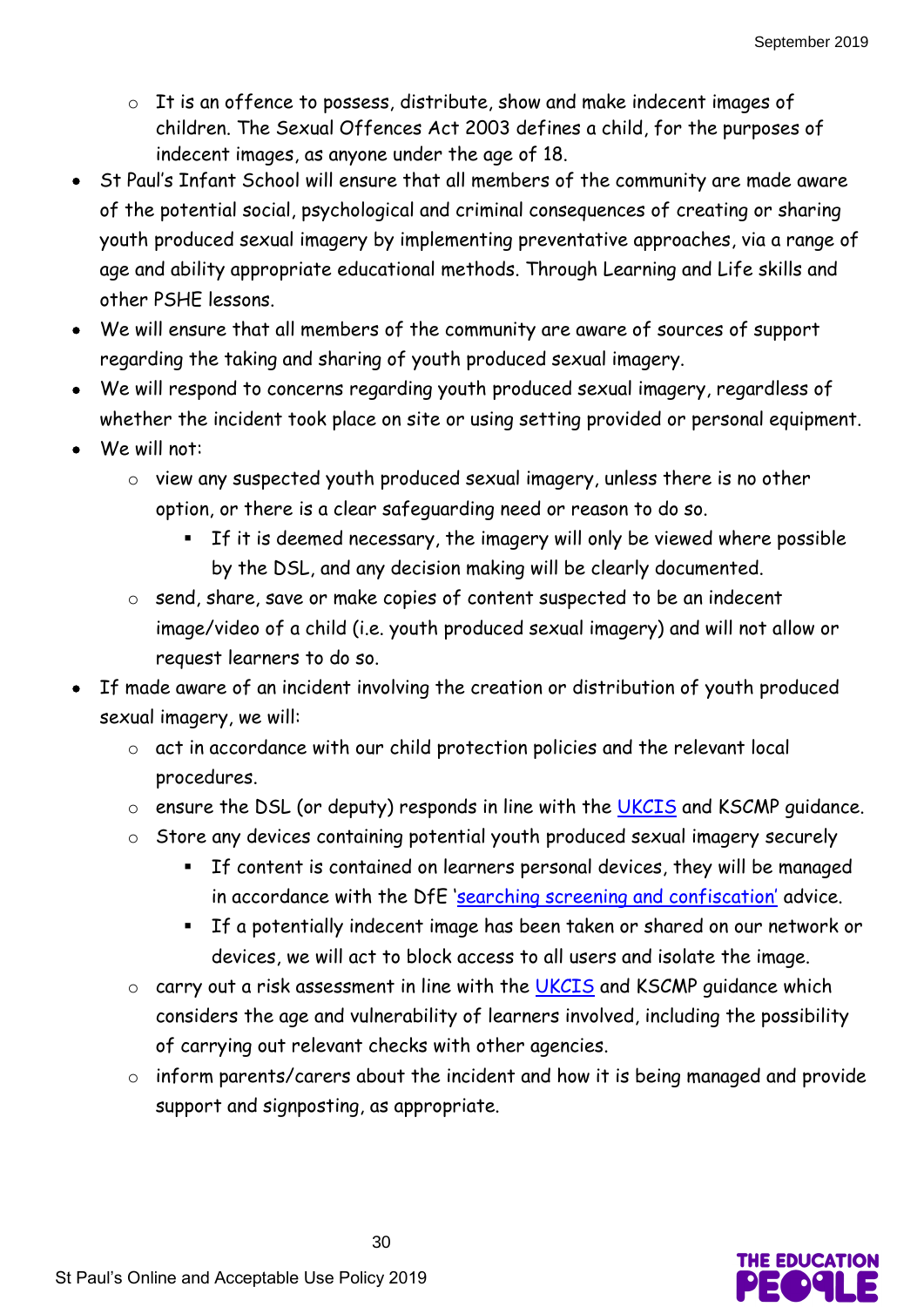- It is an offence to possess, distribute, show and make indecent images of children. The Sexual Offences Act 2003 defines a child, for the purposes of indecent images, as anyone under the age of 18.
- St Paul's Infant School will ensure that all members of the community are made aware of the potential social, psychological and criminal consequences of creating or sharing youth produced sexual imagery by implementing preventative approaches, via a range of age and ability appropriate educational methods. Through Learning and Life skills and other PSHE lessons.
- We will ensure that all members of the community are aware of sources of support regarding the taking and sharing of youth produced sexual imagery.
- We will respond to concerns regarding youth produced sexual imagery, regardless of whether the incident took place on site or using setting provided or personal equipment.
- We will not:
    - view any suspected youth produced sexual imagery, unless there is no other option, or there is a clear safeguarding need or reason to do so.
        - If it is deemed necessary, the imagery will only be viewed where possible by the DSL, and any decision making will be clearly documented.
    - send, share, save or make copies of content suspected to be an indecent image/video of a child (i.e. youth produced sexual imagery) and will not allow or request learners to do so.
- If made aware of an incident involving the creation or distribution of youth produced sexual imagery, we will:
    - act in accordance with our child protection policies and the relevant local procedures.
    - ensure the DSL (or deputy) responds in line with the UKCIS and KSCMP guidance.
    - Store any devices containing potential youth produced sexual imagery securely
        - If content is contained on learners personal devices, they will be managed in accordance with the DfE 'searching screening and confiscation' advice.
        - If a potentially indecent image has been taken or shared on our network or devices, we will act to block access to all users and isolate the image.
    - carry out a risk assessment in line with the UKCIS and KSCMP guidance which considers the age and vulnerability of learners involved, including the possibility of carrying out relevant checks with other agencies.
    - inform parents/carers about the incident and how it is being managed and provide support and signposting, as appropriate.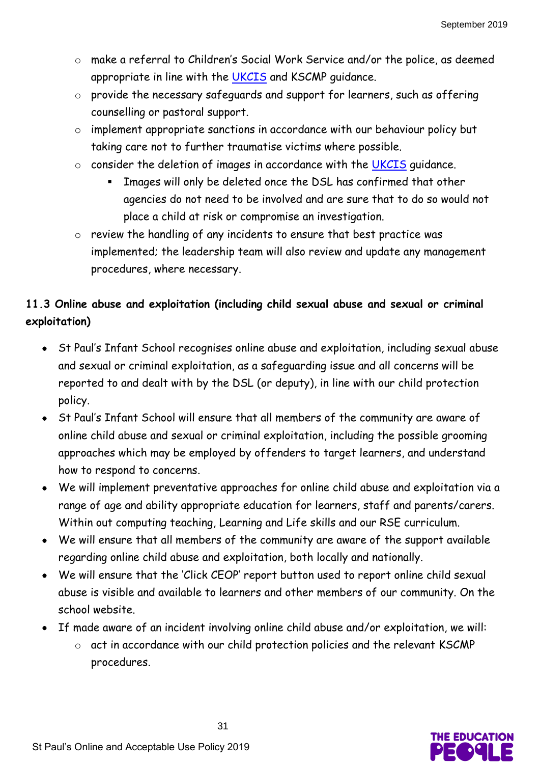- make a referral to Children's Social Work Service and/or the police, as deemed appropriate in line with the UKCIS and KSCMP guidance.
- provide the necessary safeguards and support for learners, such as offering counselling or pastoral support.
- implement appropriate sanctions in accordance with our behaviour policy but taking care not to further traumatise victims where possible.
- consider the deletion of images in accordance with the UKCIS guidance.
  - Images will only be deleted once the DSL has confirmed that other agencies do not need to be involved and are sure that to do so would not place a child at risk or compromise an investigation.
- review the handling of any incidents to ensure that best practice was implemented; the leadership team will also review and update any management procedures, where necessary.

### 11.3 Online abuse and exploitation (including child sexual abuse and sexual or criminal exploitation)

- St Paul's Infant School recognises online abuse and exploitation, including sexual abuse and sexual or criminal exploitation, as a safeguarding issue and all concerns will be reported to and dealt with by the DSL (or deputy), in line with our child protection policy.
- St Paul's Infant School will ensure that all members of the community are aware of online child abuse and sexual or criminal exploitation, including the possible grooming approaches which may be employed by offenders to target learners, and understand how to respond to concerns.
- We will implement preventative approaches for online child abuse and exploitation via a range of age and ability appropriate education for learners, staff and parents/carers. Within out computing teaching, Learning and Life skills and our RSE curriculum.
- We will ensure that all members of the community are aware of the support available regarding online child abuse and exploitation, both locally and nationally.
- We will ensure that the 'Click CEOP' report button used to report online child sexual abuse is visible and available to learners and other members of our community. On the school website.
- If made aware of an incident involving online child abuse and/or exploitation, we will:
  - act in accordance with our child protection policies and the relevant KSCMP procedures.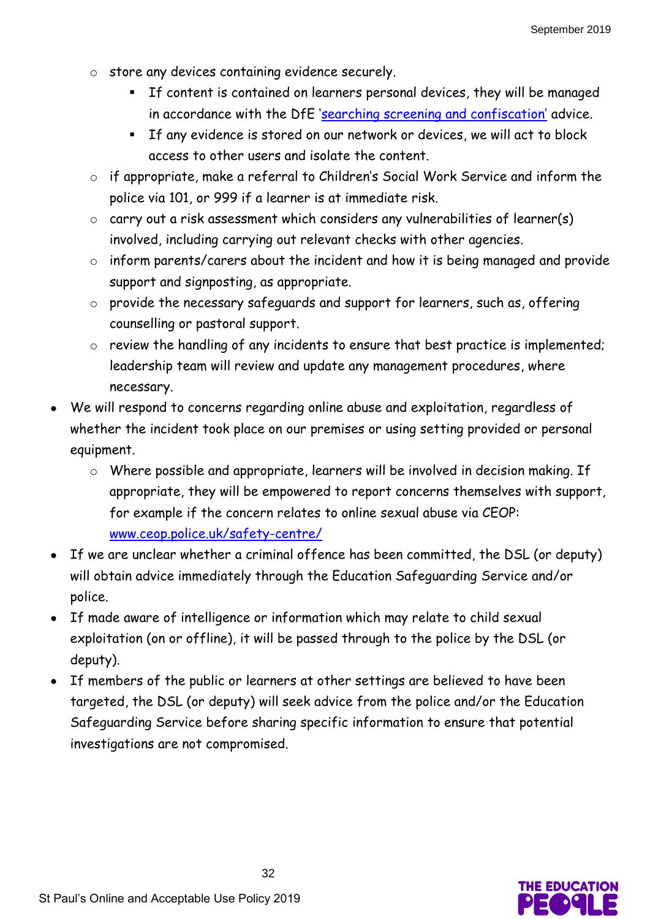- store any devices containing evidence securely.
        - If content is contained on learners personal devices, they will be managed in accordance with the DfE '[searching screening and confiscation](#)' advice.
        - If any evidence is stored on our network or devices, we will act to block access to other users and isolate the content.
    - if appropriate, make a referral to Children's Social Work Service and inform the police via 101, or 999 if a learner is at immediate risk.
    - carry out a risk assessment which considers any vulnerabilities of learner(s) involved, including carrying out relevant checks with other agencies.
    - inform parents/carers about the incident and how it is being managed and provide support and signposting, as appropriate.
    - provide the necessary safeguards and support for learners, such as, offering counselling or pastoral support.
    - review the handling of any incidents to ensure that best practice is implemented; leadership team will review and update any management procedures, where necessary.
- We will respond to concerns regarding online abuse and exploitation, regardless of whether the incident took place on our premises or using setting provided or personal equipment.
    - Where possible and appropriate, learners will be involved in decision making. If appropriate, they will be empowered to report concerns themselves with support, for example if the concern relates to online sexual abuse via CEOP: [www.ceop.police.uk/safety-centre/](www.ceop.police.uk/safety-centre/)
- If we are unclear whether a criminal offence has been committed, the DSL (or deputy) will obtain advice immediately through the Education Safeguarding Service and/or police.
- If made aware of intelligence or information which may relate to child sexual exploitation (on or offline), it will be passed through to the police by the DSL (or deputy).
- If members of the public or learners at other settings are believed to have been targeted, the DSL (or deputy) will seek advice from the police and/or the Education Safeguarding Service before sharing specific information to ensure that potential investigations are not compromised.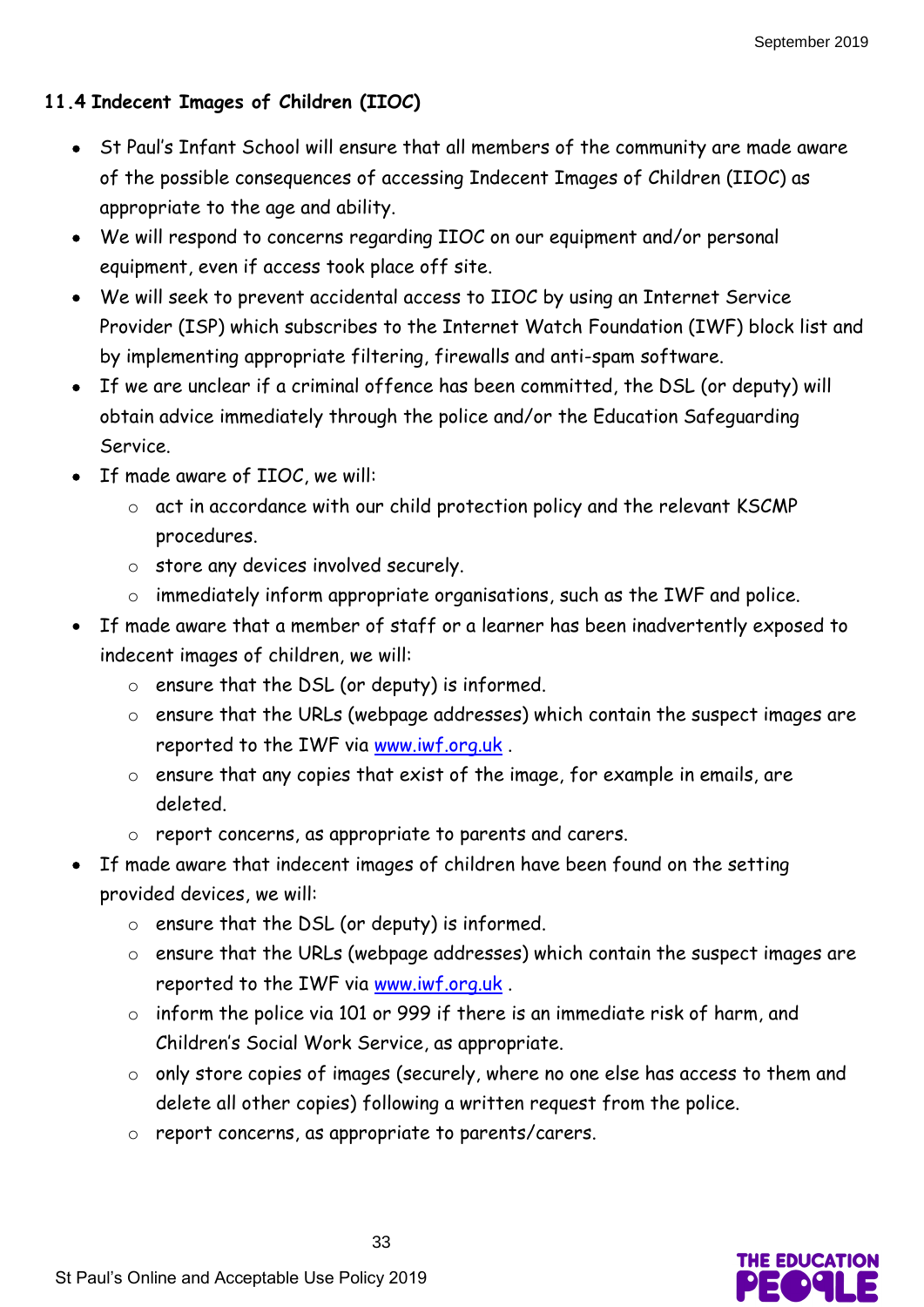### 11.4 Indecent Images of Children (IIOC)

- St Paul's Infant School will ensure that all members of the community are made aware of the possible consequences of accessing Indecent Images of Children (IIOC) as appropriate to the age and ability.
- We will respond to concerns regarding IIOC on our equipment and/or personal equipment, even if access took place off site.
- We will seek to prevent accidental access to IIOC by using an Internet Service Provider (ISP) which subscribes to the Internet Watch Foundation (IWF) block list and by implementing appropriate filtering, firewalls and anti-spam software.
- If we are unclear if a criminal offence has been committed, the DSL (or deputy) will obtain advice immediately through the police and/or the Education Safeguarding Service.
- If made aware of IIOC, we will:
    - act in accordance with our child protection policy and the relevant KSCMP procedures.
    - store any devices involved securely.
    - immediately inform appropriate organisations, such as the IWF and police.
- If made aware that a member of staff or a learner has been inadvertently exposed to indecent images of children, we will:
    - ensure that the DSL (or deputy) is informed.
    - ensure that the URLs (webpage addresses) which contain the suspect images are reported to the IWF via [www.iwf.org.uk](http://www.iwf.org.uk) .
    - ensure that any copies that exist of the image, for example in emails, are deleted.
    - report concerns, as appropriate to parents and carers.
- If made aware that indecent images of children have been found on the setting provided devices, we will:
    - ensure that the DSL (or deputy) is informed.
    - ensure that the URLs (webpage addresses) which contain the suspect images are reported to the IWF via [www.iwf.org.uk](http://www.iwf.org.uk) .
    - inform the police via 101 or 999 if there is an immediate risk of harm, and Children's Social Work Service, as appropriate.
    - only store copies of images (securely, where no one else has access to them and delete all other copies) following a written request from the police.
    - report concerns, as appropriate to parents/carers.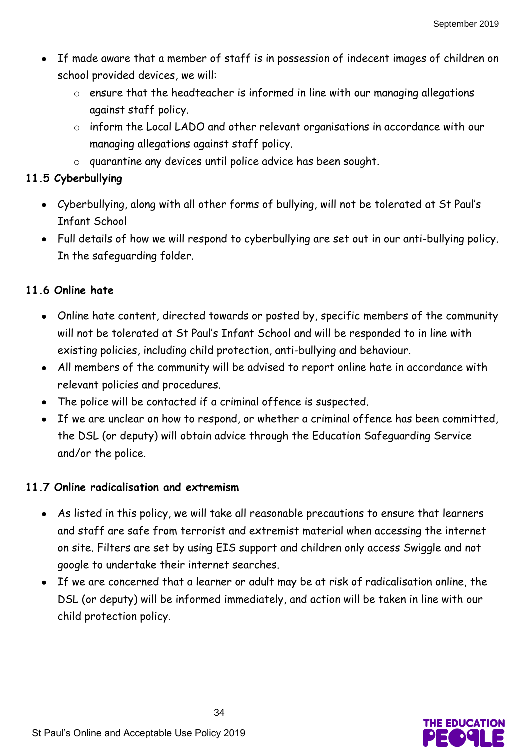- If made aware that a member of staff is in possession of indecent images of children on school provided devices, we will:
    - ensure that the headteacher is informed in line with our managing allegations against staff policy.
    - inform the Local LADO and other relevant organisations in accordance with our managing allegations against staff policy.
    - quarantine any devices until police advice has been sought.

### 11.5 Cyberbullying

- Cyberbullying, along with all other forms of bullying, will not be tolerated at St Paul's Infant School
- Full details of how we will respond to cyberbullying are set out in our anti-bullying policy. In the safeguarding folder.

### 11.6 Online hate

- Online hate content, directed towards or posted by, specific members of the community will not be tolerated at St Paul's Infant School and will be responded to in line with existing policies, including child protection, anti-bullying and behaviour.
- All members of the community will be advised to report online hate in accordance with relevant policies and procedures.
- The police will be contacted if a criminal offence is suspected.
- If we are unclear on how to respond, or whether a criminal offence has been committed, the DSL (or deputy) will obtain advice through the Education Safeguarding Service and/or the police.

### 11.7 Online radicalisation and extremism

- As listed in this policy, we will take all reasonable precautions to ensure that learners and staff are safe from terrorist and extremist material when accessing the internet on site. Filters are set by using EIS support and children only access Swiggle and not google to undertake their internet searches.
- If we are concerned that a learner or adult may be at risk of radicalisation online, the DSL (or deputy) will be informed immediately, and action will be taken in line with our child protection policy.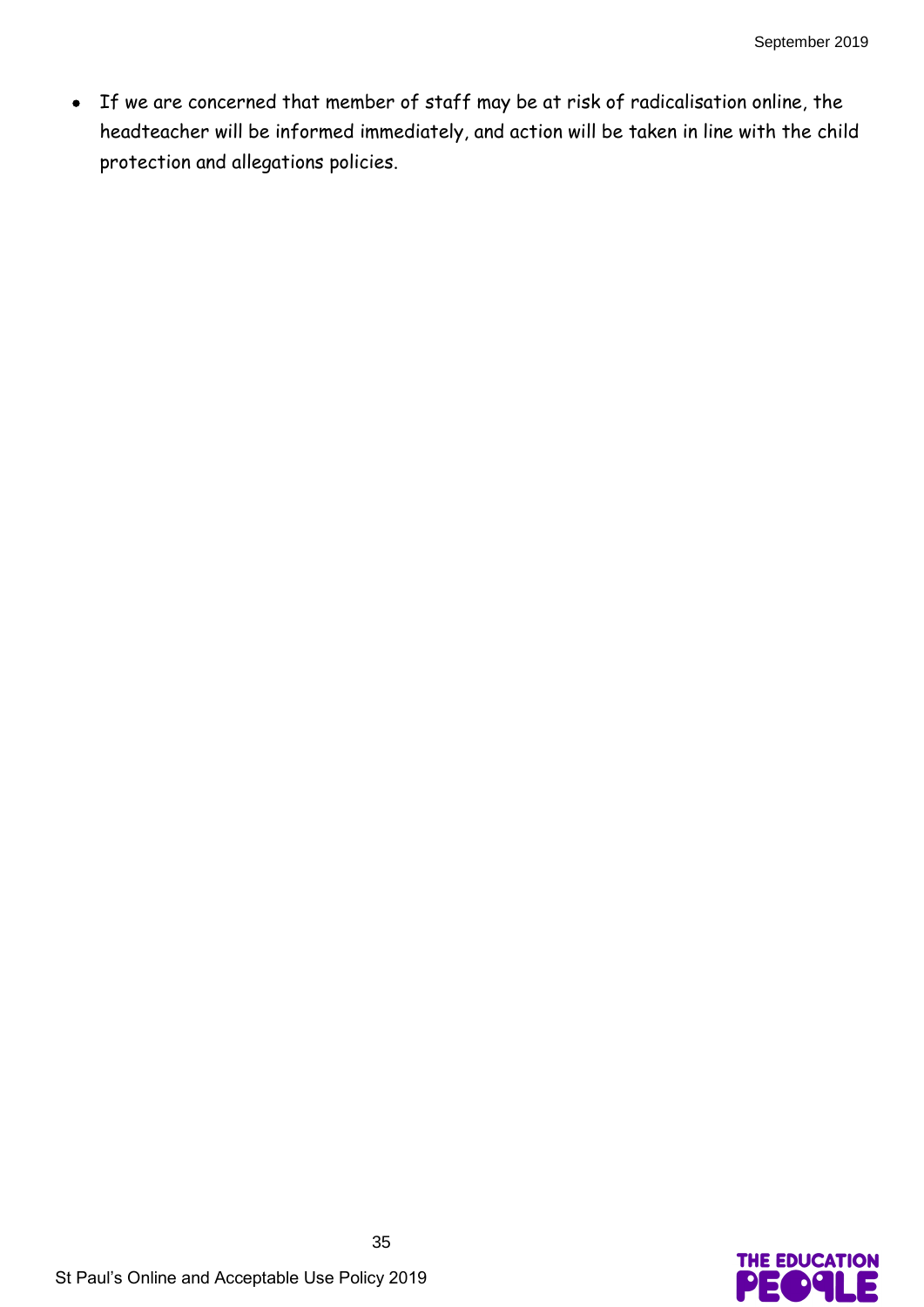- If we are concerned that member of staff may be at risk of radicalisation online, the headteacher will be informed immediately, and action will be taken in line with the child protection and allegations policies.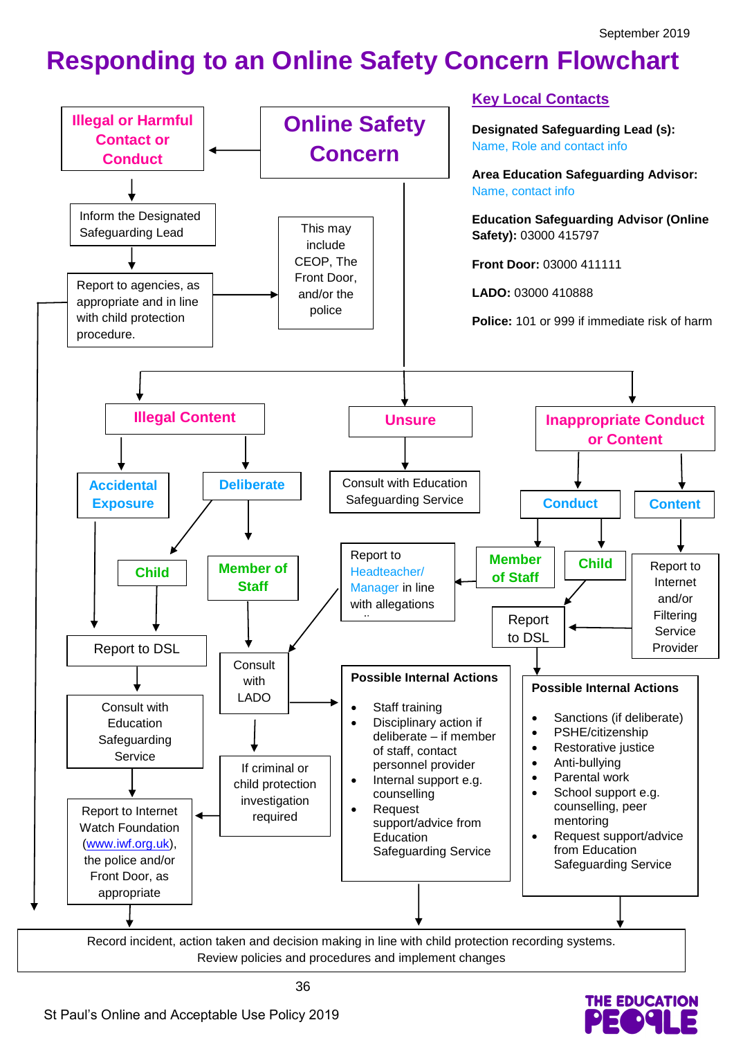September 2019

# Responding to an Online Safety Concern Flowchart

## Online Safety Concern

### Illegal or Harmful Contact or Conduct

- Inform the Designated Safeguarding Lead
- Report to agencies, as appropriate and in line with child protection procedure.
  - This may include CEOP, The Front Door, and/or the police

### Illegal Content

- **Accidental Exposure**
  - Report to DSL
- **Deliberate**
  - **Child**
    - Report to DSL
    - Consult with Education Safeguarding Service
    - Report to Internet Watch Foundation (www.iwf.org.uk), the police and/or Front Door, as appropriate
  - **Member of Staff**
    - Consult with LADO
    - If criminal or child protection investigation required → Report to Internet Watch Foundation (www.iwf.org.uk), the police and/or Front Door, as appropriate
    - Possible Internal Actions (see below)

### Unsure

- Consult with Education Safeguarding Service

### Inappropriate Conduct or Content

- **Conduct**
  - **Member of Staff**
    - Report to Headteacher/ Manager in line with allegations
    - Consult with LADO
  - **Child**
    - Report to DSL
- **Content**
  - Report to Internet and/or Filtering Service Provider
  - Report to DSL

**Possible Internal Actions** (Member of Staff)

- Staff training
- Disciplinary action if deliberate – if member of staff, contact personnel provider
- Internal support e.g. counselling
- Request support/advice from Education Safeguarding Service

**Possible Internal Actions** (Child)

- Sanctions (if deliberate)
- PSHE/citizenship
- Restorative justice
- Anti-bullying
- Parental work
- School support e.g. counselling, peer mentoring
- Request support/advice from Education Safeguarding Service

**All routes:** Record incident, action taken and decision making in line with child protection recording systems. Review policies and procedures and implement changes

## Key Local Contacts

**Designated Safeguarding Lead (s):** Name, Role and contact info

**Area Education Safeguarding Advisor:** Name, contact info

**Education Safeguarding Advisor (Online Safety):** 03000 415797

**Front Door:** 03000 411111

**LADO:** 03000 410888

**Police:** 101 or 999 if immediate risk of harm

St Paul's Online and Acceptable Use Policy 2019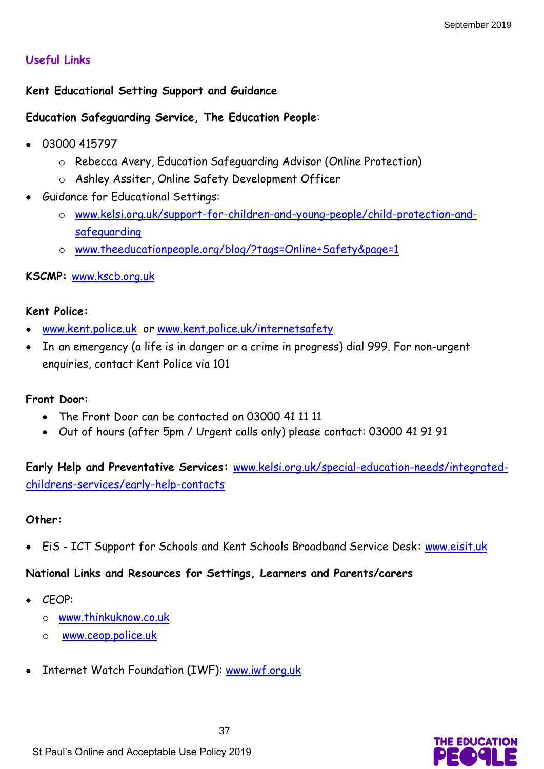## Useful Links

**Kent Educational Setting Support and Guidance**

**Education Safeguarding Service, The Education People**:

- 03000 415797
  - Rebecca Avery, Education Safeguarding Advisor (Online Protection)
  - Ashley Assiter, Online Safety Development Officer
- Guidance for Educational Settings:
  - www.kelsi.org.uk/support-for-children-and-young-people/child-protection-and-safeguarding
  - www.theeducationpeople.org/blog/?tags=Online+Safety&page=1

**KSCMP:** www.kscb.org.uk

**Kent Police:**

- www.kent.police.uk or www.kent.police.uk/internetsafety
- In an emergency (a life is in danger or a crime in progress) dial 999. For non-urgent enquiries, contact Kent Police via 101

**Front Door:**

- The Front Door can be contacted on 03000 41 11 11
- Out of hours (after 5pm / Urgent calls only) please contact: 03000 41 91 91

**Early Help and Preventative Services:** www.kelsi.org.uk/special-education-needs/integrated-childrens-services/early-help-contacts

**Other:**

- EiS - ICT Support for Schools and Kent Schools Broadband Service Desk**:** www.eisit.uk

**National Links and Resources for Settings, Learners and Parents/carers**

- CEOP:
  - www.thinkuknow.co.uk
  - www.ceop.police.uk
- Internet Watch Foundation (IWF): www.iwf.org.uk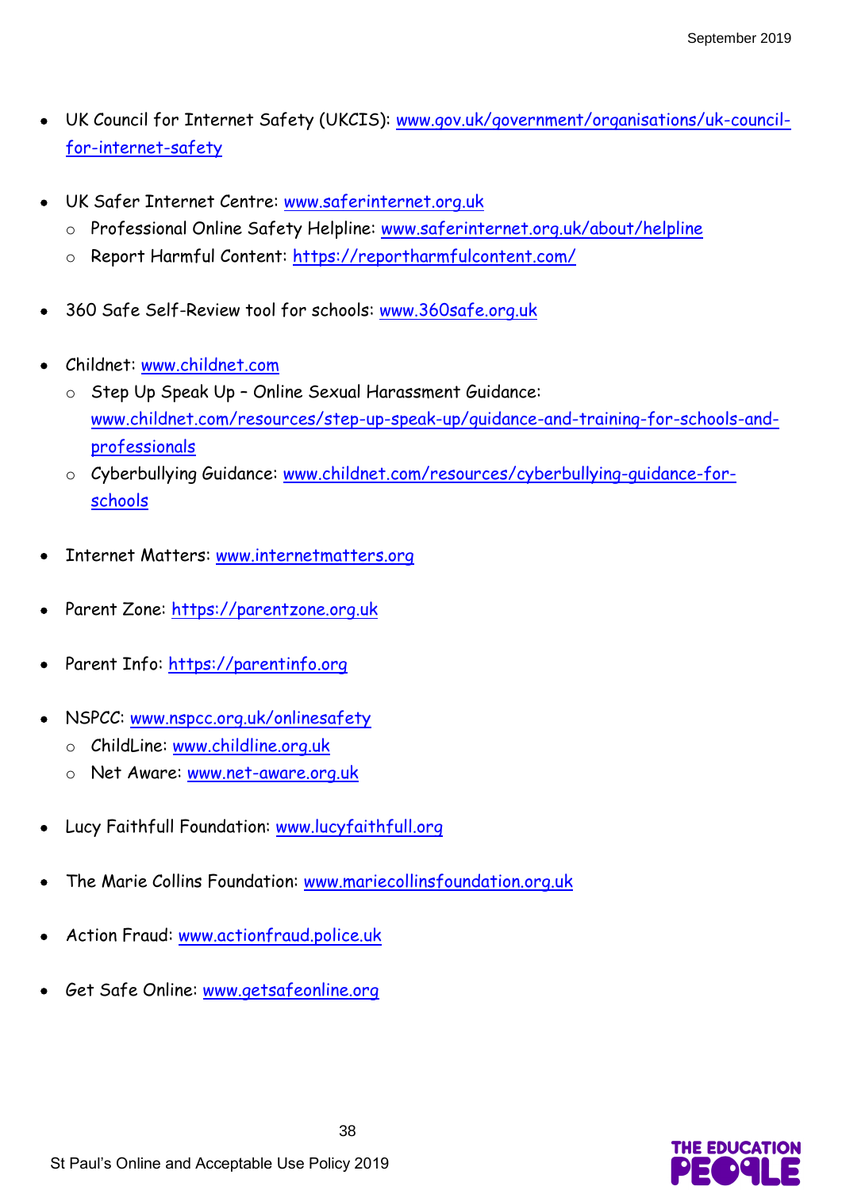- UK Council for Internet Safety (UKCIS): www.gov.uk/government/organisations/uk-council-for-internet-safety

- UK Safer Internet Centre: www.saferinternet.org.uk
  - Professional Online Safety Helpline: www.saferinternet.org.uk/about/helpline
  - Report Harmful Content: https://reportharmfulcontent.com/

- 360 Safe Self-Review tool for schools: www.360safe.org.uk

- Childnet: www.childnet.com
  - Step Up Speak Up – Online Sexual Harassment Guidance: www.childnet.com/resources/step-up-speak-up/guidance-and-training-for-schools-and-professionals
  - Cyberbullying Guidance: www.childnet.com/resources/cyberbullying-guidance-for-schools

- Internet Matters: www.internetmatters.org

- Parent Zone: https://parentzone.org.uk

- Parent Info: https://parentinfo.org

- NSPCC: www.nspcc.org.uk/onlinesafety
  - ChildLine: www.childline.org.uk
  - Net Aware: www.net-aware.org.uk

- Lucy Faithfull Foundation: www.lucyfaithfull.org

- The Marie Collins Foundation: www.mariecollinsfoundation.org.uk

- Action Fraud: www.actionfraud.police.uk

- Get Safe Online: www.getsafeonline.org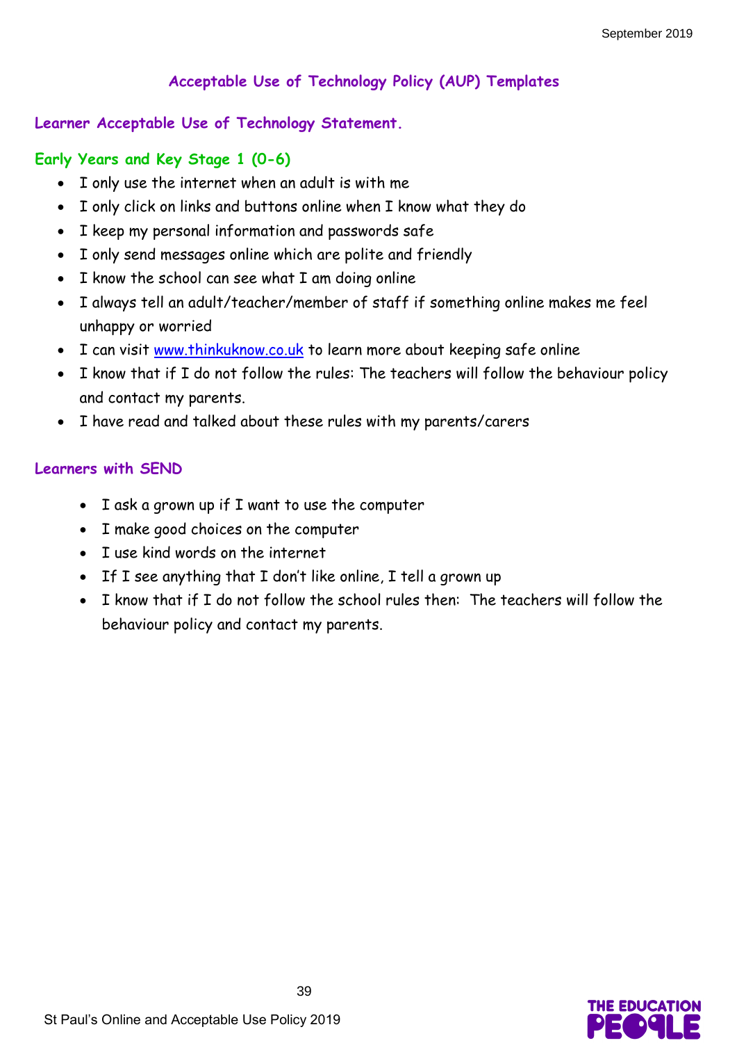# Acceptable Use of Technology Policy (AUP) Templates

## Learner Acceptable Use of Technology Statement.

### Early Years and Key Stage 1 (0-6)

- I only use the internet when an adult is with me
- I only click on links and buttons online when I know what they do
- I keep my personal information and passwords safe
- I only send messages online which are polite and friendly
- I know the school can see what I am doing online
- I always tell an adult/teacher/member of staff if something online makes me feel unhappy or worried
- I can visit [www.thinkuknow.co.uk](www.thinkuknow.co.uk) to learn more about keeping safe online
- I know that if I do not follow the rules: The teachers will follow the behaviour policy and contact my parents.
- I have read and talked about these rules with my parents/carers

### Learners with SEND

- I ask a grown up if I want to use the computer
- I make good choices on the computer
- I use kind words on the internet
- If I see anything that I don't like online, I tell a grown up
- I know that if I do not follow the school rules then: The teachers will follow the behaviour policy and contact my parents.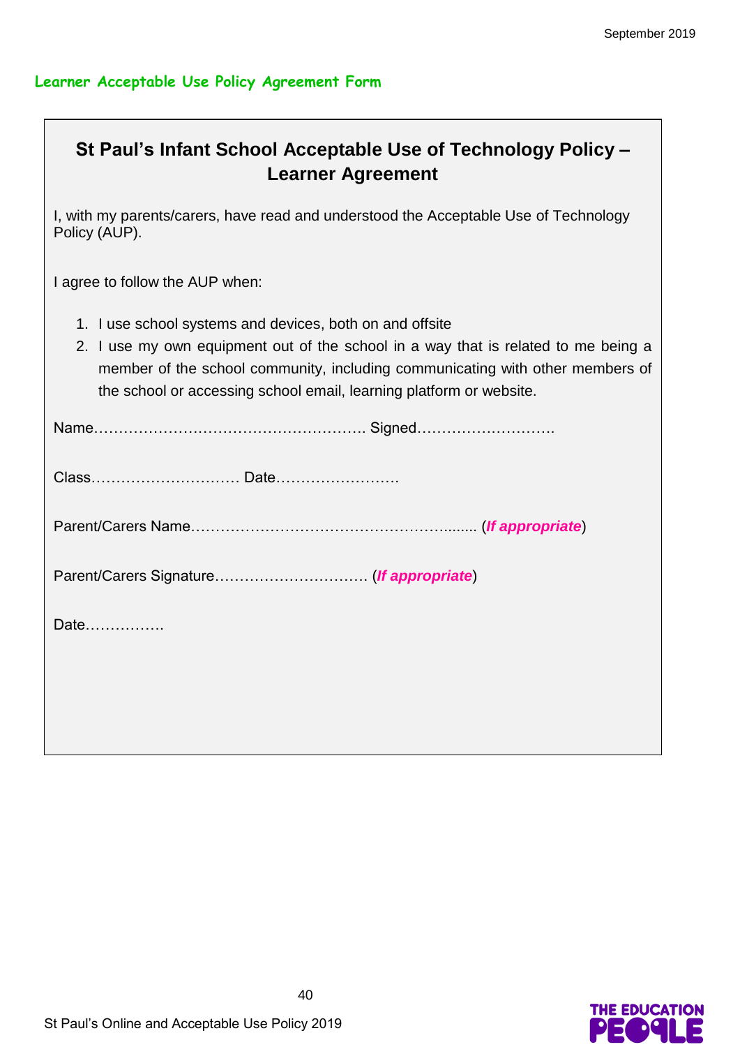## Learner Acceptable Use Policy Agreement Form

### St Paul's Infant School Acceptable Use of Technology Policy – Learner Agreement

I, with my parents/carers, have read and understood the Acceptable Use of Technology Policy (AUP).

I agree to follow the AUP when:

1. I use school systems and devices, both on and offsite
2. I use my own equipment out of the school in a way that is related to me being a member of the school community, including communicating with other members of the school or accessing school email, learning platform or website.

Name……………………………………………… Signed……………………….

Class………………………… Date…………………….

Parent/Carers Name……………………………………………........ (***If appropriate***)

Parent/Carers Signature…………………………. (***If appropriate***)

Date…………….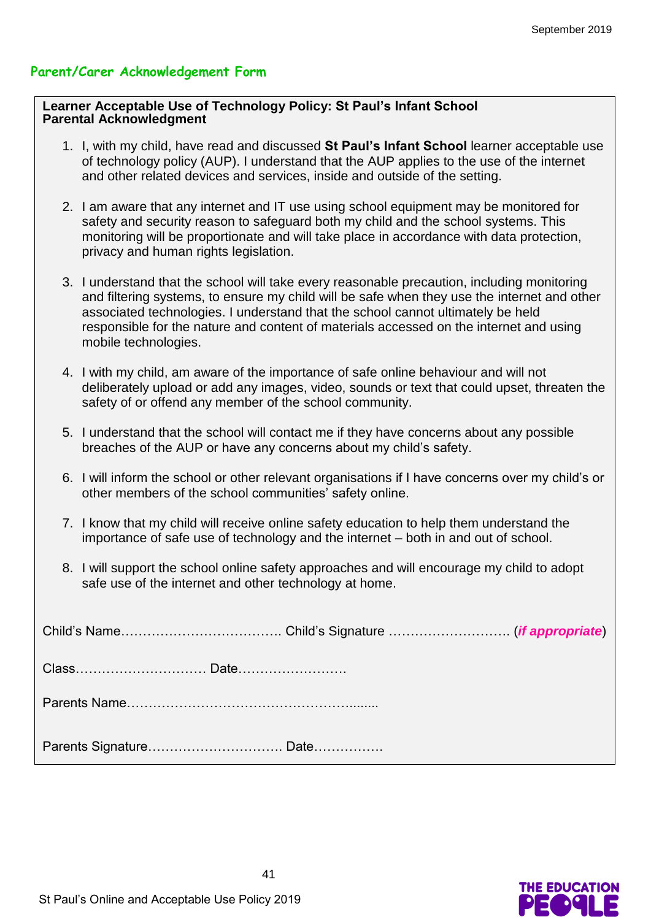## Parent/Carer Acknowledgement Form

**Learner Acceptable Use of Technology Policy: St Paul's Infant School**
**Parental Acknowledgment**

1. I, with my child, have read and discussed **St Paul's Infant School** learner acceptable use of technology policy (AUP). I understand that the AUP applies to the use of the internet and other related devices and services, inside and outside of the setting.

2. I am aware that any internet and IT use using school equipment may be monitored for safety and security reason to safeguard both my child and the school systems. This monitoring will be proportionate and will take place in accordance with data protection, privacy and human rights legislation.

3. I understand that the school will take every reasonable precaution, including monitoring and filtering systems, to ensure my child will be safe when they use the internet and other associated technologies. I understand that the school cannot ultimately be held responsible for the nature and content of materials accessed on the internet and using mobile technologies.

4. I with my child, am aware of the importance of safe online behaviour and will not deliberately upload or add any images, video, sounds or text that could upset, threaten the safety of or offend any member of the school community.

5. I understand that the school will contact me if they have concerns about any possible breaches of the AUP or have any concerns about my child's safety.

6. I will inform the school or other relevant organisations if I have concerns over my child's or other members of the school communities' safety online.

7. I know that my child will receive online safety education to help them understand the importance of safe use of technology and the internet – both in and out of school.

8. I will support the school online safety approaches and will encourage my child to adopt safe use of the internet and other technology at home.

Child's Name………………………………. Child's Signature ………………………. (***if appropriate***)

Class………………………… Date…………………….

Parents Name……………………………………………........

Parents Signature…………………………. Date…………….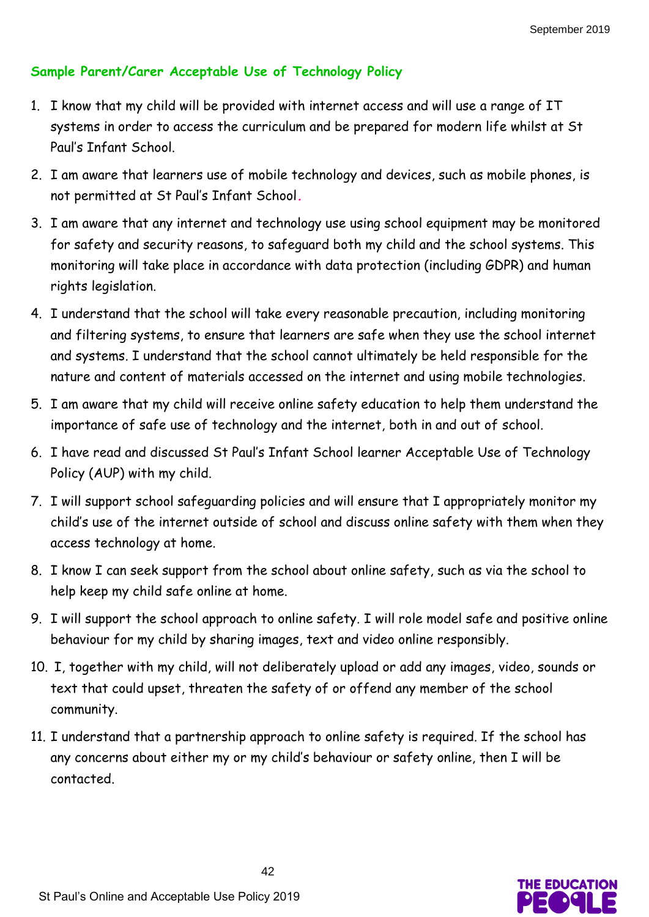### Sample Parent/Carer Acceptable Use of Technology Policy

1. I know that my child will be provided with internet access and will use a range of IT systems in order to access the curriculum and be prepared for modern life whilst at St Paul's Infant School.
2. I am aware that learners use of mobile technology and devices, such as mobile phones, is not permitted at St Paul's Infant School.
3. I am aware that any internet and technology use using school equipment may be monitored for safety and security reasons, to safeguard both my child and the school systems. This monitoring will take place in accordance with data protection (including GDPR) and human rights legislation.
4. I understand that the school will take every reasonable precaution, including monitoring and filtering systems, to ensure that learners are safe when they use the school internet and systems. I understand that the school cannot ultimately be held responsible for the nature and content of materials accessed on the internet and using mobile technologies.
5. I am aware that my child will receive online safety education to help them understand the importance of safe use of technology and the internet, both in and out of school.
6. I have read and discussed St Paul's Infant School learner Acceptable Use of Technology Policy (AUP) with my child.
7. I will support school safeguarding policies and will ensure that I appropriately monitor my child's use of the internet outside of school and discuss online safety with them when they access technology at home.
8. I know I can seek support from the school about online safety, such as via the school to help keep my child safe online at home.
9. I will support the school approach to online safety. I will role model safe and positive online behaviour for my child by sharing images, text and video online responsibly.
10. I, together with my child, will not deliberately upload or add any images, video, sounds or text that could upset, threaten the safety of or offend any member of the school community.
11. I understand that a partnership approach to online safety is required. If the school has any concerns about either my or my child's behaviour or safety online, then I will be contacted.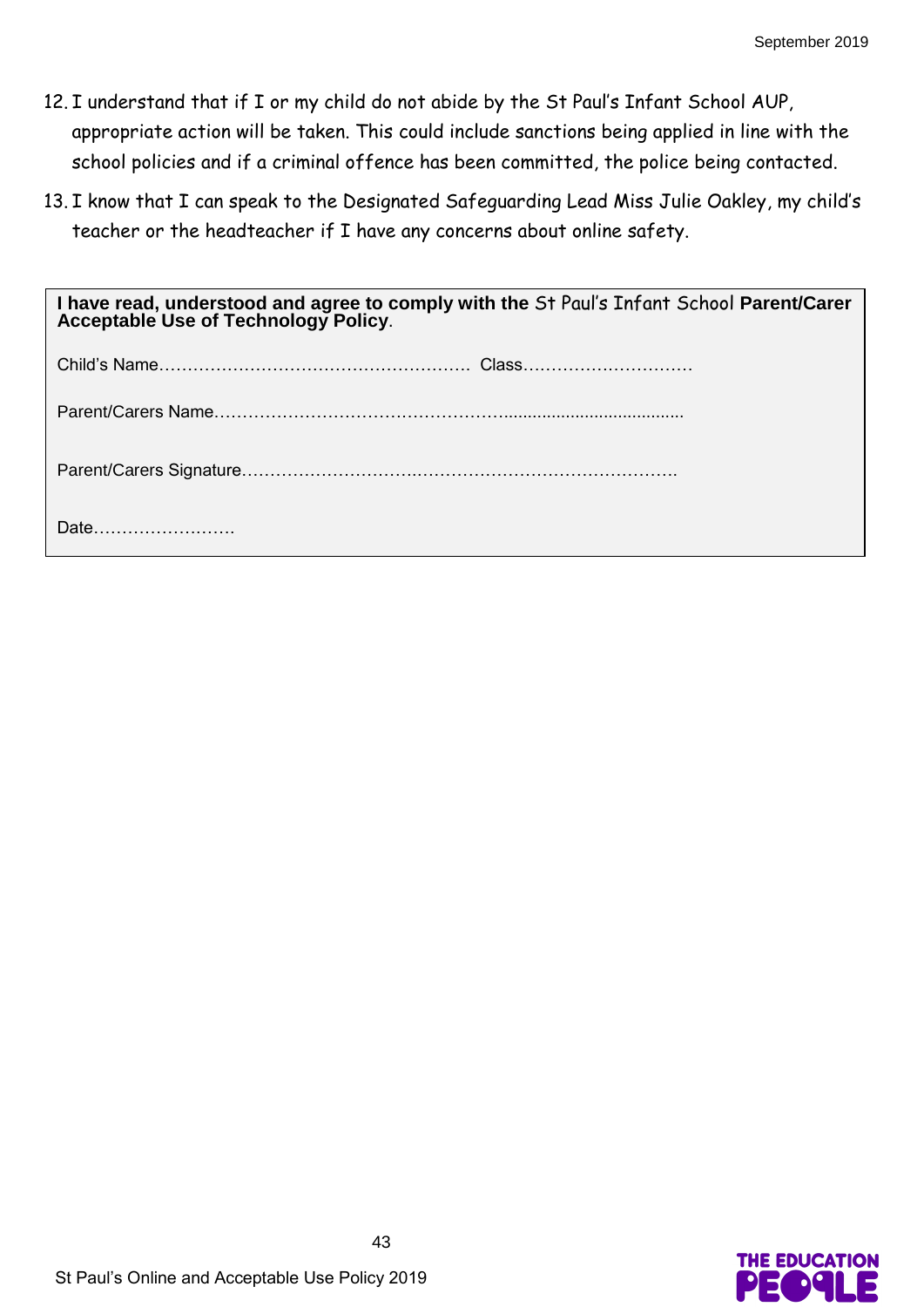12. I understand that if I or my child do not abide by the St Paul's Infant School AUP, appropriate action will be taken. This could include sanctions being applied in line with the school policies and if a criminal offence has been committed, the police being contacted.
13. I know that I can speak to the Designated Safeguarding Lead Miss Julie Oakley, my child's teacher or the headteacher if I have any concerns about online safety.

**I have read, understood and agree to comply with the** St Paul's Infant School **Parent/Carer Acceptable Use of Technology Policy**.

Child's Name……………………………………………… Class…………………………

Parent/Carers Name……………………………………………......................................

Parent/Carers Signature…………………………………………………………………….

Date…………………….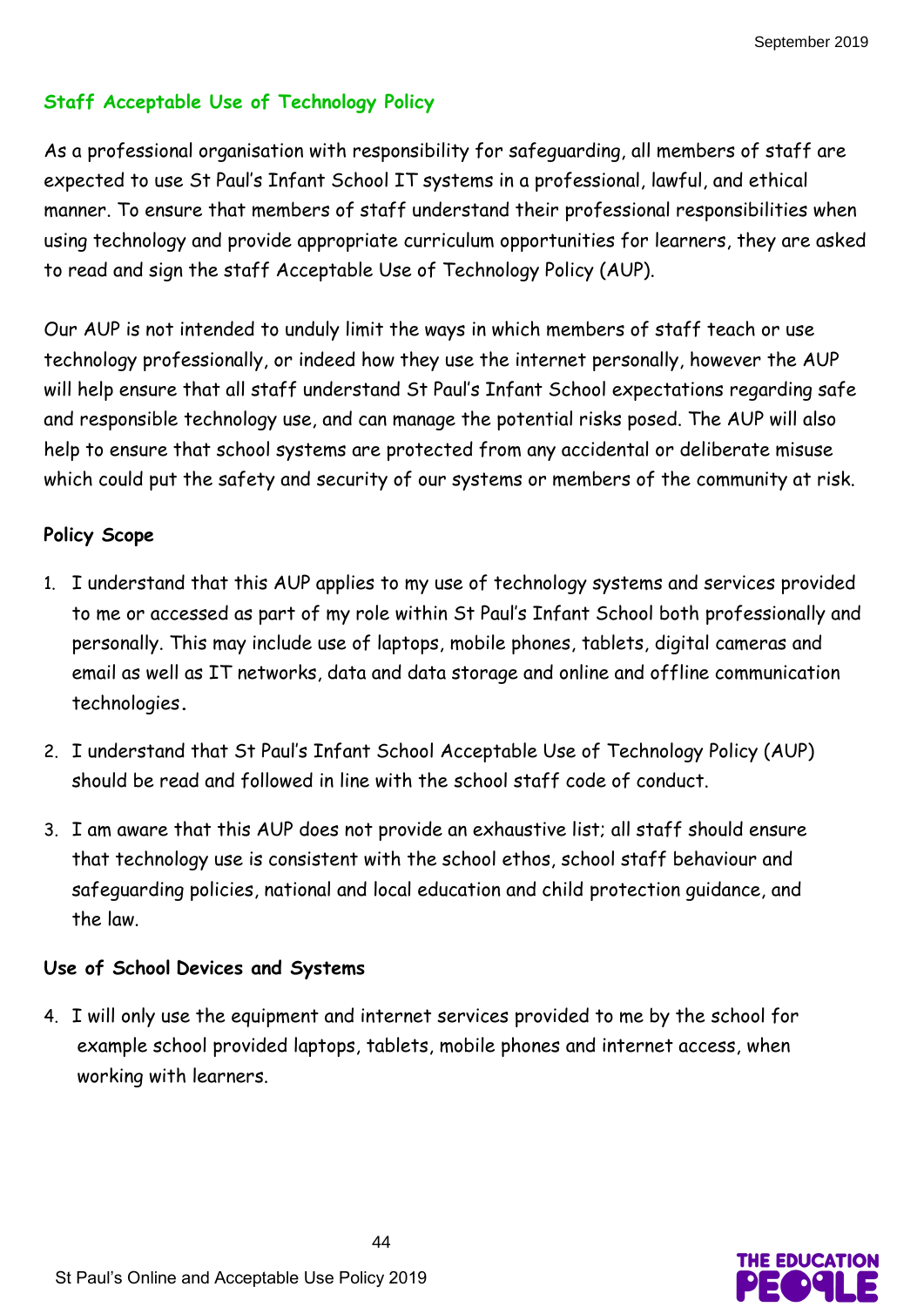## Staff Acceptable Use of Technology Policy

As a professional organisation with responsibility for safeguarding, all members of staff are expected to use St Paul's Infant School IT systems in a professional, lawful, and ethical manner. To ensure that members of staff understand their professional responsibilities when using technology and provide appropriate curriculum opportunities for learners, they are asked to read and sign the staff Acceptable Use of Technology Policy (AUP).

Our AUP is not intended to unduly limit the ways in which members of staff teach or use technology professionally, or indeed how they use the internet personally, however the AUP will help ensure that all staff understand St Paul's Infant School expectations regarding safe and responsible technology use, and can manage the potential risks posed. The AUP will also help to ensure that school systems are protected from any accidental or deliberate misuse which could put the safety and security of our systems or members of the community at risk.

### Policy Scope

1. I understand that this AUP applies to my use of technology systems and services provided to me or accessed as part of my role within St Paul's Infant School both professionally and personally. This may include use of laptops, mobile phones, tablets, digital cameras and email as well as IT networks, data and data storage and online and offline communication technologies.
2. I understand that St Paul's Infant School Acceptable Use of Technology Policy (AUP) should be read and followed in line with the school staff code of conduct.
3. I am aware that this AUP does not provide an exhaustive list; all staff should ensure that technology use is consistent with the school ethos, school staff behaviour and safeguarding policies, national and local education and child protection guidance, and the law.

### Use of School Devices and Systems

4. I will only use the equipment and internet services provided to me by the school for example school provided laptops, tablets, mobile phones and internet access, when working with learners.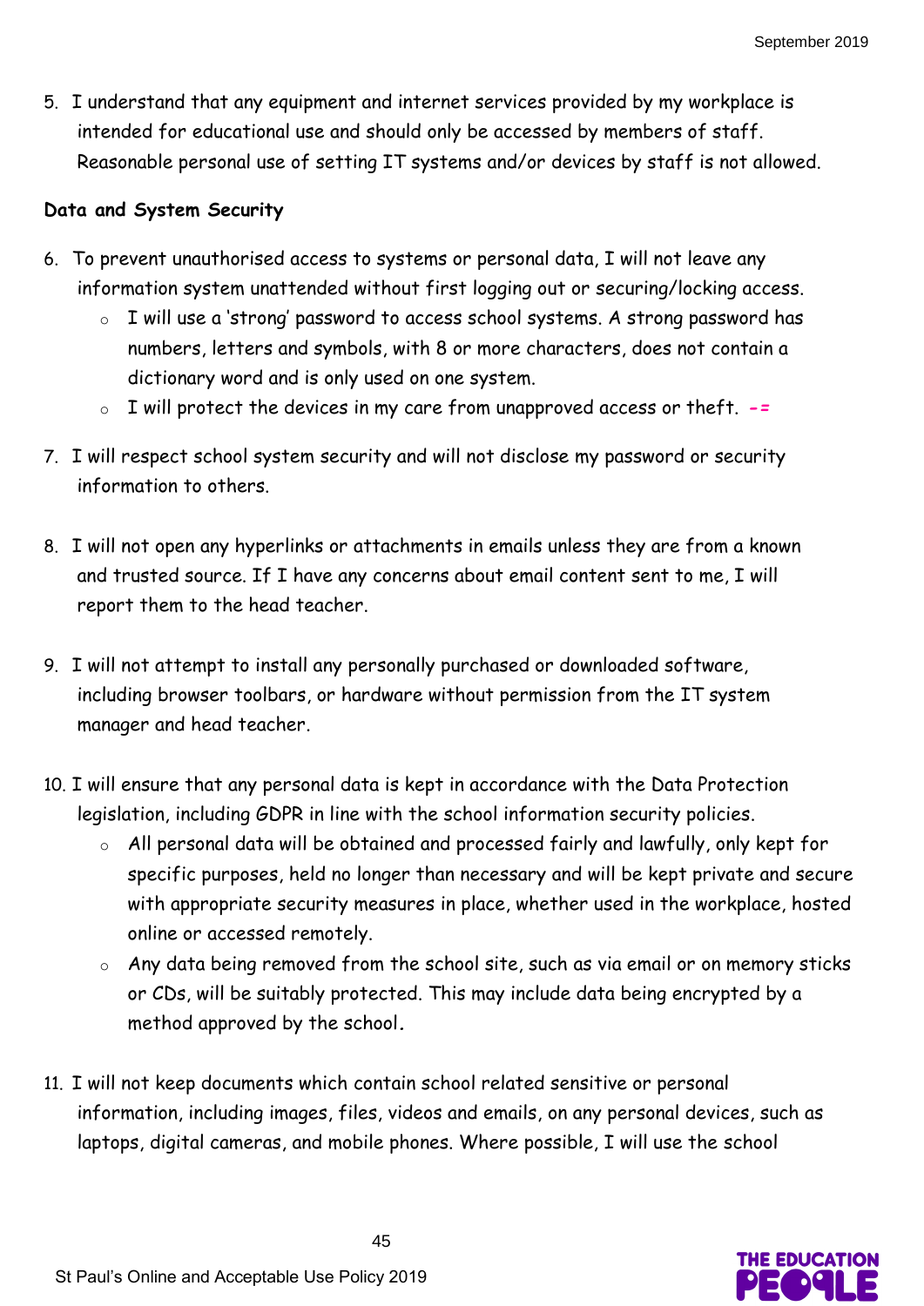5. I understand that any equipment and internet services provided by my workplace is intended for educational use and should only be accessed by members of staff. Reasonable personal use of setting IT systems and/or devices by staff is not allowed.

**Data and System Security**

6. To prevent unauthorised access to systems or personal data, I will not leave any information system unattended without first logging out or securing/locking access.
   - I will use a 'strong' password to access school systems. A strong password has numbers, letters and symbols, with 8 or more characters, does not contain a dictionary word and is only used on one system.
   - I will protect the devices in my care from unapproved access or theft. -=

7. I will respect school system security and will not disclose my password or security information to others.

8. I will not open any hyperlinks or attachments in emails unless they are from a known and trusted source. If I have any concerns about email content sent to me, I will report them to the head teacher.

9. I will not attempt to install any personally purchased or downloaded software, including browser toolbars, or hardware without permission from the IT system manager and head teacher.

10. I will ensure that any personal data is kept in accordance with the Data Protection legislation, including GDPR in line with the school information security policies.
    - All personal data will be obtained and processed fairly and lawfully, only kept for specific purposes, held no longer than necessary and will be kept private and secure with appropriate security measures in place, whether used in the workplace, hosted online or accessed remotely.
    - Any data being removed from the school site, such as via email or on memory sticks or CDs, will be suitably protected. This may include data being encrypted by a method approved by the school.

11. I will not keep documents which contain school related sensitive or personal information, including images, files, videos and emails, on any personal devices, such as laptops, digital cameras, and mobile phones. Where possible, I will use the school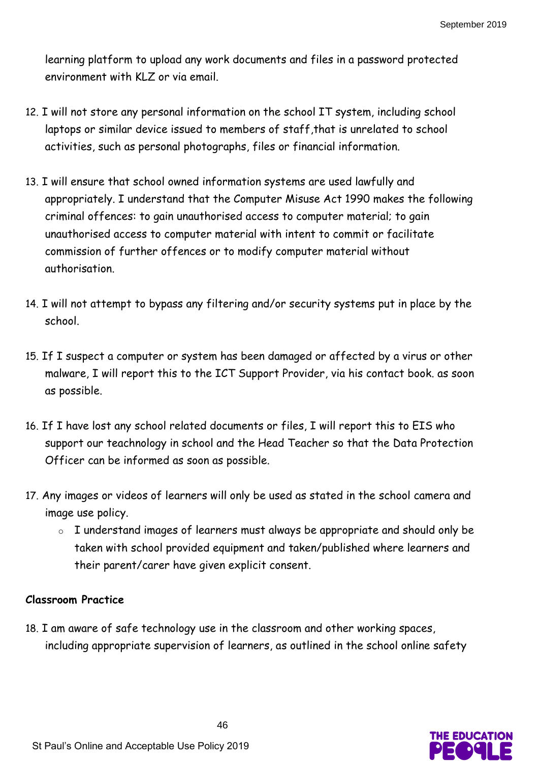learning platform to upload any work documents and files in a password protected environment with KLZ or via email.

12. I will not store any personal information on the school IT system, including school laptops or similar device issued to members of staff,that is unrelated to school activities, such as personal photographs, files or financial information.

13. I will ensure that school owned information systems are used lawfully and appropriately. I understand that the Computer Misuse Act 1990 makes the following criminal offences: to gain unauthorised access to computer material; to gain unauthorised access to computer material with intent to commit or facilitate commission of further offences or to modify computer material without authorisation.

14. I will not attempt to bypass any filtering and/or security systems put in place by the school.

15. If I suspect a computer or system has been damaged or affected by a virus or other malware, I will report this to the ICT Support Provider, via his contact book. as soon as possible.

16. If I have lost any school related documents or files, I will report this to EIS who support our teachnology in school and the Head Teacher so that the Data Protection Officer can be informed as soon as possible.

17. Any images or videos of learners will only be used as stated in the school camera and image use policy.
    - I understand images of learners must always be appropriate and should only be taken with school provided equipment and taken/published where learners and their parent/carer have given explicit consent.

**Classroom Practice**

18. I am aware of safe technology use in the classroom and other working spaces, including appropriate supervision of learners, as outlined in the school online safety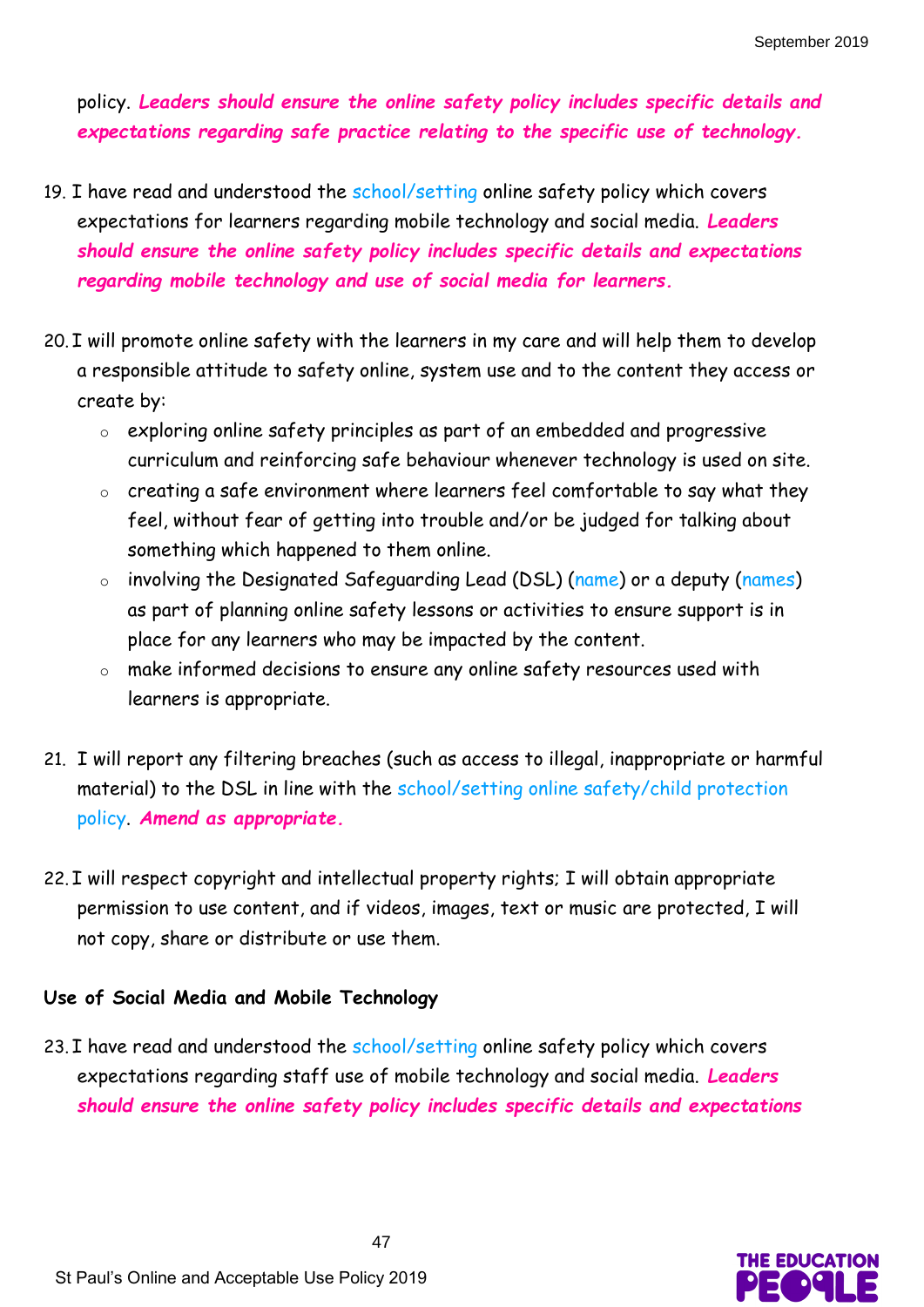policy. ***Leaders should ensure the online safety policy includes specific details and expectations regarding safe practice relating to the specific use of technology.***

19. I have read and understood the school/setting online safety policy which covers expectations for learners regarding mobile technology and social media. ***Leaders should ensure the online safety policy includes specific details and expectations regarding mobile technology and use of social media for learners.***

20. I will promote online safety with the learners in my care and will help them to develop a responsible attitude to safety online, system use and to the content they access or create by:
    - exploring online safety principles as part of an embedded and progressive curriculum and reinforcing safe behaviour whenever technology is used on site.
    - creating a safe environment where learners feel comfortable to say what they feel, without fear of getting into trouble and/or be judged for talking about something which happened to them online.
    - involving the Designated Safeguarding Lead (DSL) (name) or a deputy (names) as part of planning online safety lessons or activities to ensure support is in place for any learners who may be impacted by the content.
    - make informed decisions to ensure any online safety resources used with learners is appropriate.

21. I will report any filtering breaches (such as access to illegal, inappropriate or harmful material) to the DSL in line with the school/setting online safety/child protection policy. ***Amend as appropriate.***

22. I will respect copyright and intellectual property rights; I will obtain appropriate permission to use content, and if videos, images, text or music are protected, I will not copy, share or distribute or use them.

**Use of Social Media and Mobile Technology**

23. I have read and understood the school/setting online safety policy which covers expectations regarding staff use of mobile technology and social media. ***Leaders should ensure the online safety policy includes specific details and expectations***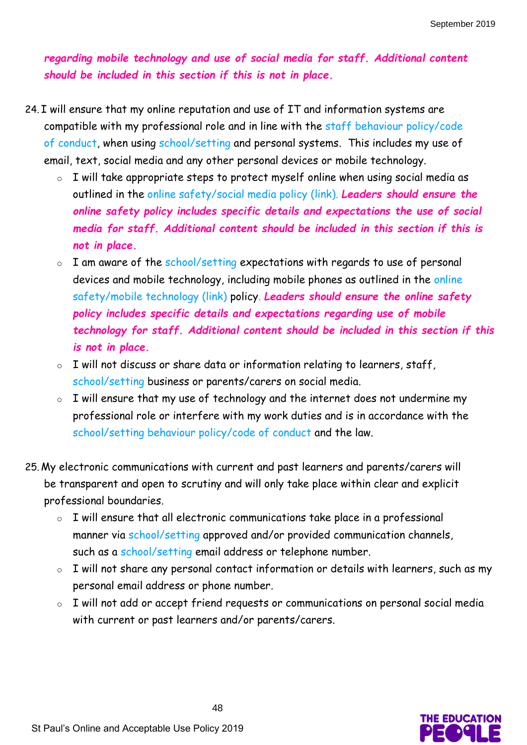***regarding mobile technology and use of social media for staff. Additional content should be included in this section if this is not in place.***

24. I will ensure that my online reputation and use of IT and information systems are compatible with my professional role and in line with the staff behaviour policy/code of conduct, when using school/setting and personal systems. This includes my use of email, text, social media and any other personal devices or mobile technology.
    - I will take appropriate steps to protect myself online when using social media as outlined in the online safety/social media policy (link). ***Leaders should ensure the online safety policy includes specific details and expectations the use of social media for staff. Additional content should be included in this section if this is not in place.***
    - I am aware of the school/setting expectations with regards to use of personal devices and mobile technology, including mobile phones as outlined in the online safety/mobile technology (link) policy. ***Leaders should ensure the online safety policy includes specific details and expectations regarding use of mobile technology for staff. Additional content should be included in this section if this is not in place.***
    - I will not discuss or share data or information relating to learners, staff, school/setting business or parents/carers on social media.
    - I will ensure that my use of technology and the internet does not undermine my professional role or interfere with my work duties and is in accordance with the school/setting behaviour policy/code of conduct and the law.

25. My electronic communications with current and past learners and parents/carers will be transparent and open to scrutiny and will only take place within clear and explicit professional boundaries.
    - I will ensure that all electronic communications take place in a professional manner via school/setting approved and/or provided communication channels, such as a school/setting email address or telephone number.
    - I will not share any personal contact information or details with learners, such as my personal email address or phone number.
    - I will not add or accept friend requests or communications on personal social media with current or past learners and/or parents/carers.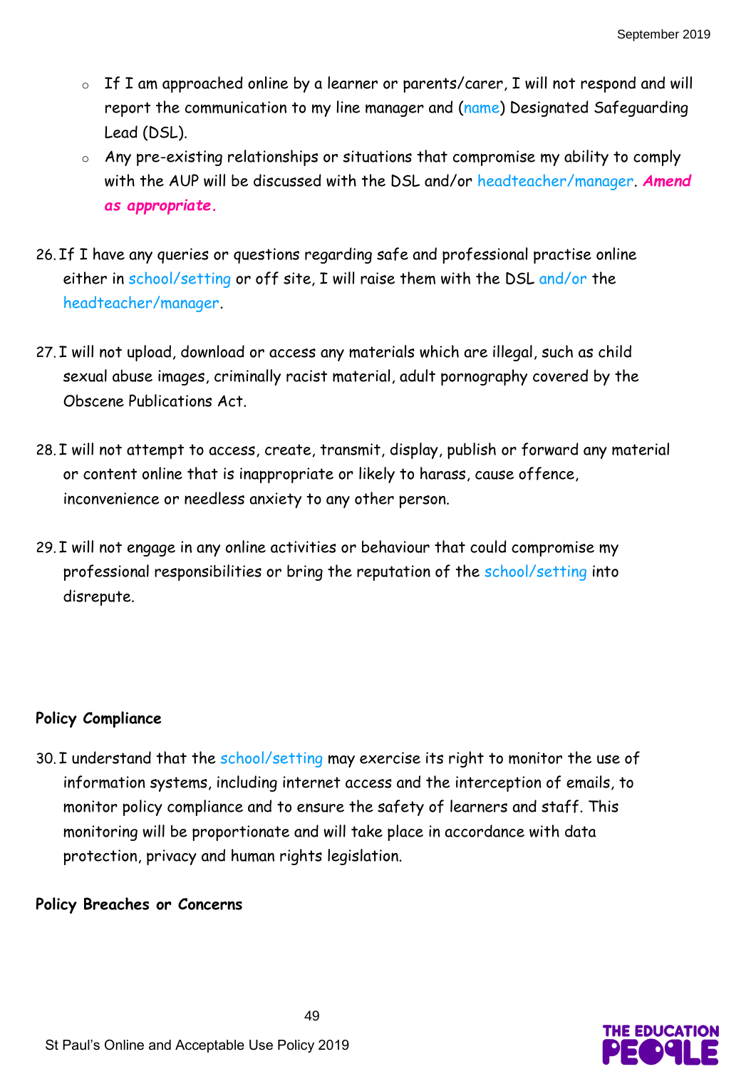- If I am approached online by a learner or parents/carer, I will not respond and will report the communication to my line manager and (name) Designated Safeguarding Lead (DSL).
- Any pre-existing relationships or situations that compromise my ability to comply with the AUP will be discussed with the DSL and/or headteacher/manager. ***Amend as appropriate.***

26. If I have any queries or questions regarding safe and professional practise online either in school/setting or off site, I will raise them with the DSL and/or the headteacher/manager.

27. I will not upload, download or access any materials which are illegal, such as child sexual abuse images, criminally racist material, adult pornography covered by the Obscene Publications Act.

28. I will not attempt to access, create, transmit, display, publish or forward any material or content online that is inappropriate or likely to harass, cause offence, inconvenience or needless anxiety to any other person.

29. I will not engage in any online activities or behaviour that could compromise my professional responsibilities or bring the reputation of the school/setting into disrepute.

**Policy Compliance**

30. I understand that the school/setting may exercise its right to monitor the use of information systems, including internet access and the interception of emails, to monitor policy compliance and to ensure the safety of learners and staff. This monitoring will be proportionate and will take place in accordance with data protection, privacy and human rights legislation.

**Policy Breaches or Concerns**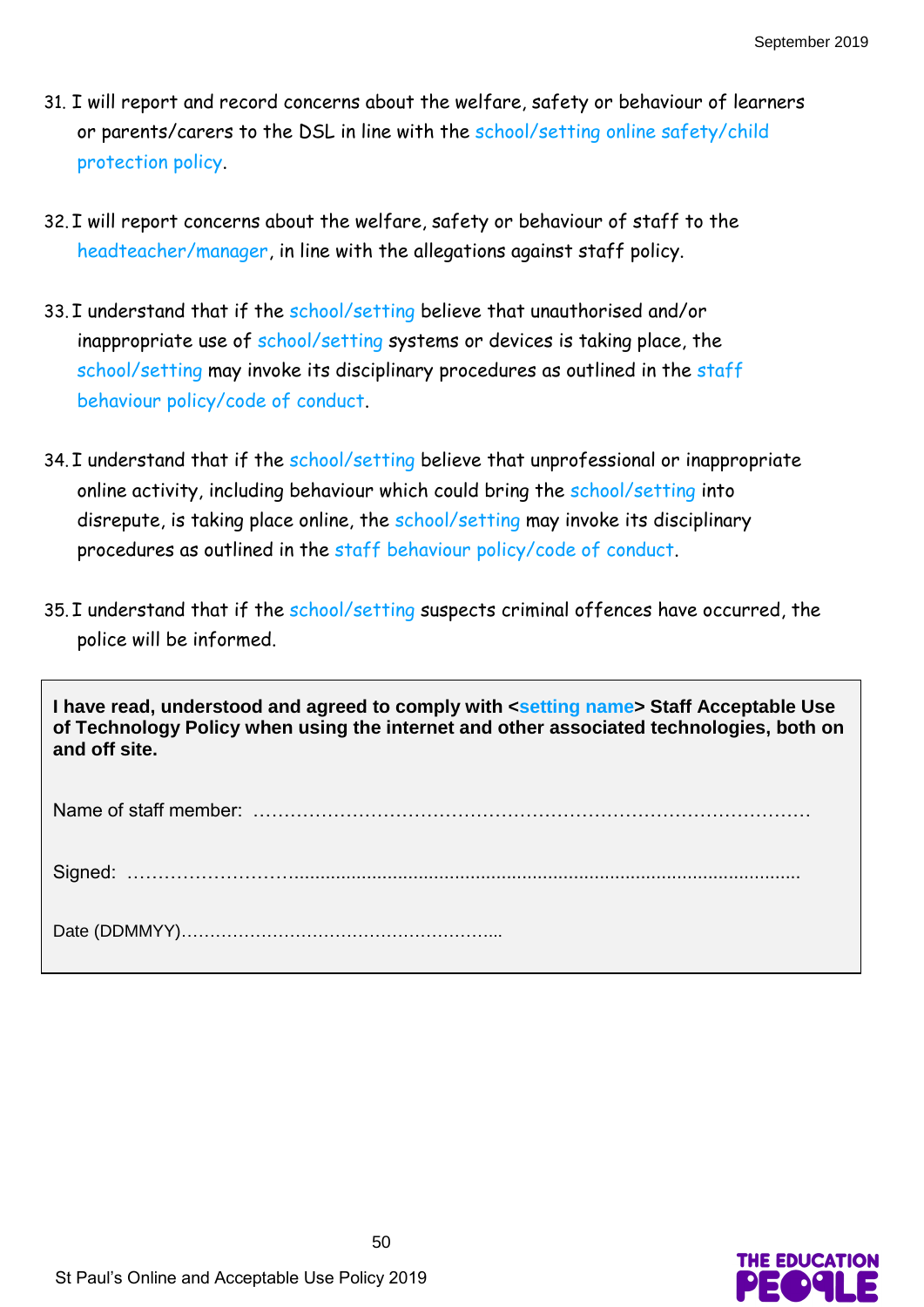31. I will report and record concerns about the welfare, safety or behaviour of learners or parents/carers to the DSL in line with the school/setting online safety/child protection policy.

32. I will report concerns about the welfare, safety or behaviour of staff to the headteacher/manager, in line with the allegations against staff policy.

33. I understand that if the school/setting believe that unauthorised and/or inappropriate use of school/setting systems or devices is taking place, the school/setting may invoke its disciplinary procedures as outlined in the staff behaviour policy/code of conduct.

34. I understand that if the school/setting believe that unprofessional or inappropriate online activity, including behaviour which could bring the school/setting into disrepute, is taking place online, the school/setting may invoke its disciplinary procedures as outlined in the staff behaviour policy/code of conduct.

35. I understand that if the school/setting suspects criminal offences have occurred, the police will be informed.

**I have read, understood and agreed to comply with <setting name> Staff Acceptable Use of Technology Policy when using the internet and other associated technologies, both on and off site.**

Name of staff member: ……………………………………………………………………………

Signed: ……………………….........................................................................................

Date (DDMMYY)………………………………………………...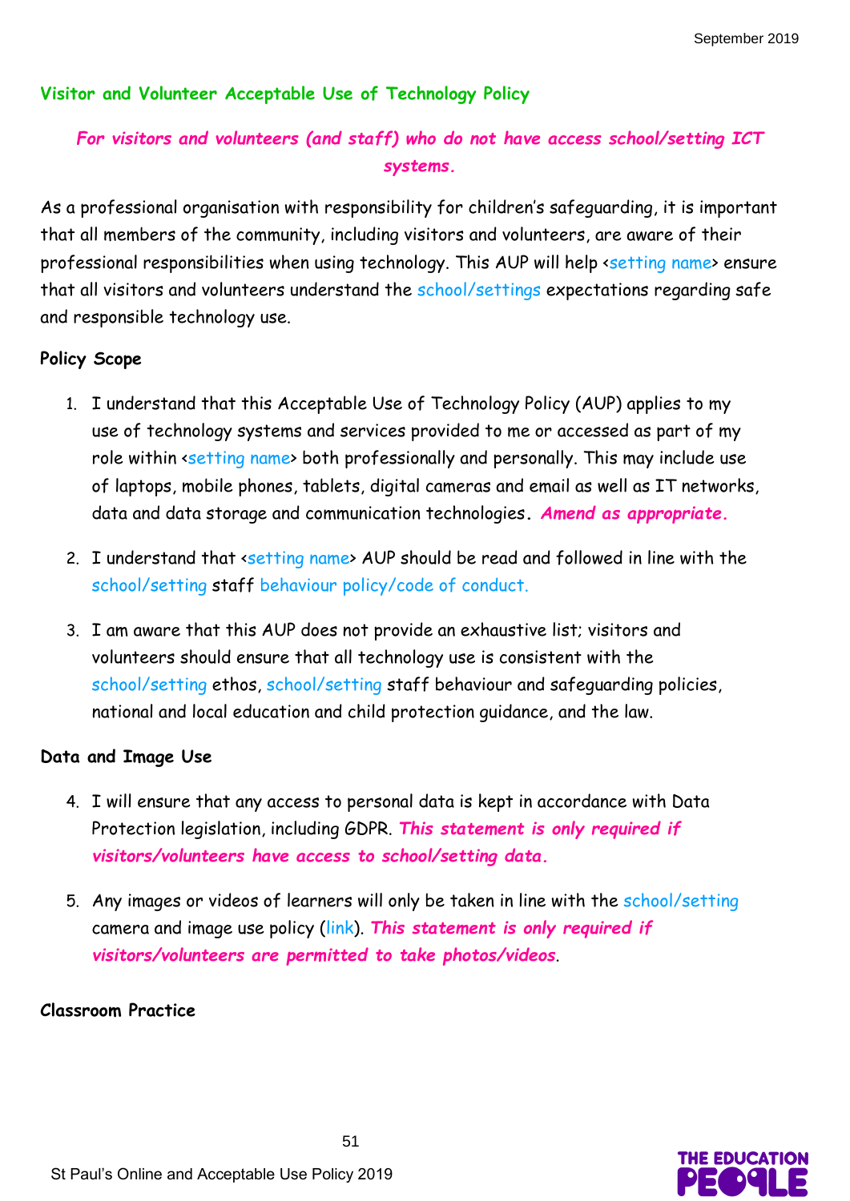## Visitor and Volunteer Acceptable Use of Technology Policy

***For visitors and volunteers (and staff) who do not have access school/setting ICT systems.***

As a professional organisation with responsibility for children's safeguarding, it is important that all members of the community, including visitors and volunteers, are aware of their professional responsibilities when using technology. This AUP will help <setting name> ensure that all visitors and volunteers understand the school/settings expectations regarding safe and responsible technology use.

### Policy Scope

1. I understand that this Acceptable Use of Technology Policy (AUP) applies to my use of technology systems and services provided to me or accessed as part of my role within <setting name> both professionally and personally. This may include use of laptops, mobile phones, tablets, digital cameras and email as well as IT networks, data and data storage and communication technologies. ***Amend as appropriate.***

2. I understand that <setting name> AUP should be read and followed in line with the school/setting staff behaviour policy/code of conduct.

3. I am aware that this AUP does not provide an exhaustive list; visitors and volunteers should ensure that all technology use is consistent with the school/setting ethos, school/setting staff behaviour and safeguarding policies, national and local education and child protection guidance, and the law.

### Data and Image Use

4. I will ensure that any access to personal data is kept in accordance with Data Protection legislation, including GDPR. ***This statement is only required if visitors/volunteers have access to school/setting data.***

5. Any images or videos of learners will only be taken in line with the school/setting camera and image use policy (link). ***This statement is only required if visitors/volunteers are permitted to take photos/videos***.

### Classroom Practice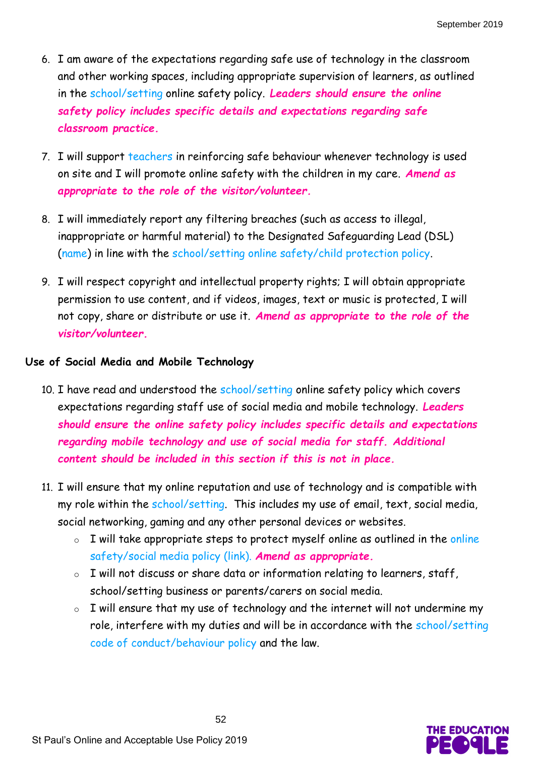6. I am aware of the expectations regarding safe use of technology in the classroom and other working spaces, including appropriate supervision of learners, as outlined in the school/setting online safety policy. ***Leaders should ensure the online safety policy includes specific details and expectations regarding safe classroom practice.***

7. I will support teachers in reinforcing safe behaviour whenever technology is used on site and I will promote online safety with the children in my care. ***Amend as appropriate to the role of the visitor/volunteer.***

8. I will immediately report any filtering breaches (such as access to illegal, inappropriate or harmful material) to the Designated Safeguarding Lead (DSL) (name) in line with the school/setting online safety/child protection policy.

9. I will respect copyright and intellectual property rights; I will obtain appropriate permission to use content, and if videos, images, text or music is protected, I will not copy, share or distribute or use it. ***Amend as appropriate to the role of the visitor/volunteer.***

**Use of Social Media and Mobile Technology**

10. I have read and understood the school/setting online safety policy which covers expectations regarding staff use of social media and mobile technology. ***Leaders should ensure the online safety policy includes specific details and expectations regarding mobile technology and use of social media for staff. Additional content should be included in this section if this is not in place.***

11. I will ensure that my online reputation and use of technology and is compatible with my role within the school/setting. This includes my use of email, text, social media, social networking, gaming and any other personal devices or websites.
    - I will take appropriate steps to protect myself online as outlined in the online safety/social media policy (link). ***Amend as appropriate.***
    - I will not discuss or share data or information relating to learners, staff, school/setting business or parents/carers on social media.
    - I will ensure that my use of technology and the internet will not undermine my role, interfere with my duties and will be in accordance with the school/setting code of conduct/behaviour policy and the law.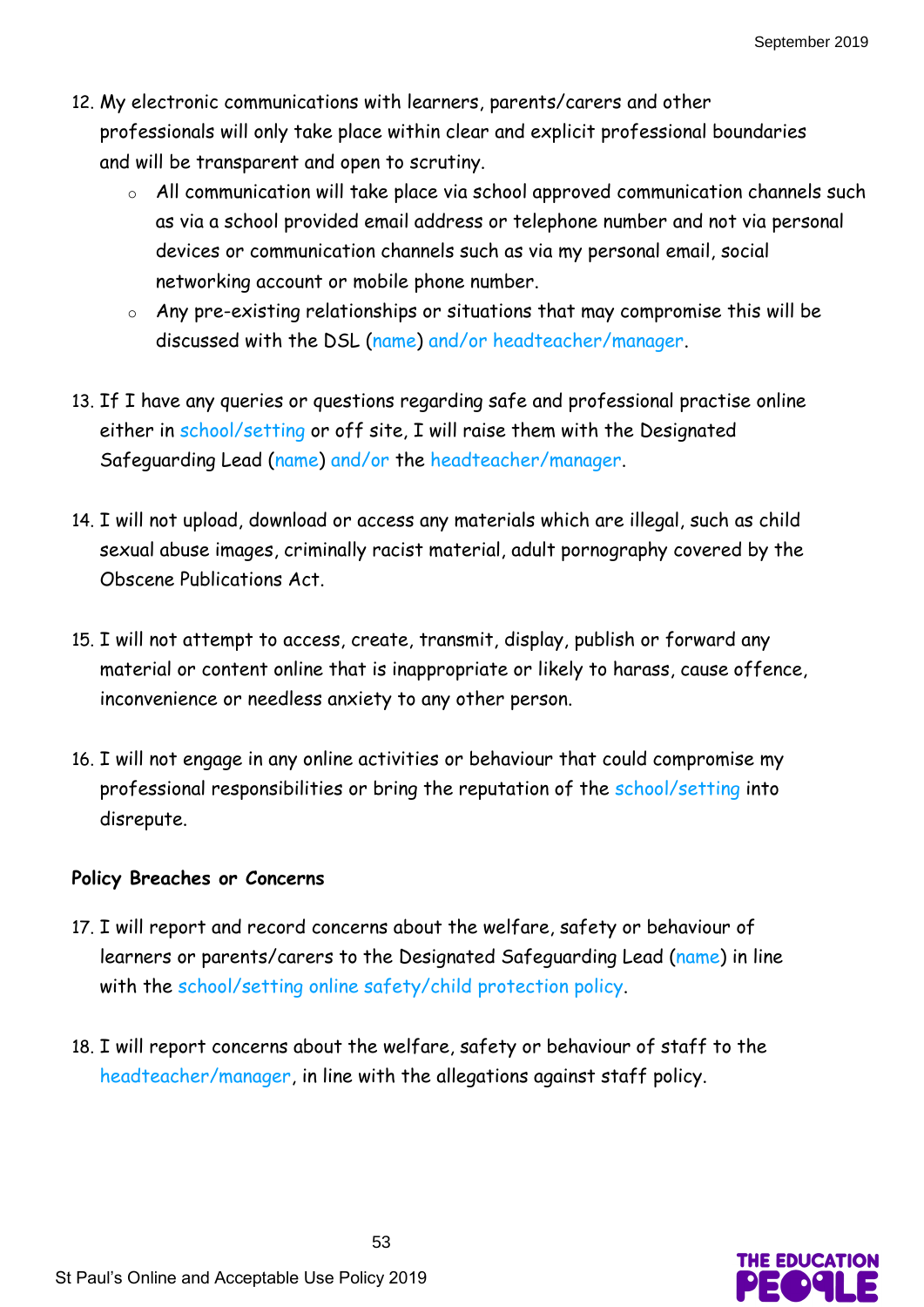12. My electronic communications with learners, parents/carers and other professionals will only take place within clear and explicit professional boundaries and will be transparent and open to scrutiny.
    - All communication will take place via school approved communication channels such as via a school provided email address or telephone number and not via personal devices or communication channels such as via my personal email, social networking account or mobile phone number.
    - Any pre-existing relationships or situations that may compromise this will be discussed with the DSL (name) and/or headteacher/manager.

13. If I have any queries or questions regarding safe and professional practise online either in school/setting or off site, I will raise them with the Designated Safeguarding Lead (name) and/or the headteacher/manager.

14. I will not upload, download or access any materials which are illegal, such as child sexual abuse images, criminally racist material, adult pornography covered by the Obscene Publications Act.

15. I will not attempt to access, create, transmit, display, publish or forward any material or content online that is inappropriate or likely to harass, cause offence, inconvenience or needless anxiety to any other person.

16. I will not engage in any online activities or behaviour that could compromise my professional responsibilities or bring the reputation of the school/setting into disrepute.

**Policy Breaches or Concerns**

17. I will report and record concerns about the welfare, safety or behaviour of learners or parents/carers to the Designated Safeguarding Lead (name) in line with the school/setting online safety/child protection policy.

18. I will report concerns about the welfare, safety or behaviour of staff to the headteacher/manager, in line with the allegations against staff policy.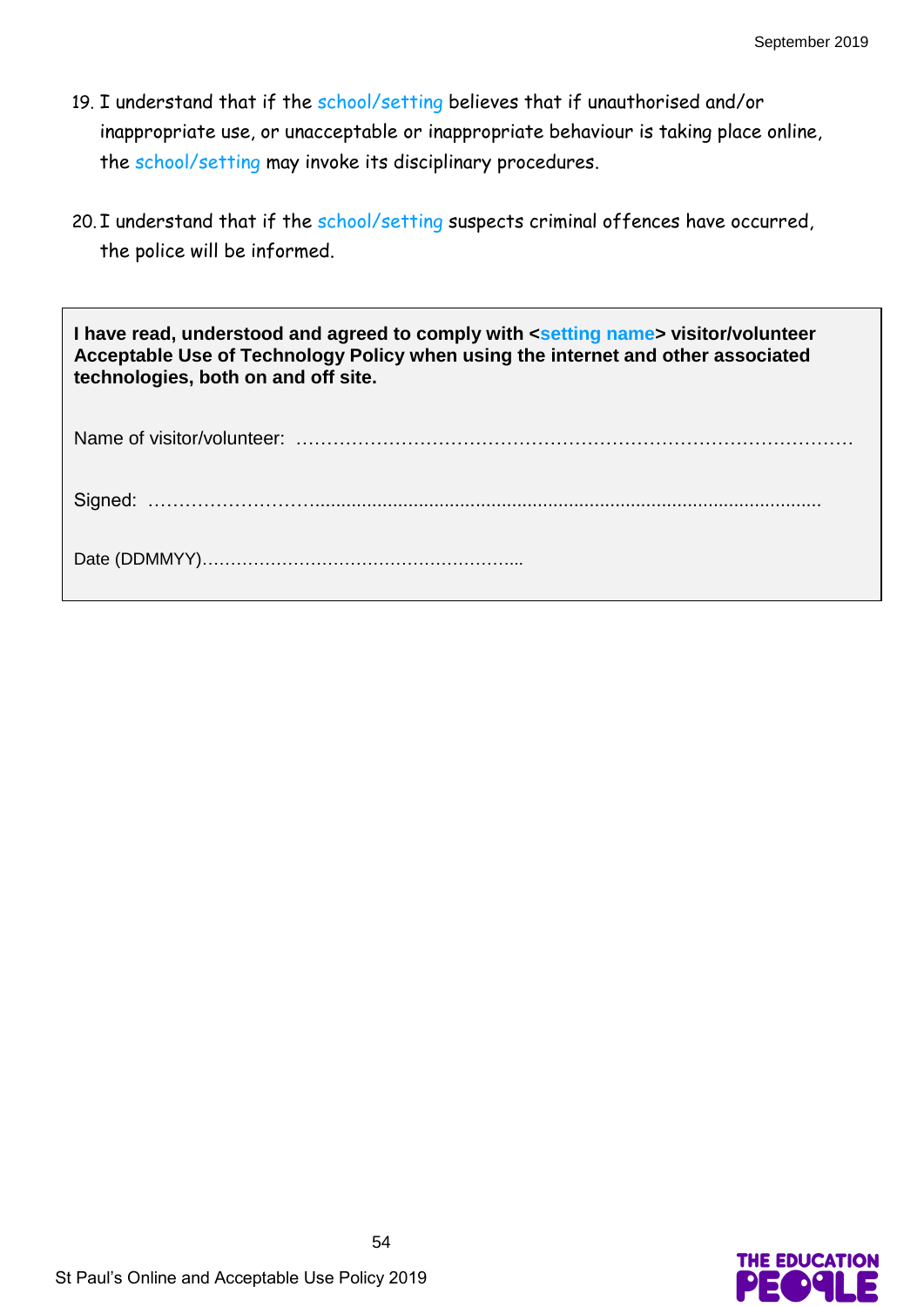19. I understand that if the school/setting believes that if unauthorised and/or inappropriate use, or unacceptable or inappropriate behaviour is taking place online, the school/setting may invoke its disciplinary procedures.

20. I understand that if the school/setting suspects criminal offences have occurred, the police will be informed.

**I have read, understood and agreed to comply with <setting name> visitor/volunteer Acceptable Use of Technology Policy when using the internet and other associated technologies, both on and off site.**

Name of visitor/volunteer: …………………………………………………………………………

Signed: ……………………….................................................................................................

Date (DDMMYY)………………………………………………...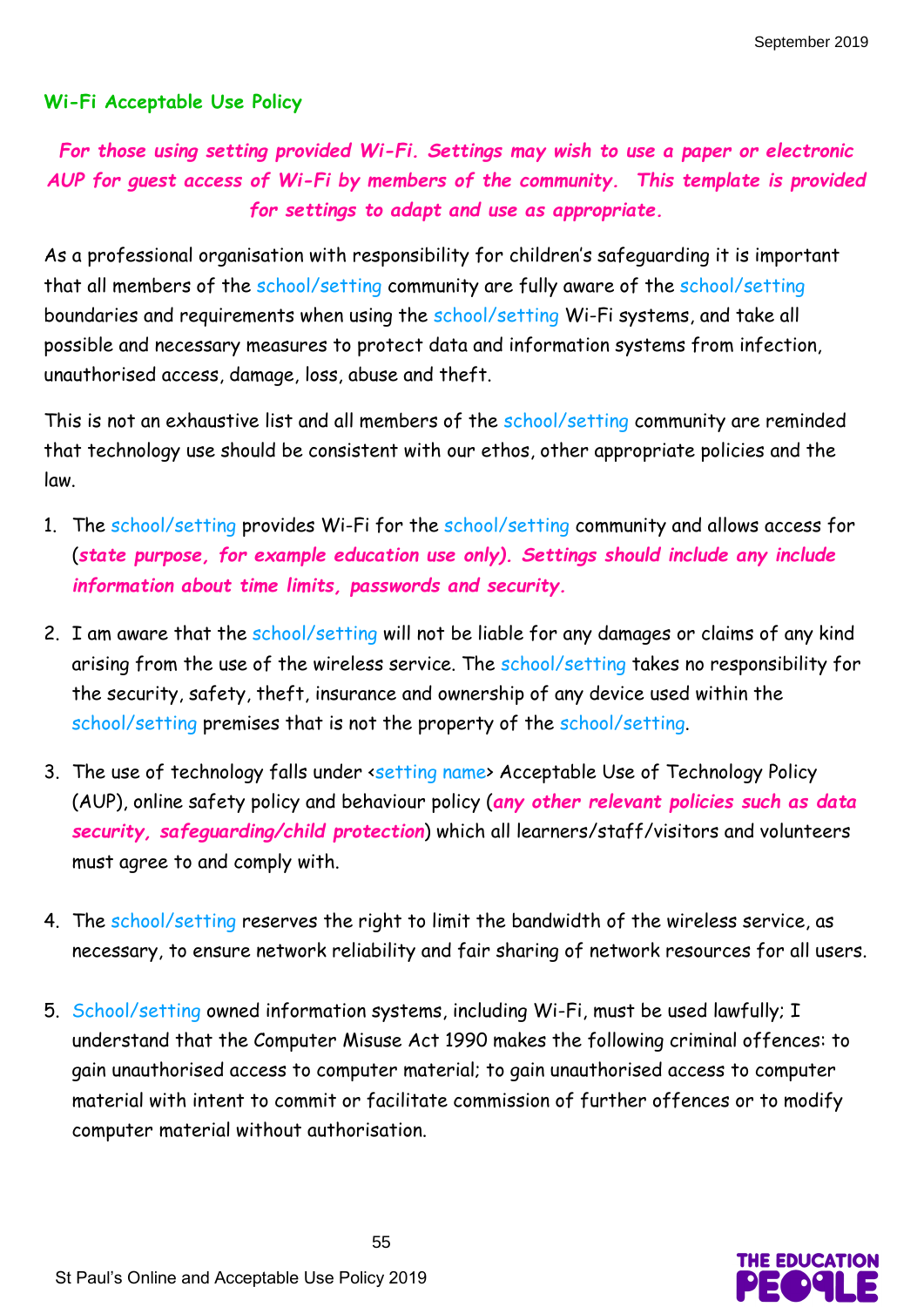## Wi-Fi Acceptable Use Policy

***For those using setting provided Wi-Fi. Settings may wish to use a paper or electronic AUP for guest access of Wi-Fi by members of the community. This template is provided for settings to adapt and use as appropriate.***

As a professional organisation with responsibility for children's safeguarding it is important that all members of the school/setting community are fully aware of the school/setting boundaries and requirements when using the school/setting Wi-Fi systems, and take all possible and necessary measures to protect data and information systems from infection, unauthorised access, damage, loss, abuse and theft.

This is not an exhaustive list and all members of the school/setting community are reminded that technology use should be consistent with our ethos, other appropriate policies and the law.

1. The school/setting provides Wi-Fi for the school/setting community and allows access for (***state purpose, for example education use only). Settings should include any include information about time limits, passwords and security.***

2. I am aware that the school/setting will not be liable for any damages or claims of any kind arising from the use of the wireless service. The school/setting takes no responsibility for the security, safety, theft, insurance and ownership of any device used within the school/setting premises that is not the property of the school/setting.

3. The use of technology falls under <setting name> Acceptable Use of Technology Policy (AUP), online safety policy and behaviour policy (***any other relevant policies such as data security, safeguarding/child protection***) which all learners/staff/visitors and volunteers must agree to and comply with.

4. The school/setting reserves the right to limit the bandwidth of the wireless service, as necessary, to ensure network reliability and fair sharing of network resources for all users.

5. School/setting owned information systems, including Wi-Fi, must be used lawfully; I understand that the Computer Misuse Act 1990 makes the following criminal offences: to gain unauthorised access to computer material; to gain unauthorised access to computer material with intent to commit or facilitate commission of further offences or to modify computer material without authorisation.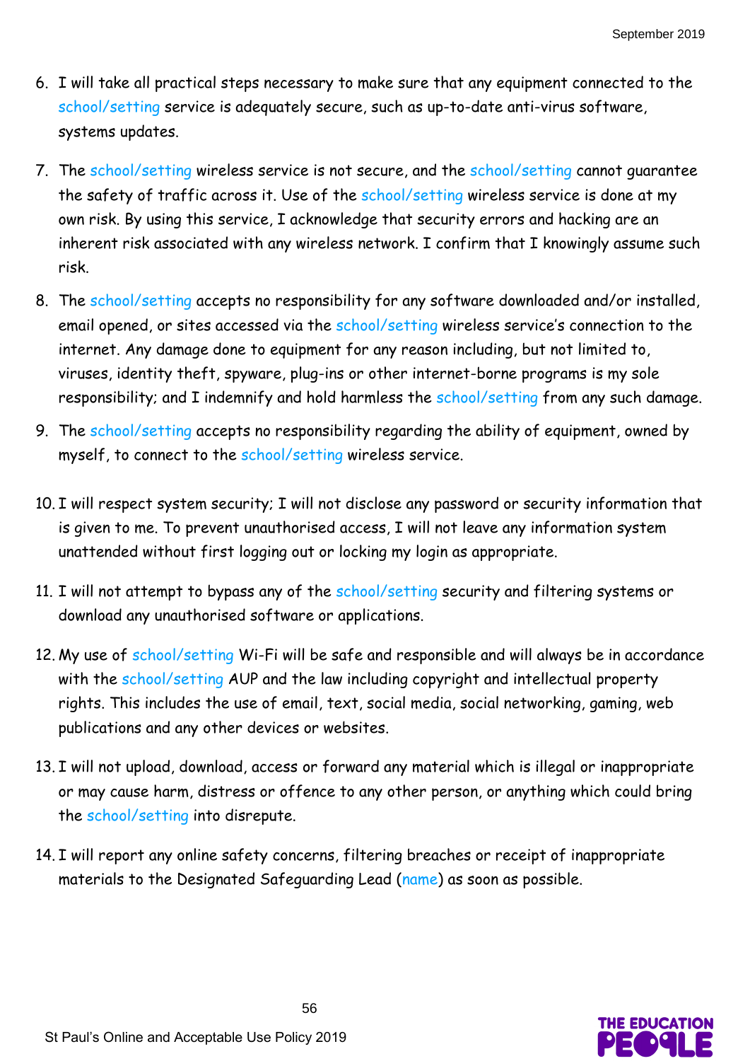6. I will take all practical steps necessary to make sure that any equipment connected to the school/setting service is adequately secure, such as up-to-date anti-virus software, systems updates.

7. The school/setting wireless service is not secure, and the school/setting cannot guarantee the safety of traffic across it. Use of the school/setting wireless service is done at my own risk. By using this service, I acknowledge that security errors and hacking are an inherent risk associated with any wireless network. I confirm that I knowingly assume such risk.

8. The school/setting accepts no responsibility for any software downloaded and/or installed, email opened, or sites accessed via the school/setting wireless service's connection to the internet. Any damage done to equipment for any reason including, but not limited to, viruses, identity theft, spyware, plug-ins or other internet-borne programs is my sole responsibility; and I indemnify and hold harmless the school/setting from any such damage.

9. The school/setting accepts no responsibility regarding the ability of equipment, owned by myself, to connect to the school/setting wireless service.

10. I will respect system security; I will not disclose any password or security information that is given to me. To prevent unauthorised access, I will not leave any information system unattended without first logging out or locking my login as appropriate.

11. I will not attempt to bypass any of the school/setting security and filtering systems or download any unauthorised software or applications.

12. My use of school/setting Wi-Fi will be safe and responsible and will always be in accordance with the school/setting AUP and the law including copyright and intellectual property rights. This includes the use of email, text, social media, social networking, gaming, web publications and any other devices or websites.

13. I will not upload, download, access or forward any material which is illegal or inappropriate or may cause harm, distress or offence to any other person, or anything which could bring the school/setting into disrepute.

14. I will report any online safety concerns, filtering breaches or receipt of inappropriate materials to the Designated Safeguarding Lead (name) as soon as possible.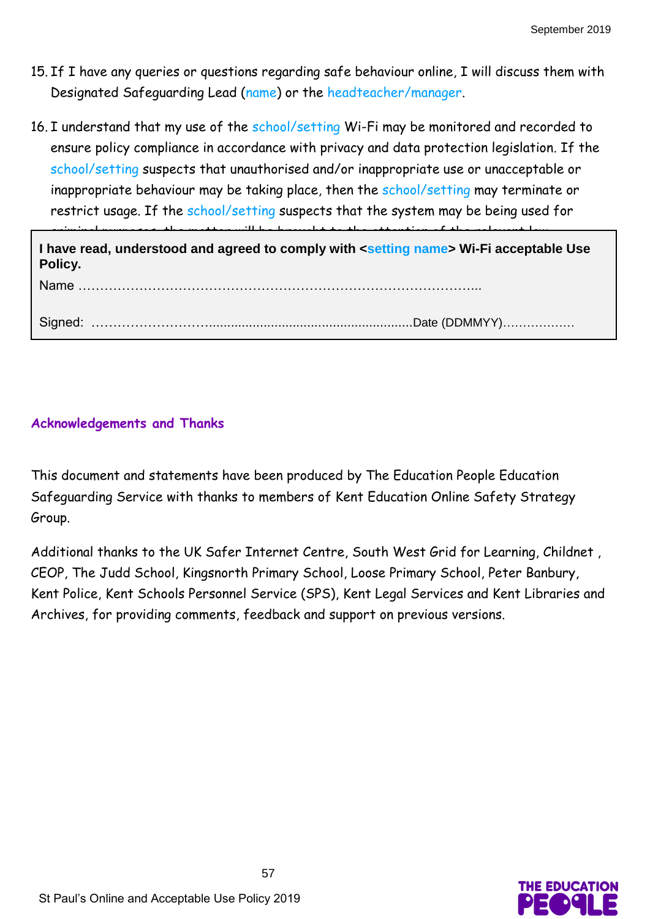15. If I have any queries or questions regarding safe behaviour online, I will discuss them with Designated Safeguarding Lead (name) or the headteacher/manager.

16. I understand that my use of the school/setting Wi-Fi may be monitored and recorded to ensure policy compliance in accordance with privacy and data protection legislation. If the school/setting suspects that unauthorised and/or inappropriate use or unacceptable or inappropriate behaviour may be taking place, then the school/setting may terminate or restrict usage. If the school/setting suspects that the system may be being used for

**I have read, understood and agreed to comply with <setting name> Wi-Fi acceptable Use Policy.**

Name …………………………………………………………………………………...

Signed: ……………………….......................................................................Date (DDMMYY)………………

### Acknowledgements and Thanks

This document and statements have been produced by The Education People Education Safeguarding Service with thanks to members of Kent Education Online Safety Strategy Group.

Additional thanks to the UK Safer Internet Centre, South West Grid for Learning, Childnet , CEOP, The Judd School, Kingsnorth Primary School, Loose Primary School, Peter Banbury, Kent Police, Kent Schools Personnel Service (SPS), Kent Legal Services and Kent Libraries and Archives, for providing comments, feedback and support on previous versions.